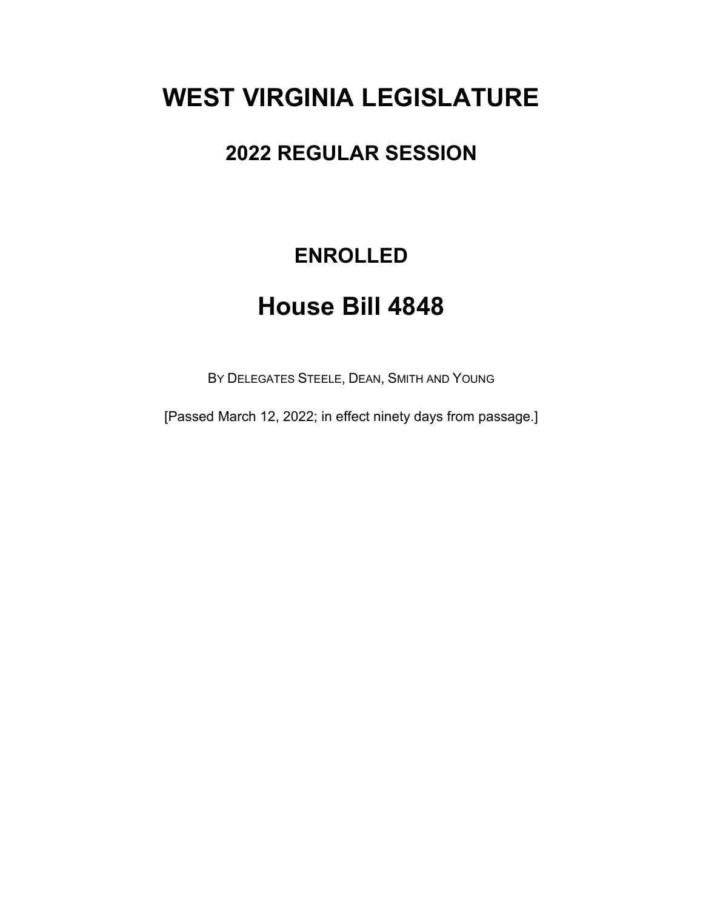# WEST VIRGINIA LEGISLATURE

## 2022 REGULAR SESSION

## ENROLLED

# House Bill 4848

BY DELEGATES STEELE, DEAN, SMITH AND YOUNG

[Passed March 12, 2022; in effect ninety days from passage.]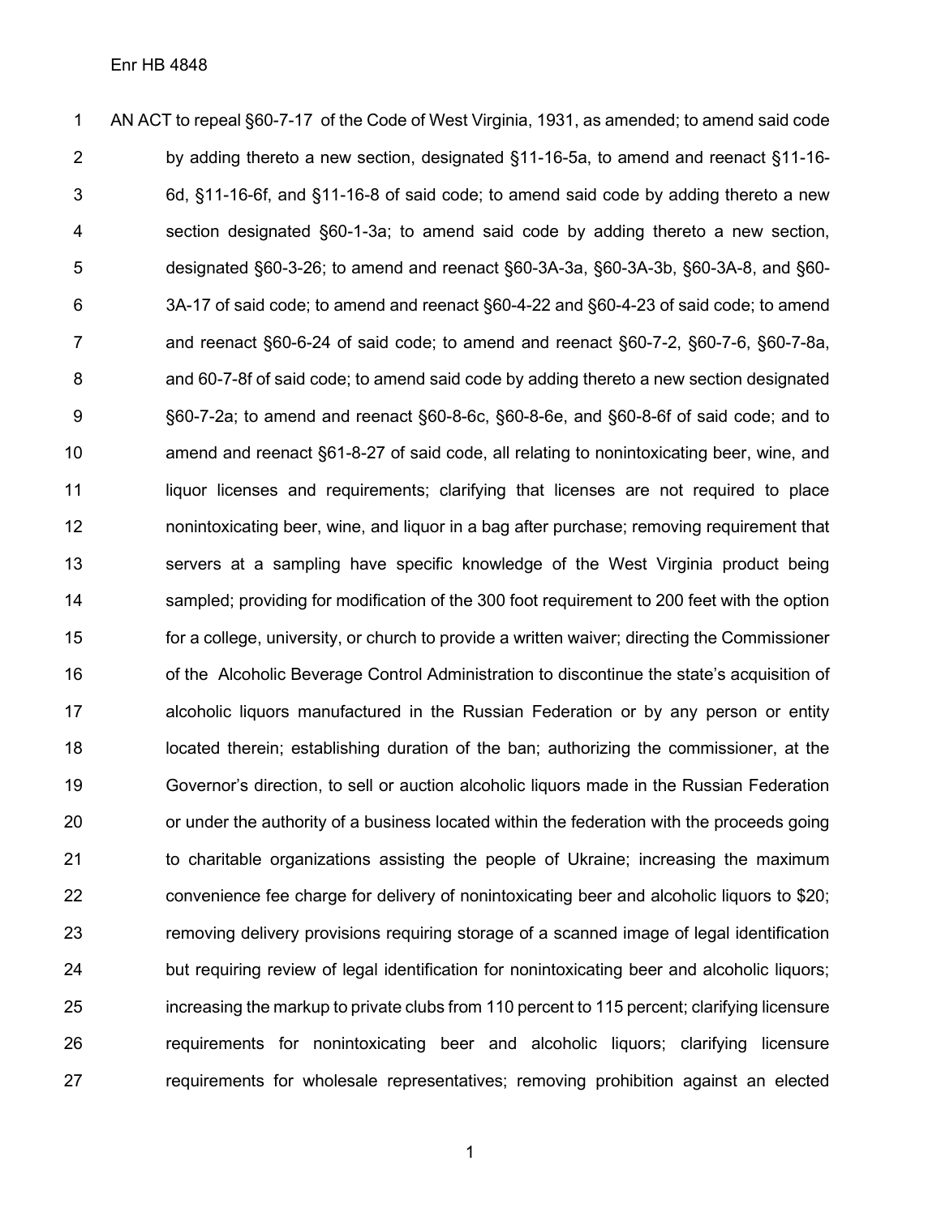AN ACT to repeal §60-7-17 of the Code of West Virginia, 1931, as amended; to amend said code by adding thereto a new section, designated §11-16-5a, to amend and reenact §11-16-6d, §11-16-6f, and §11-16-8 of said code; to amend said code by adding thereto a new section designated §60-1-3a; to amend said code by adding thereto a new section, designated §60-3-26; to amend and reenact §60-3A-3a, §60-3A-3b, §60-3A-8, and §60-3A-17 of said code; to amend and reenact §60-4-22 and §60-4-23 of said code; to amend and reenact §60-6-24 of said code; to amend and reenact §60-7-2, §60-7-6, §60-7-8a, and 60-7-8f of said code; to amend said code by adding thereto a new section designated §60-7-2a; to amend and reenact §60-8-6c, §60-8-6e, and §60-8-6f of said code; and to amend and reenact §61-8-27 of said code, all relating to nonintoxicating beer, wine, and liquor licenses and requirements; clarifying that licenses are not required to place nonintoxicating beer, wine, and liquor in a bag after purchase; removing requirement that servers at a sampling have specific knowledge of the West Virginia product being sampled; providing for modification of the 300 foot requirement to 200 feet with the option for a college, university, or church to provide a written waiver; directing the Commissioner of the Alcoholic Beverage Control Administration to discontinue the state's acquisition of alcoholic liquors manufactured in the Russian Federation or by any person or entity located therein; establishing duration of the ban; authorizing the commissioner, at the Governor's direction, to sell or auction alcoholic liquors made in the Russian Federation or under the authority of a business located within the federation with the proceeds going to charitable organizations assisting the people of Ukraine; increasing the maximum convenience fee charge for delivery of nonintoxicating beer and alcoholic liquors to $20; removing delivery provisions requiring storage of a scanned image of legal identification but requiring review of legal identification for nonintoxicating beer and alcoholic liquors; increasing the markup to private clubs from 110 percent to 115 percent; clarifying licensure requirements for nonintoxicating beer and alcoholic liquors; clarifying licensure requirements for wholesale representatives; removing prohibition against an elected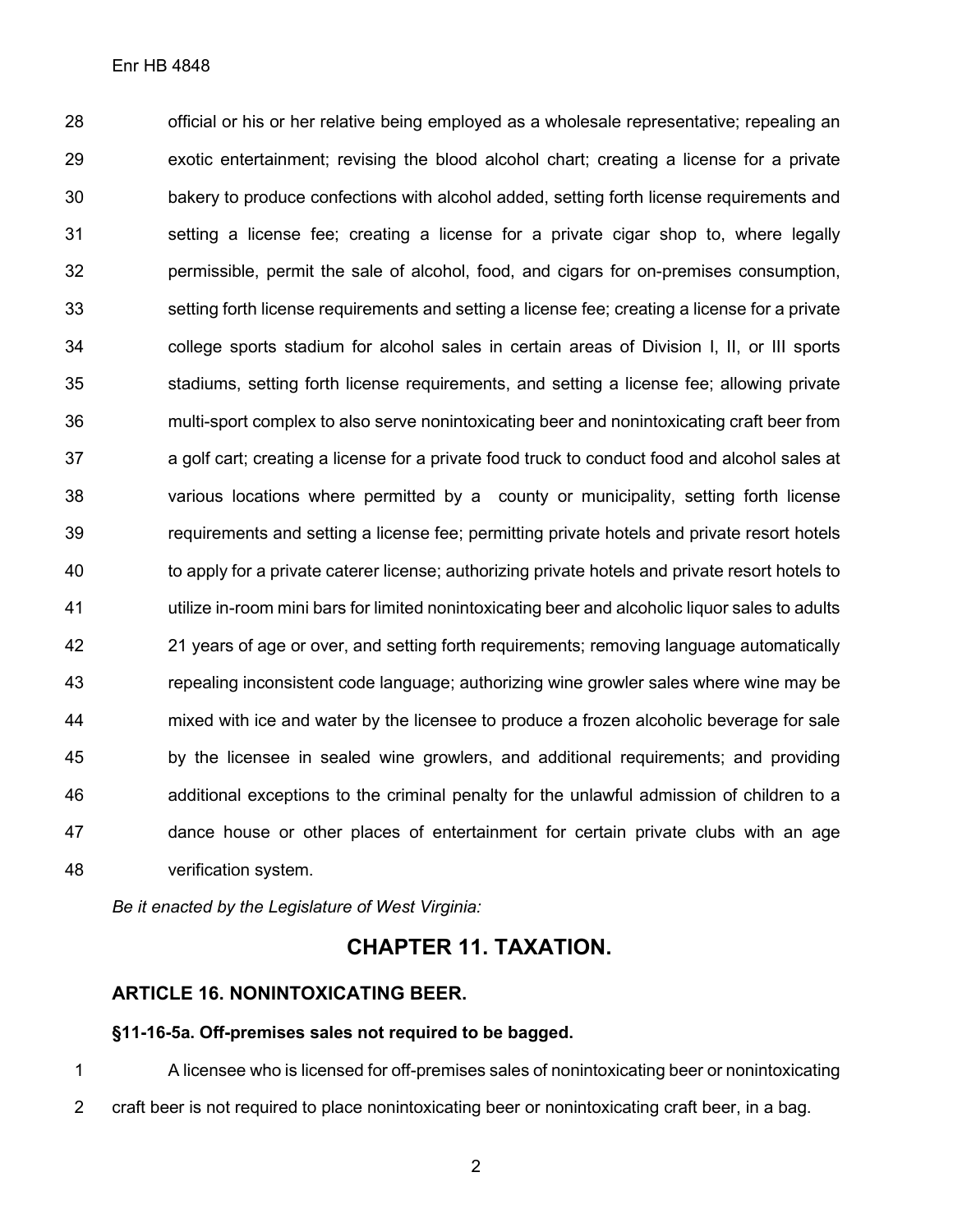official or his or her relative being employed as a wholesale representative; repealing an exotic entertainment; revising the blood alcohol chart; creating a license for a private bakery to produce confections with alcohol added, setting forth license requirements and setting a license fee; creating a license for a private cigar shop to, where legally permissible, permit the sale of alcohol, food, and cigars for on-premises consumption, setting forth license requirements and setting a license fee; creating a license for a private college sports stadium for alcohol sales in certain areas of Division I, II, or III sports stadiums, setting forth license requirements, and setting a license fee; allowing private multi-sport complex to also serve nonintoxicating beer and nonintoxicating craft beer from a golf cart; creating a license for a private food truck to conduct food and alcohol sales at various locations where permitted by a county or municipality, setting forth license requirements and setting a license fee; permitting private hotels and private resort hotels to apply for a private caterer license; authorizing private hotels and private resort hotels to utilize in-room mini bars for limited nonintoxicating beer and alcoholic liquor sales to adults 21 years of age or over, and setting forth requirements; removing language automatically repealing inconsistent code language; authorizing wine growler sales where wine may be mixed with ice and water by the licensee to produce a frozen alcoholic beverage for sale by the licensee in sealed wine growlers, and additional requirements; and providing additional exceptions to the criminal penalty for the unlawful admission of children to a dance house or other places of entertainment for certain private clubs with an age verification system.

*Be it enacted by the Legislature of West Virginia:*

## CHAPTER 11. TAXATION.

### ARTICLE 16. NONINTOXICATING BEER.

#### §11-16-5a. Off-premises sales not required to be bagged.

A licensee who is licensed for off-premises sales of nonintoxicating beer or nonintoxicating craft beer is not required to place nonintoxicating beer or nonintoxicating craft beer, in a bag.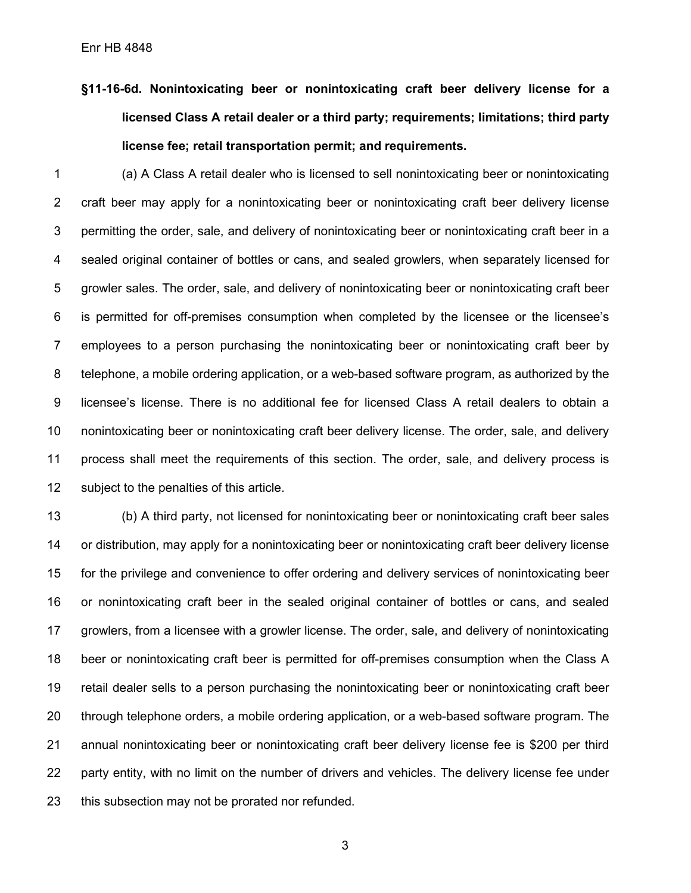**§11-16-6d. Nonintoxicating beer or nonintoxicating craft beer delivery license for a licensed Class A retail dealer or a third party; requirements; limitations; third party license fee; retail transportation permit; and requirements.**

(a) A Class A retail dealer who is licensed to sell nonintoxicating beer or nonintoxicating craft beer may apply for a nonintoxicating beer or nonintoxicating craft beer delivery license permitting the order, sale, and delivery of nonintoxicating beer or nonintoxicating craft beer in a sealed original container of bottles or cans, and sealed growlers, when separately licensed for growler sales. The order, sale, and delivery of nonintoxicating beer or nonintoxicating craft beer is permitted for off-premises consumption when completed by the licensee or the licensee's employees to a person purchasing the nonintoxicating beer or nonintoxicating craft beer by telephone, a mobile ordering application, or a web-based software program, as authorized by the licensee's license. There is no additional fee for licensed Class A retail dealers to obtain a nonintoxicating beer or nonintoxicating craft beer delivery license. The order, sale, and delivery process shall meet the requirements of this section. The order, sale, and delivery process is subject to the penalties of this article.

(b) A third party, not licensed for nonintoxicating beer or nonintoxicating craft beer sales or distribution, may apply for a nonintoxicating beer or nonintoxicating craft beer delivery license for the privilege and convenience to offer ordering and delivery services of nonintoxicating beer or nonintoxicating craft beer in the sealed original container of bottles or cans, and sealed growlers, from a licensee with a growler license. The order, sale, and delivery of nonintoxicating beer or nonintoxicating craft beer is permitted for off-premises consumption when the Class A retail dealer sells to a person purchasing the nonintoxicating beer or nonintoxicating craft beer through telephone orders, a mobile ordering application, or a web-based software program. The annual nonintoxicating beer or nonintoxicating craft beer delivery license fee is $200 per third party entity, with no limit on the number of drivers and vehicles. The delivery license fee under this subsection may not be prorated nor refunded.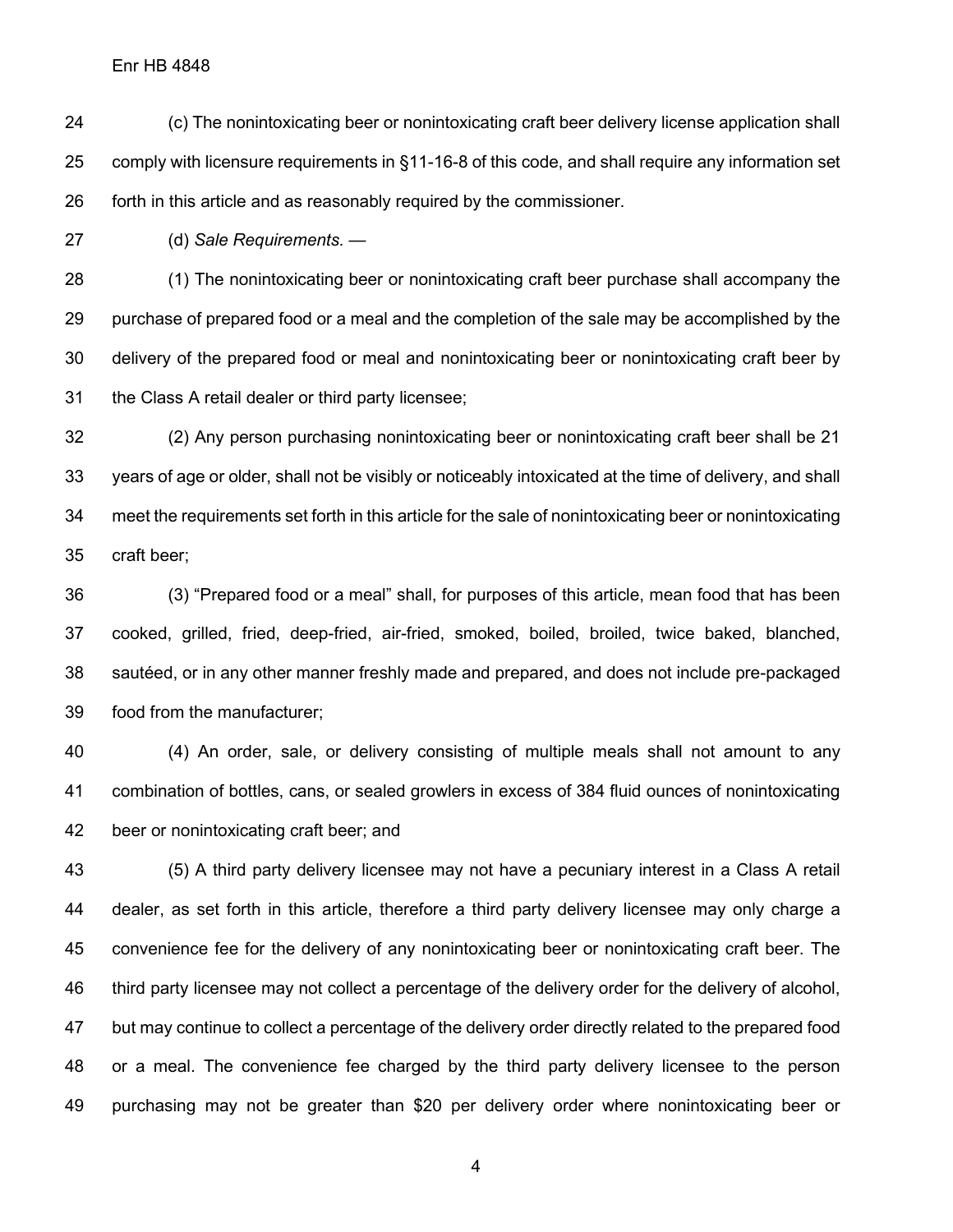(c) The nonintoxicating beer or nonintoxicating craft beer delivery license application shall comply with licensure requirements in §11-16-8 of this code, and shall require any information set forth in this article and as reasonably required by the commissioner.

(d) *Sale Requirements.* —

(1) The nonintoxicating beer or nonintoxicating craft beer purchase shall accompany the purchase of prepared food or a meal and the completion of the sale may be accomplished by the delivery of the prepared food or meal and nonintoxicating beer or nonintoxicating craft beer by the Class A retail dealer or third party licensee;

(2) Any person purchasing nonintoxicating beer or nonintoxicating craft beer shall be 21 years of age or older, shall not be visibly or noticeably intoxicated at the time of delivery, and shall meet the requirements set forth in this article for the sale of nonintoxicating beer or nonintoxicating craft beer;

(3) "Prepared food or a meal" shall, for purposes of this article, mean food that has been cooked, grilled, fried, deep-fried, air-fried, smoked, boiled, broiled, twice baked, blanched, sautéed, or in any other manner freshly made and prepared, and does not include pre-packaged food from the manufacturer;

(4) An order, sale, or delivery consisting of multiple meals shall not amount to any combination of bottles, cans, or sealed growlers in excess of 384 fluid ounces of nonintoxicating beer or nonintoxicating craft beer; and

(5) A third party delivery licensee may not have a pecuniary interest in a Class A retail dealer, as set forth in this article, therefore a third party delivery licensee may only charge a convenience fee for the delivery of any nonintoxicating beer or nonintoxicating craft beer. The third party licensee may not collect a percentage of the delivery order for the delivery of alcohol, but may continue to collect a percentage of the delivery order directly related to the prepared food or a meal. The convenience fee charged by the third party delivery licensee to the person purchasing may not be greater than $20 per delivery order where nonintoxicating beer or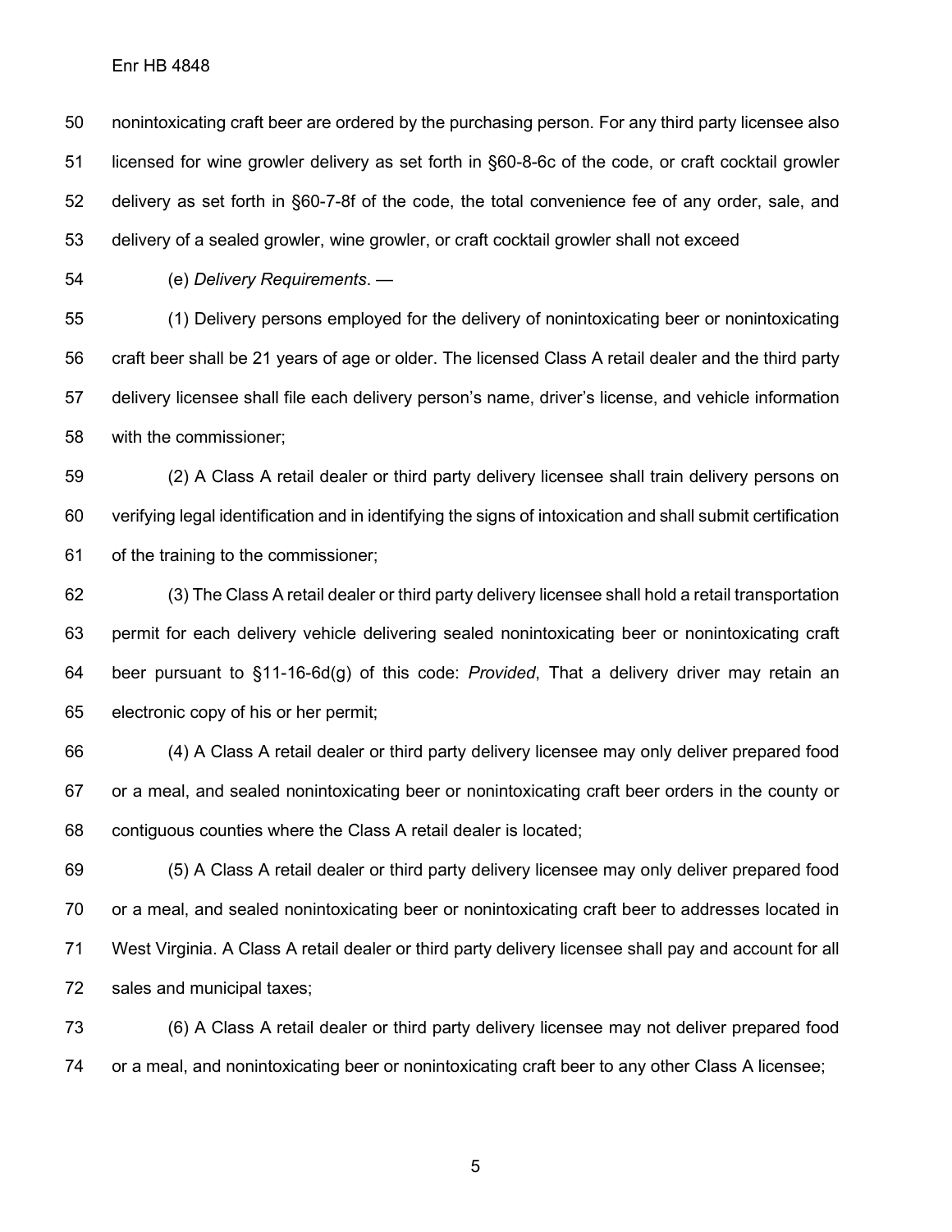nonintoxicating craft beer are ordered by the purchasing person. For any third party licensee also licensed for wine growler delivery as set forth in §60-8-6c of the code, or craft cocktail growler delivery as set forth in §60-7-8f of the code, the total convenience fee of any order, sale, and delivery of a sealed growler, wine growler, or craft cocktail growler shall not exceed

(e) *Delivery Requirements*. —

(1) Delivery persons employed for the delivery of nonintoxicating beer or nonintoxicating craft beer shall be 21 years of age or older. The licensed Class A retail dealer and the third party delivery licensee shall file each delivery person's name, driver's license, and vehicle information with the commissioner;

(2) A Class A retail dealer or third party delivery licensee shall train delivery persons on verifying legal identification and in identifying the signs of intoxication and shall submit certification of the training to the commissioner;

(3) The Class A retail dealer or third party delivery licensee shall hold a retail transportation permit for each delivery vehicle delivering sealed nonintoxicating beer or nonintoxicating craft beer pursuant to §11-16-6d(g) of this code: *Provided*, That a delivery driver may retain an electronic copy of his or her permit;

(4) A Class A retail dealer or third party delivery licensee may only deliver prepared food or a meal, and sealed nonintoxicating beer or nonintoxicating craft beer orders in the county or contiguous counties where the Class A retail dealer is located;

(5) A Class A retail dealer or third party delivery licensee may only deliver prepared food or a meal, and sealed nonintoxicating beer or nonintoxicating craft beer to addresses located in West Virginia. A Class A retail dealer or third party delivery licensee shall pay and account for all sales and municipal taxes;

(6) A Class A retail dealer or third party delivery licensee may not deliver prepared food or a meal, and nonintoxicating beer or nonintoxicating craft beer to any other Class A licensee;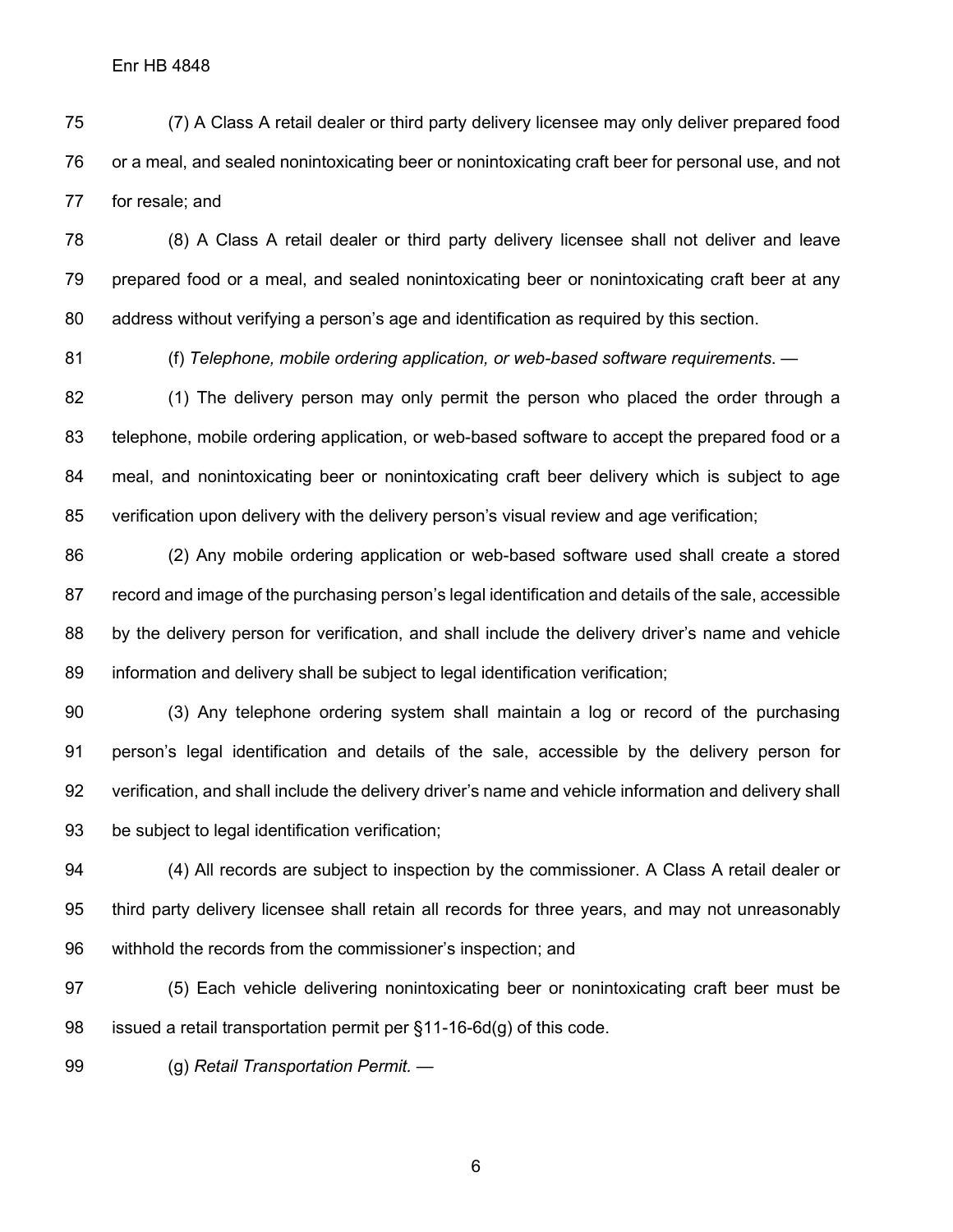(7) A Class A retail dealer or third party delivery licensee may only deliver prepared food or a meal, and sealed nonintoxicating beer or nonintoxicating craft beer for personal use, and not for resale; and

(8) A Class A retail dealer or third party delivery licensee shall not deliver and leave prepared food or a meal, and sealed nonintoxicating beer or nonintoxicating craft beer at any address without verifying a person's age and identification as required by this section.

(f) *Telephone, mobile ordering application, or web-based software requirements*. —

(1) The delivery person may only permit the person who placed the order through a telephone, mobile ordering application, or web-based software to accept the prepared food or a meal, and nonintoxicating beer or nonintoxicating craft beer delivery which is subject to age verification upon delivery with the delivery person's visual review and age verification;

(2) Any mobile ordering application or web-based software used shall create a stored record and image of the purchasing person's legal identification and details of the sale, accessible by the delivery person for verification, and shall include the delivery driver's name and vehicle information and delivery shall be subject to legal identification verification;

(3) Any telephone ordering system shall maintain a log or record of the purchasing person's legal identification and details of the sale, accessible by the delivery person for verification, and shall include the delivery driver's name and vehicle information and delivery shall be subject to legal identification verification;

(4) All records are subject to inspection by the commissioner. A Class A retail dealer or third party delivery licensee shall retain all records for three years, and may not unreasonably withhold the records from the commissioner's inspection; and

(5) Each vehicle delivering nonintoxicating beer or nonintoxicating craft beer must be issued a retail transportation permit per §11-16-6d(g) of this code.

(g) *Retail Transportation Permit.* —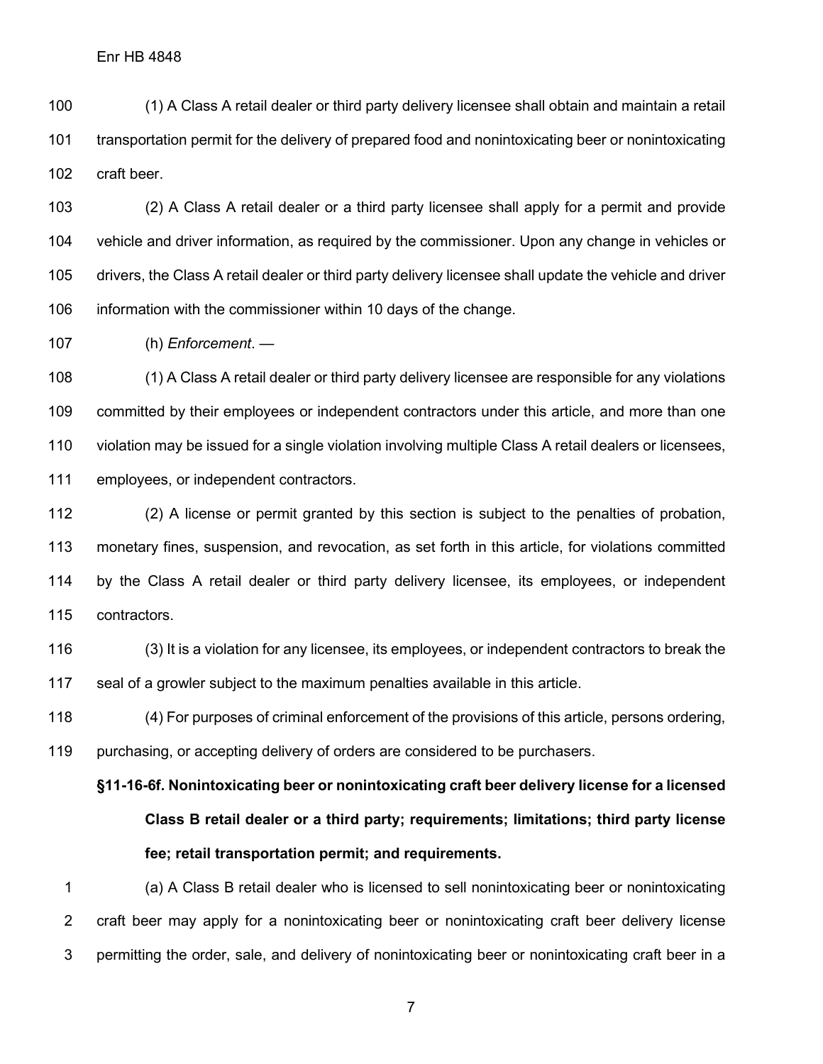(1) A Class A retail dealer or third party delivery licensee shall obtain and maintain a retail transportation permit for the delivery of prepared food and nonintoxicating beer or nonintoxicating craft beer.

(2) A Class A retail dealer or a third party licensee shall apply for a permit and provide vehicle and driver information, as required by the commissioner. Upon any change in vehicles or drivers, the Class A retail dealer or third party delivery licensee shall update the vehicle and driver information with the commissioner within 10 days of the change.

(h) *Enforcement*. —

(1) A Class A retail dealer or third party delivery licensee are responsible for any violations committed by their employees or independent contractors under this article, and more than one violation may be issued for a single violation involving multiple Class A retail dealers or licensees, employees, or independent contractors.

(2) A license or permit granted by this section is subject to the penalties of probation, monetary fines, suspension, and revocation, as set forth in this article, for violations committed by the Class A retail dealer or third party delivery licensee, its employees, or independent contractors.

(3) It is a violation for any licensee, its employees, or independent contractors to break the seal of a growler subject to the maximum penalties available in this article.

(4) For purposes of criminal enforcement of the provisions of this article, persons ordering, purchasing, or accepting delivery of orders are considered to be purchasers.

**§11-16-6f. Nonintoxicating beer or nonintoxicating craft beer delivery license for a licensed Class B retail dealer or a third party; requirements; limitations; third party license fee; retail transportation permit; and requirements.**

(a) A Class B retail dealer who is licensed to sell nonintoxicating beer or nonintoxicating craft beer may apply for a nonintoxicating beer or nonintoxicating craft beer delivery license permitting the order, sale, and delivery of nonintoxicating beer or nonintoxicating craft beer in a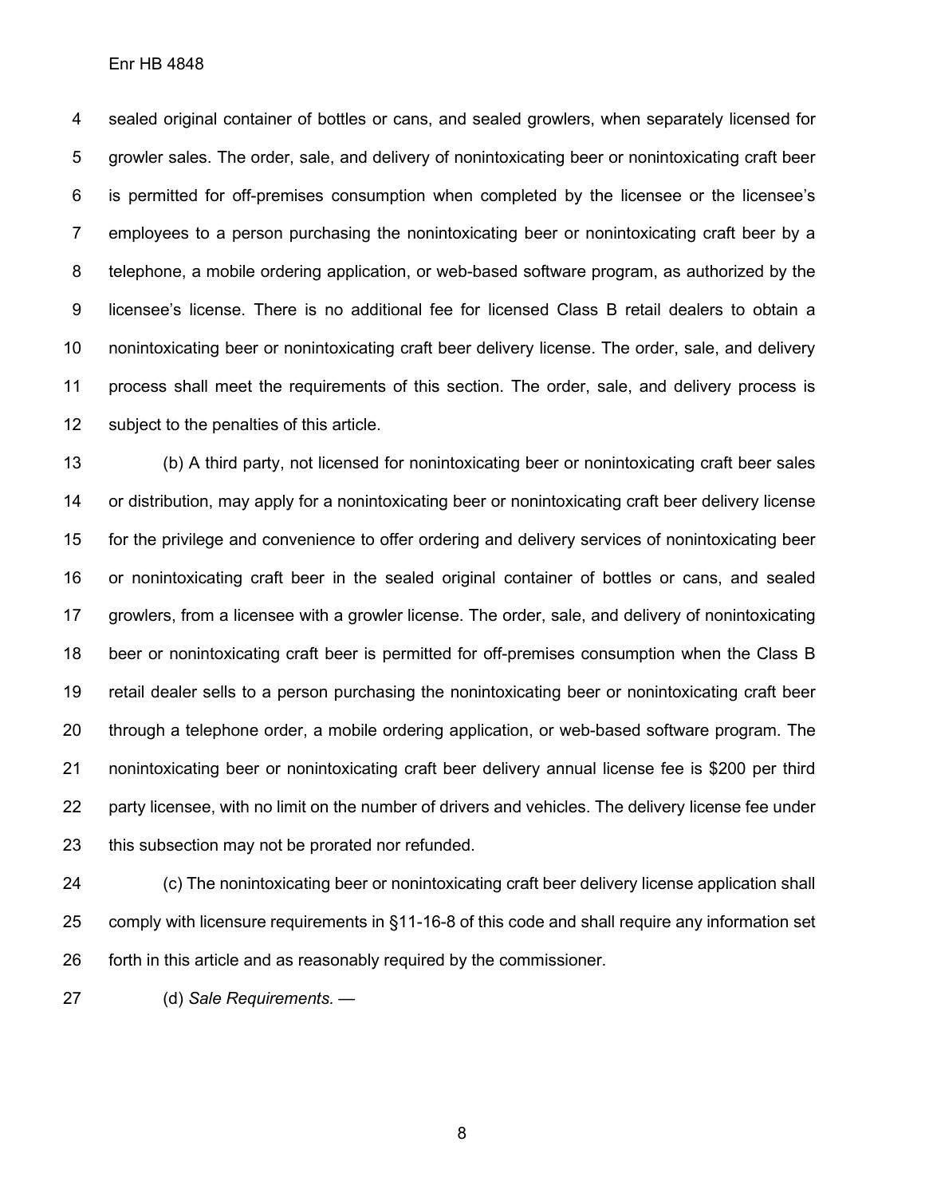sealed original container of bottles or cans, and sealed growlers, when separately licensed for growler sales. The order, sale, and delivery of nonintoxicating beer or nonintoxicating craft beer is permitted for off-premises consumption when completed by the licensee or the licensee's employees to a person purchasing the nonintoxicating beer or nonintoxicating craft beer by a telephone, a mobile ordering application, or web-based software program, as authorized by the licensee's license. There is no additional fee for licensed Class B retail dealers to obtain a nonintoxicating beer or nonintoxicating craft beer delivery license. The order, sale, and delivery process shall meet the requirements of this section. The order, sale, and delivery process is subject to the penalties of this article.

(b) A third party, not licensed for nonintoxicating beer or nonintoxicating craft beer sales or distribution, may apply for a nonintoxicating beer or nonintoxicating craft beer delivery license for the privilege and convenience to offer ordering and delivery services of nonintoxicating beer or nonintoxicating craft beer in the sealed original container of bottles or cans, and sealed growlers, from a licensee with a growler license. The order, sale, and delivery of nonintoxicating beer or nonintoxicating craft beer is permitted for off-premises consumption when the Class B retail dealer sells to a person purchasing the nonintoxicating beer or nonintoxicating craft beer through a telephone order, a mobile ordering application, or web-based software program. The nonintoxicating beer or nonintoxicating craft beer delivery annual license fee is $200 per third party licensee, with no limit on the number of drivers and vehicles. The delivery license fee under this subsection may not be prorated nor refunded.

(c) The nonintoxicating beer or nonintoxicating craft beer delivery license application shall comply with licensure requirements in §11-16-8 of this code and shall require any information set forth in this article and as reasonably required by the commissioner.

(d) *Sale Requirements.* —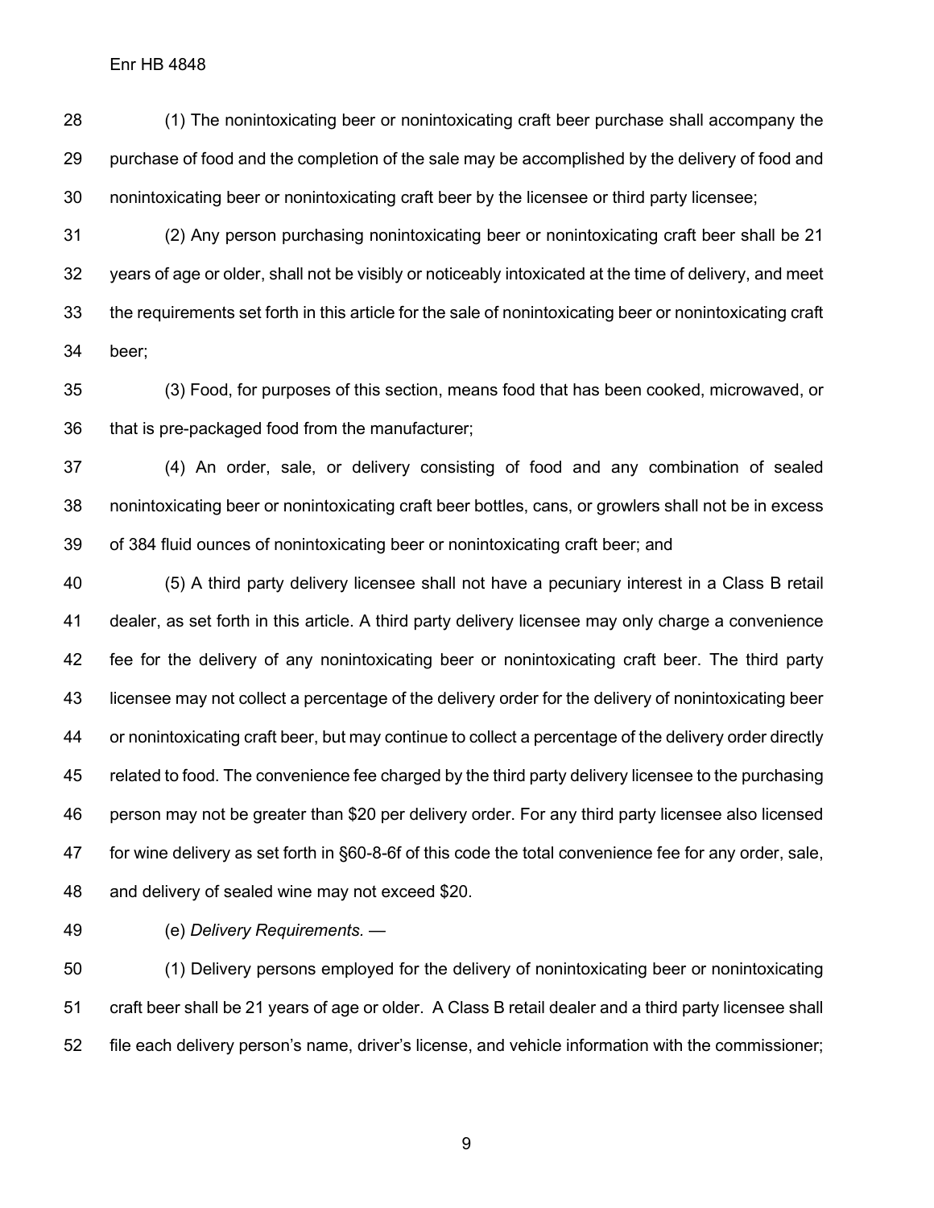(1) The nonintoxicating beer or nonintoxicating craft beer purchase shall accompany the purchase of food and the completion of the sale may be accomplished by the delivery of food and nonintoxicating beer or nonintoxicating craft beer by the licensee or third party licensee;

(2) Any person purchasing nonintoxicating beer or nonintoxicating craft beer shall be 21 years of age or older, shall not be visibly or noticeably intoxicated at the time of delivery, and meet the requirements set forth in this article for the sale of nonintoxicating beer or nonintoxicating craft beer;

(3) Food, for purposes of this section, means food that has been cooked, microwaved, or that is pre-packaged food from the manufacturer;

(4) An order, sale, or delivery consisting of food and any combination of sealed nonintoxicating beer or nonintoxicating craft beer bottles, cans, or growlers shall not be in excess of 384 fluid ounces of nonintoxicating beer or nonintoxicating craft beer; and

(5) A third party delivery licensee shall not have a pecuniary interest in a Class B retail dealer, as set forth in this article. A third party delivery licensee may only charge a convenience fee for the delivery of any nonintoxicating beer or nonintoxicating craft beer. The third party licensee may not collect a percentage of the delivery order for the delivery of nonintoxicating beer or nonintoxicating craft beer, but may continue to collect a percentage of the delivery order directly related to food. The convenience fee charged by the third party delivery licensee to the purchasing person may not be greater than $20 per delivery order. For any third party licensee also licensed for wine delivery as set forth in §60-8-6f of this code the total convenience fee for any order, sale, and delivery of sealed wine may not exceed $20.

(e) *Delivery Requirements.* —

(1) Delivery persons employed for the delivery of nonintoxicating beer or nonintoxicating craft beer shall be 21 years of age or older. A Class B retail dealer and a third party licensee shall file each delivery person's name, driver's license, and vehicle information with the commissioner;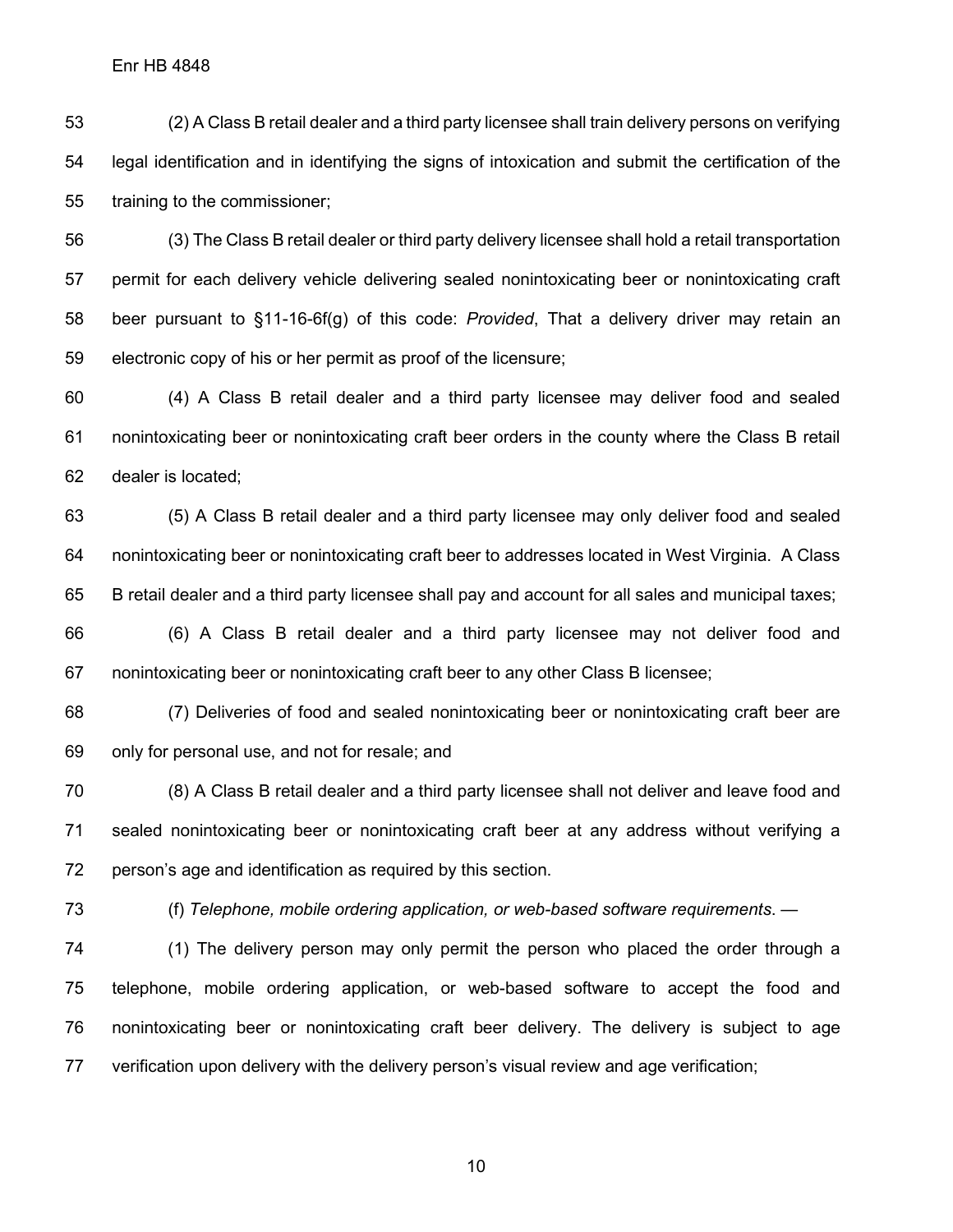(2) A Class B retail dealer and a third party licensee shall train delivery persons on verifying legal identification and in identifying the signs of intoxication and submit the certification of the training to the commissioner;

(3) The Class B retail dealer or third party delivery licensee shall hold a retail transportation permit for each delivery vehicle delivering sealed nonintoxicating beer or nonintoxicating craft beer pursuant to §11-16-6f(g) of this code: *Provided*, That a delivery driver may retain an electronic copy of his or her permit as proof of the licensure;

(4) A Class B retail dealer and a third party licensee may deliver food and sealed nonintoxicating beer or nonintoxicating craft beer orders in the county where the Class B retail dealer is located;

(5) A Class B retail dealer and a third party licensee may only deliver food and sealed nonintoxicating beer or nonintoxicating craft beer to addresses located in West Virginia. A Class B retail dealer and a third party licensee shall pay and account for all sales and municipal taxes;

(6) A Class B retail dealer and a third party licensee may not deliver food and nonintoxicating beer or nonintoxicating craft beer to any other Class B licensee;

(7) Deliveries of food and sealed nonintoxicating beer or nonintoxicating craft beer are only for personal use, and not for resale; and

(8) A Class B retail dealer and a third party licensee shall not deliver and leave food and sealed nonintoxicating beer or nonintoxicating craft beer at any address without verifying a person's age and identification as required by this section.

(f) *Telephone, mobile ordering application, or web-based software requirements*. —

(1) The delivery person may only permit the person who placed the order through a telephone, mobile ordering application, or web-based software to accept the food and nonintoxicating beer or nonintoxicating craft beer delivery. The delivery is subject to age verification upon delivery with the delivery person's visual review and age verification;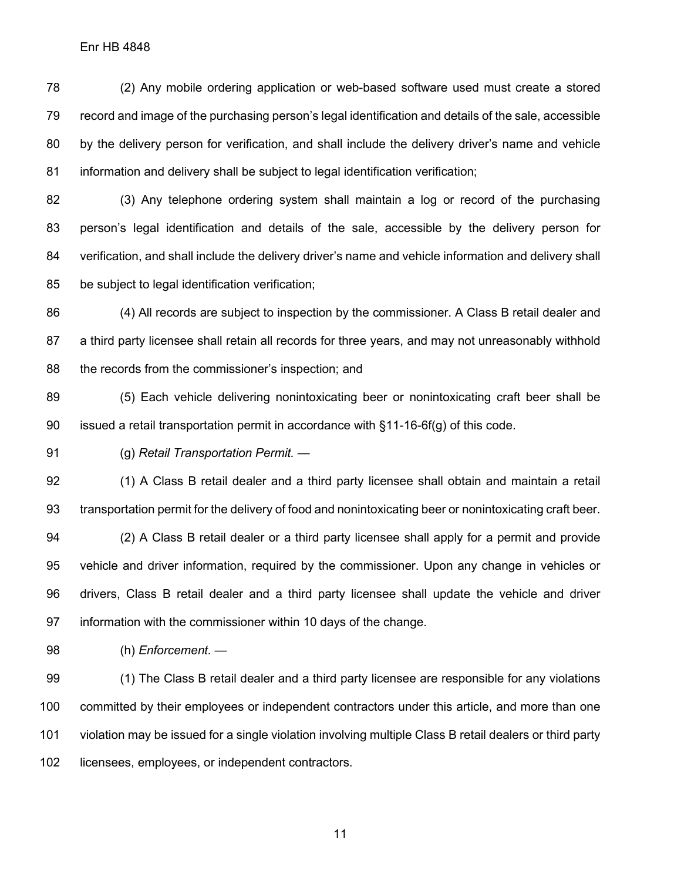(2) Any mobile ordering application or web-based software used must create a stored record and image of the purchasing person's legal identification and details of the sale, accessible by the delivery person for verification, and shall include the delivery driver's name and vehicle information and delivery shall be subject to legal identification verification;

(3) Any telephone ordering system shall maintain a log or record of the purchasing person's legal identification and details of the sale, accessible by the delivery person for verification, and shall include the delivery driver's name and vehicle information and delivery shall be subject to legal identification verification;

(4) All records are subject to inspection by the commissioner. A Class B retail dealer and a third party licensee shall retain all records for three years, and may not unreasonably withhold the records from the commissioner's inspection; and

(5) Each vehicle delivering nonintoxicating beer or nonintoxicating craft beer shall be issued a retail transportation permit in accordance with §11-16-6f(g) of this code.

(g) *Retail Transportation Permit.* —

(1) A Class B retail dealer and a third party licensee shall obtain and maintain a retail transportation permit for the delivery of food and nonintoxicating beer or nonintoxicating craft beer.

(2) A Class B retail dealer or a third party licensee shall apply for a permit and provide vehicle and driver information, required by the commissioner. Upon any change in vehicles or drivers, Class B retail dealer and a third party licensee shall update the vehicle and driver information with the commissioner within 10 days of the change.

(h) *Enforcement.* —

(1) The Class B retail dealer and a third party licensee are responsible for any violations committed by their employees or independent contractors under this article, and more than one violation may be issued for a single violation involving multiple Class B retail dealers or third party licensees, employees, or independent contractors.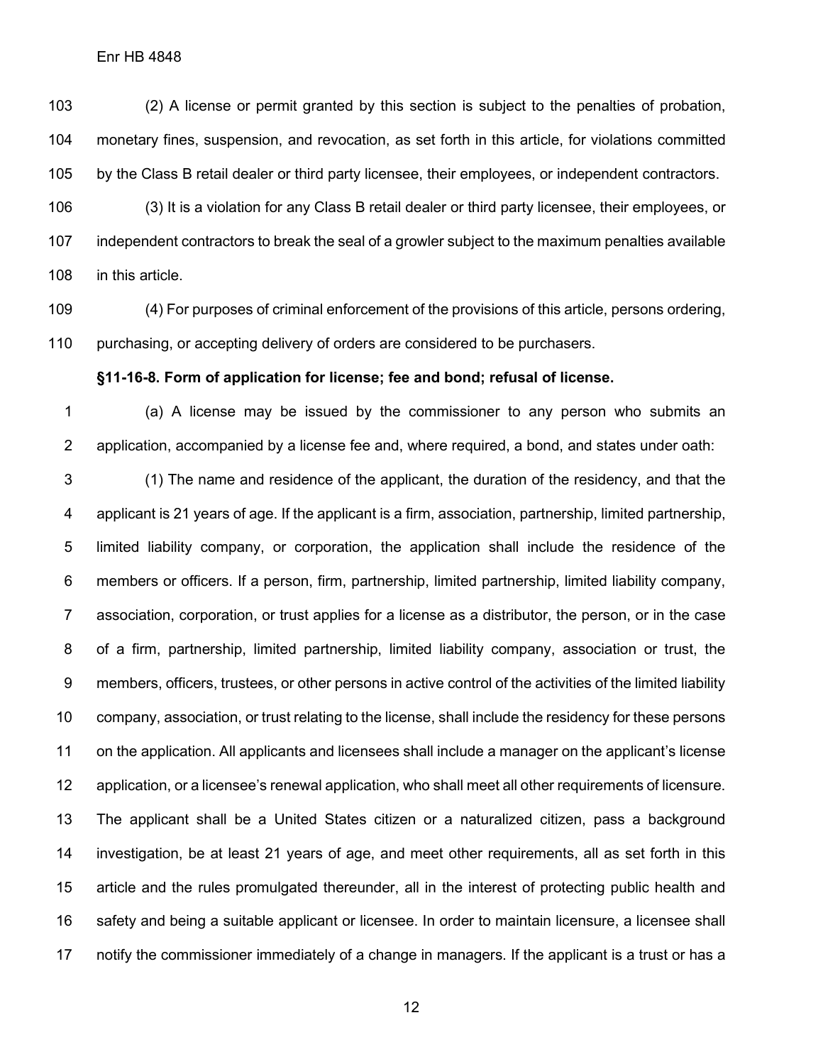(2) A license or permit granted by this section is subject to the penalties of probation, monetary fines, suspension, and revocation, as set forth in this article, for violations committed by the Class B retail dealer or third party licensee, their employees, or independent contractors.

(3) It is a violation for any Class B retail dealer or third party licensee, their employees, or independent contractors to break the seal of a growler subject to the maximum penalties available in this article.

(4) For purposes of criminal enforcement of the provisions of this article, persons ordering, purchasing, or accepting delivery of orders are considered to be purchasers.

**§11-16-8. Form of application for license; fee and bond; refusal of license.**

(a) A license may be issued by the commissioner to any person who submits an application, accompanied by a license fee and, where required, a bond, and states under oath:

(1) The name and residence of the applicant, the duration of the residency, and that the applicant is 21 years of age. If the applicant is a firm, association, partnership, limited partnership, limited liability company, or corporation, the application shall include the residence of the members or officers. If a person, firm, partnership, limited partnership, limited liability company, association, corporation, or trust applies for a license as a distributor, the person, or in the case of a firm, partnership, limited partnership, limited liability company, association or trust, the members, officers, trustees, or other persons in active control of the activities of the limited liability company, association, or trust relating to the license, shall include the residency for these persons on the application. All applicants and licensees shall include a manager on the applicant's license application, or a licensee's renewal application, who shall meet all other requirements of licensure. The applicant shall be a United States citizen or a naturalized citizen, pass a background investigation, be at least 21 years of age, and meet other requirements, all as set forth in this article and the rules promulgated thereunder, all in the interest of protecting public health and safety and being a suitable applicant or licensee. In order to maintain licensure, a licensee shall notify the commissioner immediately of a change in managers. If the applicant is a trust or has a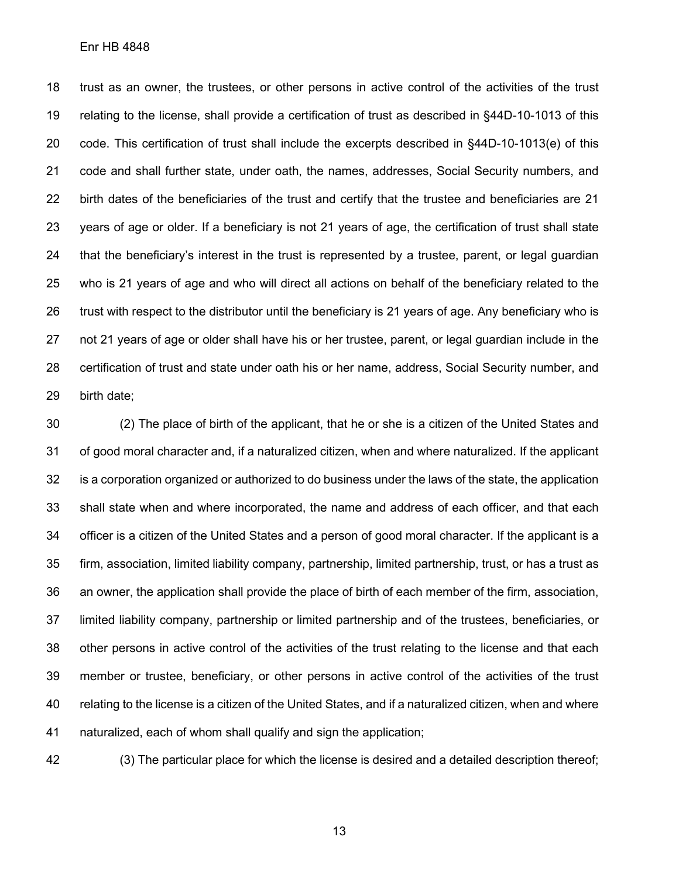trust as an owner, the trustees, or other persons in active control of the activities of the trust relating to the license, shall provide a certification of trust as described in §44D-10-1013 of this code. This certification of trust shall include the excerpts described in §44D-10-1013(e) of this code and shall further state, under oath, the names, addresses, Social Security numbers, and birth dates of the beneficiaries of the trust and certify that the trustee and beneficiaries are 21 years of age or older. If a beneficiary is not 21 years of age, the certification of trust shall state that the beneficiary's interest in the trust is represented by a trustee, parent, or legal guardian who is 21 years of age and who will direct all actions on behalf of the beneficiary related to the trust with respect to the distributor until the beneficiary is 21 years of age. Any beneficiary who is not 21 years of age or older shall have his or her trustee, parent, or legal guardian include in the certification of trust and state under oath his or her name, address, Social Security number, and birth date;

(2) The place of birth of the applicant, that he or she is a citizen of the United States and of good moral character and, if a naturalized citizen, when and where naturalized. If the applicant is a corporation organized or authorized to do business under the laws of the state, the application shall state when and where incorporated, the name and address of each officer, and that each officer is a citizen of the United States and a person of good moral character. If the applicant is a firm, association, limited liability company, partnership, limited partnership, trust, or has a trust as an owner, the application shall provide the place of birth of each member of the firm, association, limited liability company, partnership or limited partnership and of the trustees, beneficiaries, or other persons in active control of the activities of the trust relating to the license and that each member or trustee, beneficiary, or other persons in active control of the activities of the trust relating to the license is a citizen of the United States, and if a naturalized citizen, when and where naturalized, each of whom shall qualify and sign the application;

(3) The particular place for which the license is desired and a detailed description thereof;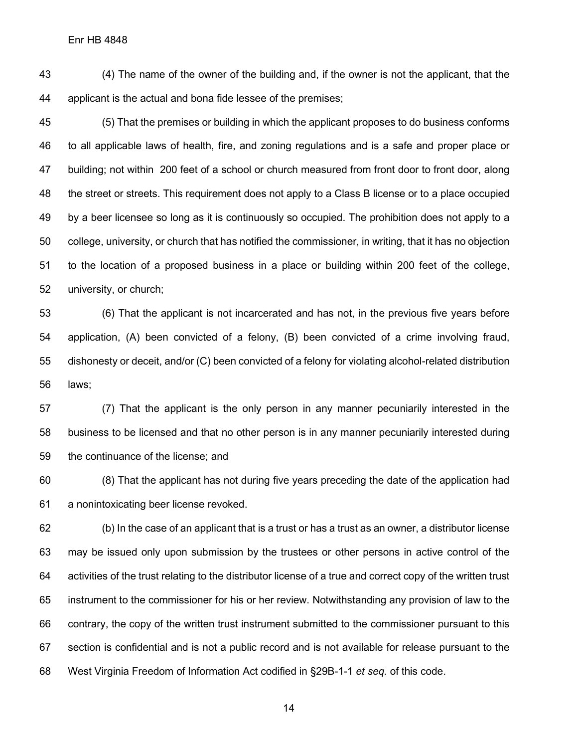(4) The name of the owner of the building and, if the owner is not the applicant, that the applicant is the actual and bona fide lessee of the premises;

(5) That the premises or building in which the applicant proposes to do business conforms to all applicable laws of health, fire, and zoning regulations and is a safe and proper place or building; not within 200 feet of a school or church measured from front door to front door, along the street or streets. This requirement does not apply to a Class B license or to a place occupied by a beer licensee so long as it is continuously so occupied. The prohibition does not apply to a college, university, or church that has notified the commissioner, in writing, that it has no objection to the location of a proposed business in a place or building within 200 feet of the college, university, or church;

(6) That the applicant is not incarcerated and has not, in the previous five years before application, (A) been convicted of a felony, (B) been convicted of a crime involving fraud, dishonesty or deceit, and/or (C) been convicted of a felony for violating alcohol-related distribution laws;

(7) That the applicant is the only person in any manner pecuniarily interested in the business to be licensed and that no other person is in any manner pecuniarily interested during the continuance of the license; and

(8) That the applicant has not during five years preceding the date of the application had a nonintoxicating beer license revoked.

(b) In the case of an applicant that is a trust or has a trust as an owner, a distributor license may be issued only upon submission by the trustees or other persons in active control of the activities of the trust relating to the distributor license of a true and correct copy of the written trust instrument to the commissioner for his or her review. Notwithstanding any provision of law to the contrary, the copy of the written trust instrument submitted to the commissioner pursuant to this section is confidential and is not a public record and is not available for release pursuant to the West Virginia Freedom of Information Act codified in §29B-1-1 *et seq.* of this code.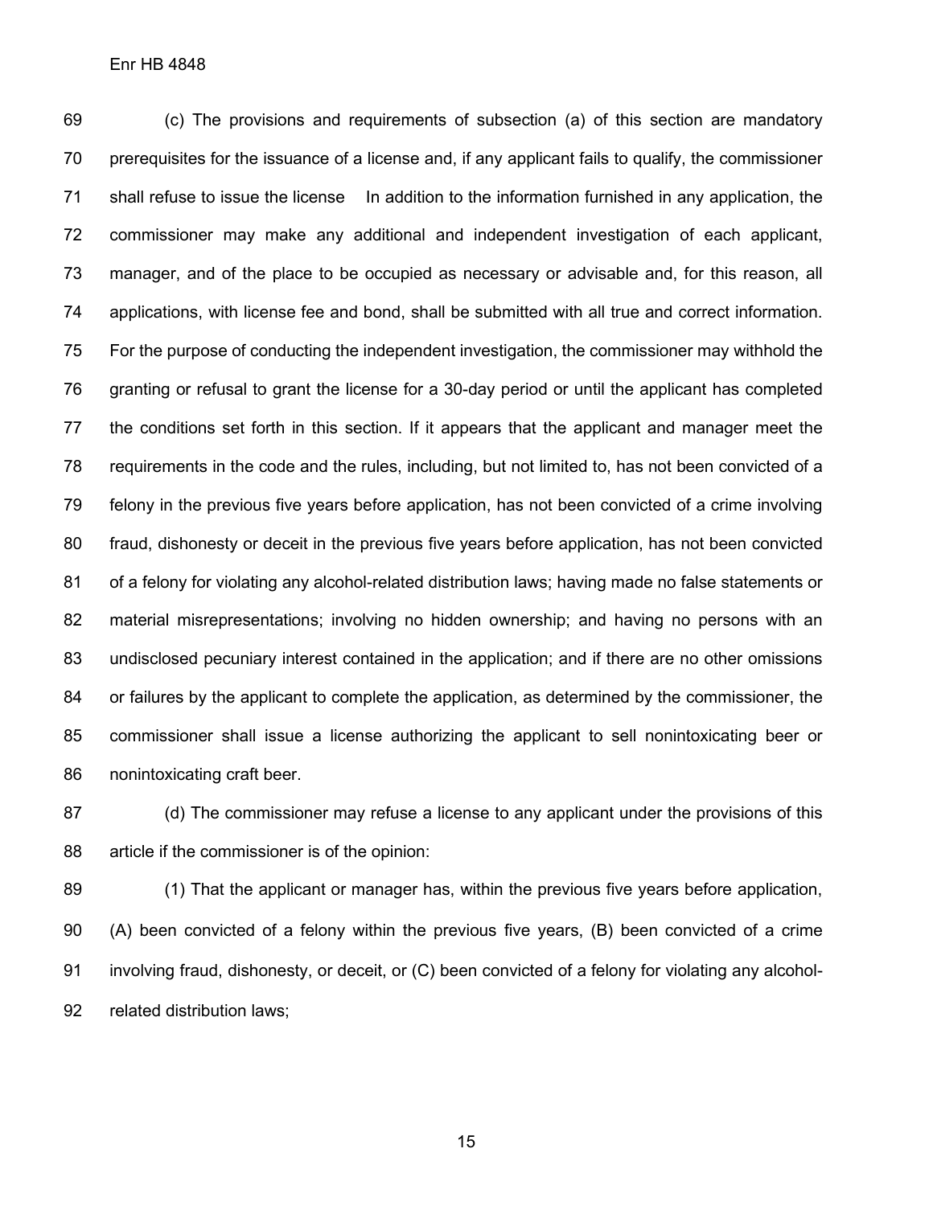(c) The provisions and requirements of subsection (a) of this section are mandatory prerequisites for the issuance of a license and, if any applicant fails to qualify, the commissioner shall refuse to issue the license In addition to the information furnished in any application, the commissioner may make any additional and independent investigation of each applicant, manager, and of the place to be occupied as necessary or advisable and, for this reason, all applications, with license fee and bond, shall be submitted with all true and correct information. For the purpose of conducting the independent investigation, the commissioner may withhold the granting or refusal to grant the license for a 30-day period or until the applicant has completed the conditions set forth in this section. If it appears that the applicant and manager meet the requirements in the code and the rules, including, but not limited to, has not been convicted of a felony in the previous five years before application, has not been convicted of a crime involving fraud, dishonesty or deceit in the previous five years before application, has not been convicted of a felony for violating any alcohol-related distribution laws; having made no false statements or material misrepresentations; involving no hidden ownership; and having no persons with an undisclosed pecuniary interest contained in the application; and if there are no other omissions or failures by the applicant to complete the application, as determined by the commissioner, the commissioner shall issue a license authorizing the applicant to sell nonintoxicating beer or nonintoxicating craft beer.

(d) The commissioner may refuse a license to any applicant under the provisions of this article if the commissioner is of the opinion:

(1) That the applicant or manager has, within the previous five years before application, (A) been convicted of a felony within the previous five years, (B) been convicted of a crime involving fraud, dishonesty, or deceit, or (C) been convicted of a felony for violating any alcohol-related distribution laws;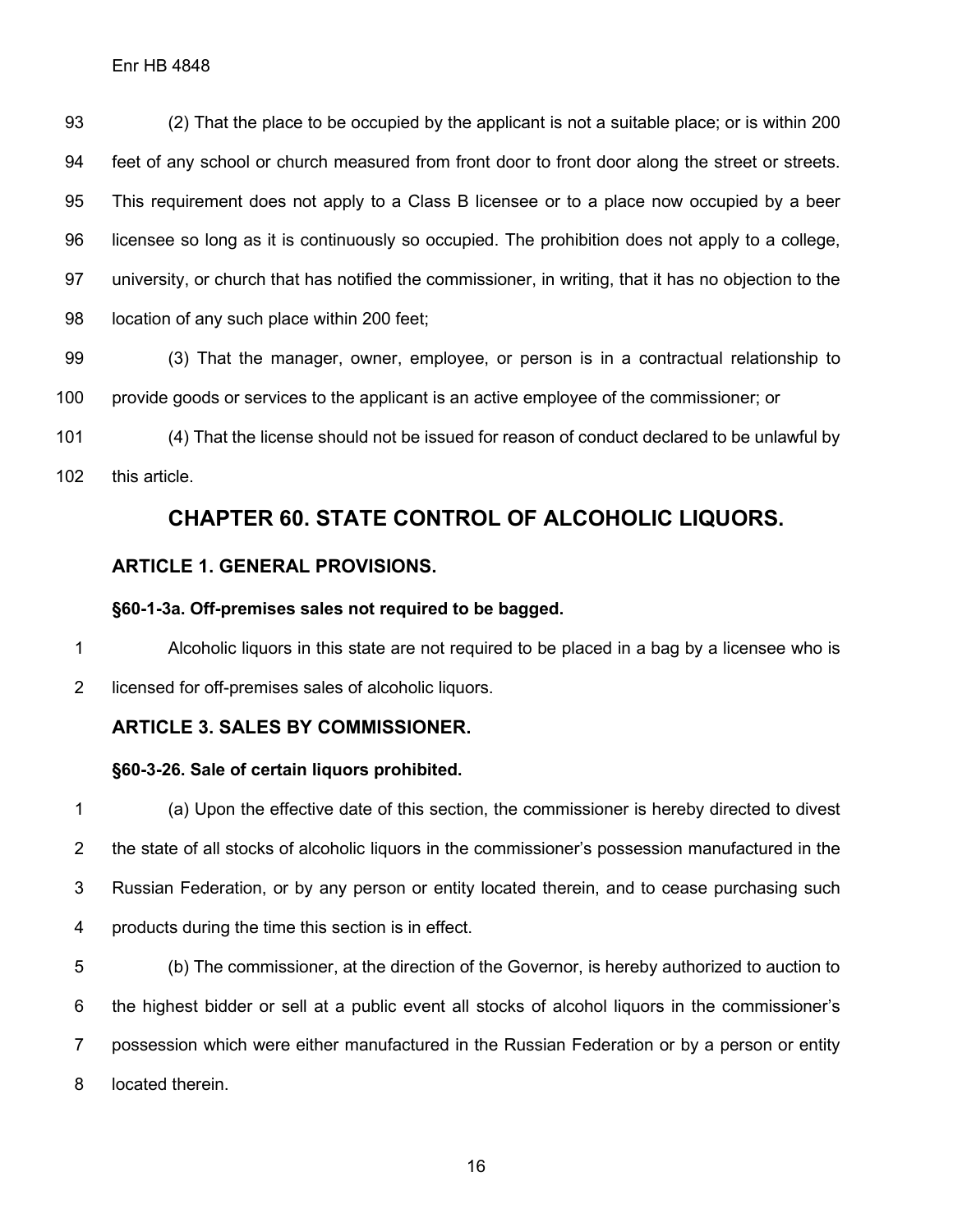(2) That the place to be occupied by the applicant is not a suitable place; or is within 200 feet of any school or church measured from front door to front door along the street or streets. This requirement does not apply to a Class B licensee or to a place now occupied by a beer licensee so long as it is continuously so occupied. The prohibition does not apply to a college, university, or church that has notified the commissioner, in writing, that it has no objection to the location of any such place within 200 feet;

(3) That the manager, owner, employee, or person is in a contractual relationship to provide goods or services to the applicant is an active employee of the commissioner; or

(4) That the license should not be issued for reason of conduct declared to be unlawful by this article.

# CHAPTER 60. STATE CONTROL OF ALCOHOLIC LIQUORS.

## ARTICLE 1. GENERAL PROVISIONS.

### §60-1-3a. Off-premises sales not required to be bagged.

Alcoholic liquors in this state are not required to be placed in a bag by a licensee who is licensed for off-premises sales of alcoholic liquors.

## ARTICLE 3. SALES BY COMMISSIONER.

### §60-3-26. Sale of certain liquors prohibited.

(a) Upon the effective date of this section, the commissioner is hereby directed to divest the state of all stocks of alcoholic liquors in the commissioner's possession manufactured in the Russian Federation, or by any person or entity located therein, and to cease purchasing such products during the time this section is in effect.

(b) The commissioner, at the direction of the Governor, is hereby authorized to auction to the highest bidder or sell at a public event all stocks of alcohol liquors in the commissioner's possession which were either manufactured in the Russian Federation or by a person or entity located therein.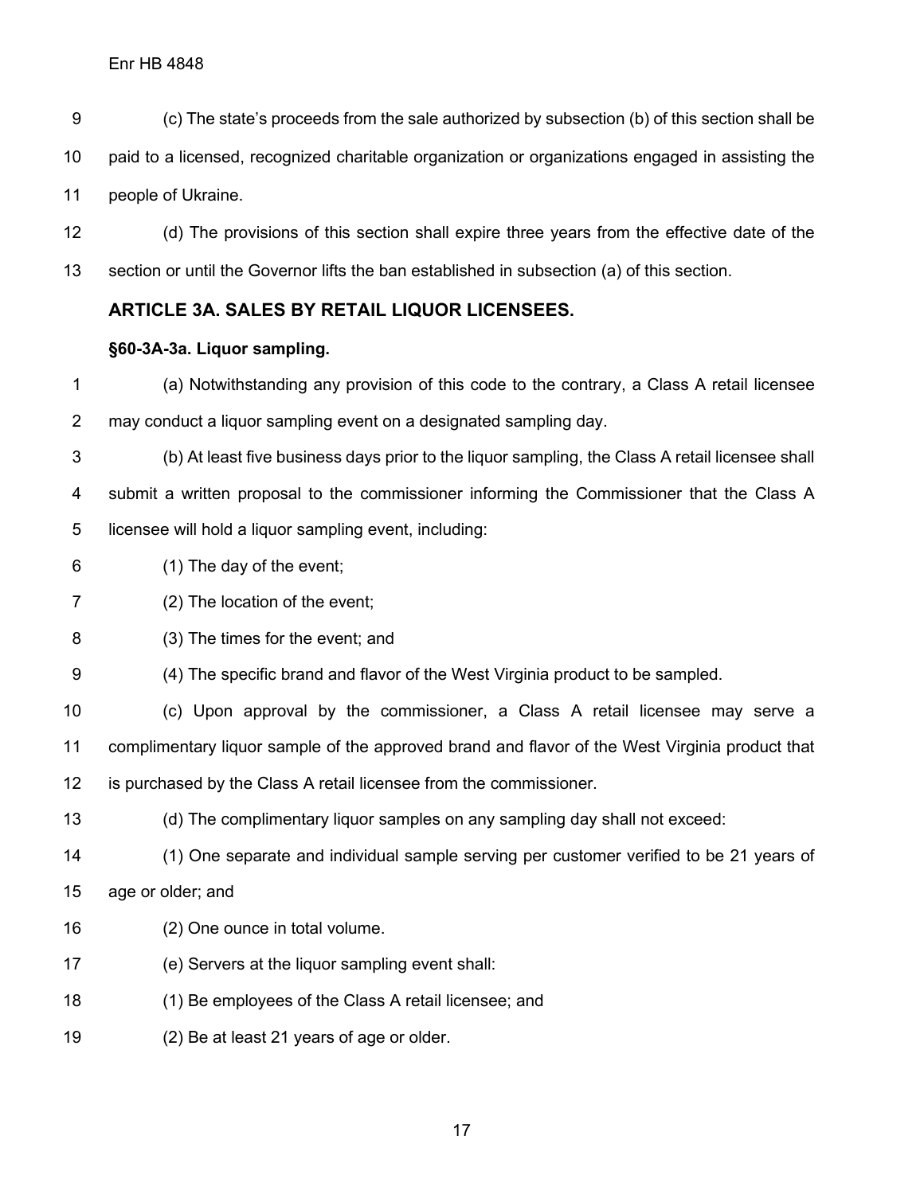(c) The state's proceeds from the sale authorized by subsection (b) of this section shall be paid to a licensed, recognized charitable organization or organizations engaged in assisting the people of Ukraine.

(d) The provisions of this section shall expire three years from the effective date of the section or until the Governor lifts the ban established in subsection (a) of this section.

## ARTICLE 3A. SALES BY RETAIL LIQUOR LICENSEES.

### §60-3A-3a. Liquor sampling.

(a) Notwithstanding any provision of this code to the contrary, a Class A retail licensee may conduct a liquor sampling event on a designated sampling day.

(b) At least five business days prior to the liquor sampling, the Class A retail licensee shall submit a written proposal to the commissioner informing the Commissioner that the Class A licensee will hold a liquor sampling event, including:

(1) The day of the event;

(2) The location of the event;

(3) The times for the event; and

(4) The specific brand and flavor of the West Virginia product to be sampled.

(c) Upon approval by the commissioner, a Class A retail licensee may serve a complimentary liquor sample of the approved brand and flavor of the West Virginia product that is purchased by the Class A retail licensee from the commissioner.

(d) The complimentary liquor samples on any sampling day shall not exceed:

(1) One separate and individual sample serving per customer verified to be 21 years of age or older; and

(2) One ounce in total volume.

(e) Servers at the liquor sampling event shall:

(1) Be employees of the Class A retail licensee; and

(2) Be at least 21 years of age or older.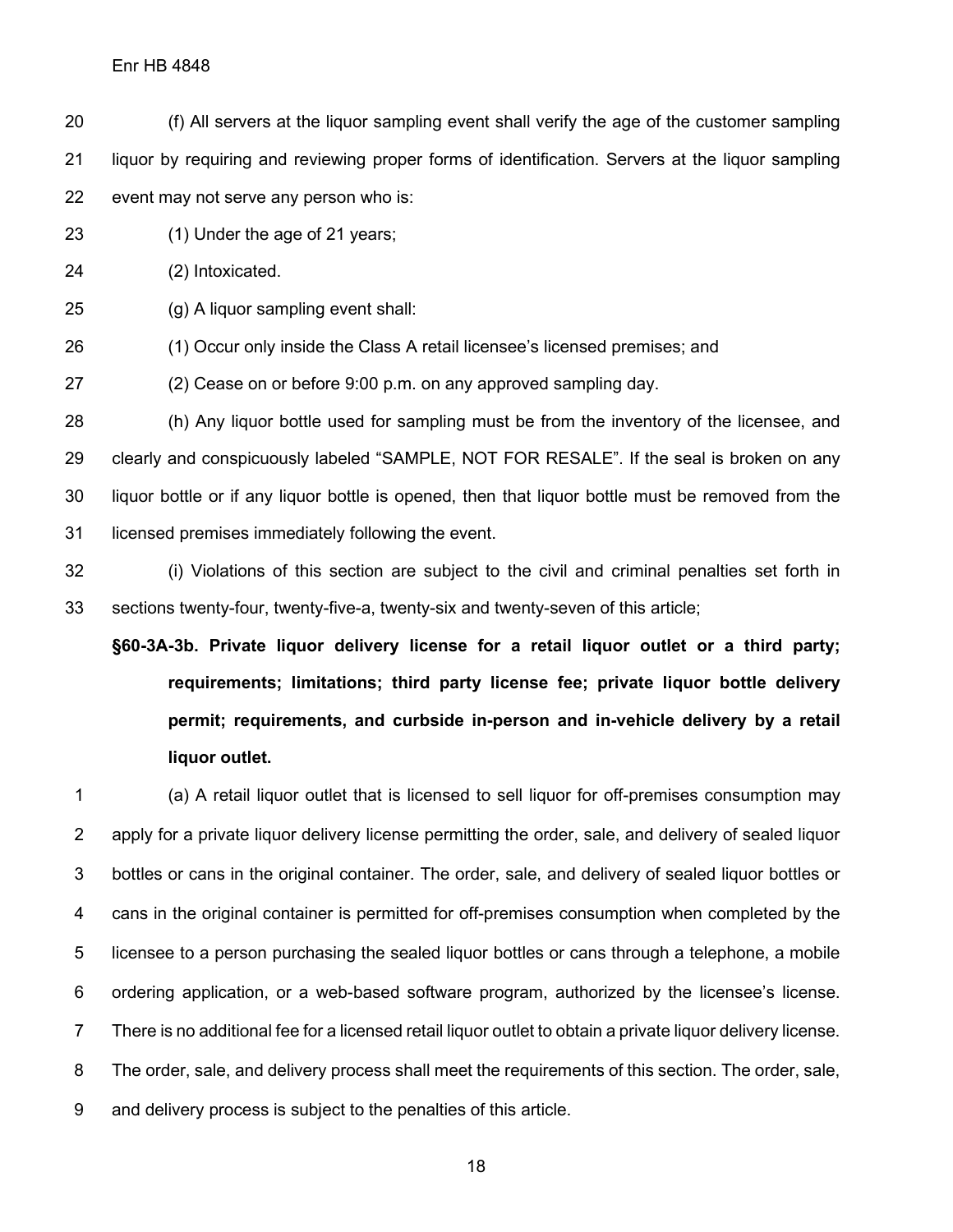(f) All servers at the liquor sampling event shall verify the age of the customer sampling liquor by requiring and reviewing proper forms of identification. Servers at the liquor sampling event may not serve any person who is:

(1) Under the age of 21 years;

(2) Intoxicated.

(g) A liquor sampling event shall:

(1) Occur only inside the Class A retail licensee's licensed premises; and

(2) Cease on or before 9:00 p.m. on any approved sampling day.

(h) Any liquor bottle used for sampling must be from the inventory of the licensee, and clearly and conspicuously labeled "SAMPLE, NOT FOR RESALE". If the seal is broken on any liquor bottle or if any liquor bottle is opened, then that liquor bottle must be removed from the licensed premises immediately following the event.

(i) Violations of this section are subject to the civil and criminal penalties set forth in sections twenty-four, twenty-five-a, twenty-six and twenty-seven of this article;

**§60-3A-3b. Private liquor delivery license for a retail liquor outlet or a third party; requirements; limitations; third party license fee; private liquor bottle delivery permit; requirements, and curbside in-person and in-vehicle delivery by a retail liquor outlet.**

(a) A retail liquor outlet that is licensed to sell liquor for off-premises consumption may apply for a private liquor delivery license permitting the order, sale, and delivery of sealed liquor bottles or cans in the original container. The order, sale, and delivery of sealed liquor bottles or cans in the original container is permitted for off-premises consumption when completed by the licensee to a person purchasing the sealed liquor bottles or cans through a telephone, a mobile ordering application, or a web-based software program, authorized by the licensee's license. There is no additional fee for a licensed retail liquor outlet to obtain a private liquor delivery license. The order, sale, and delivery process shall meet the requirements of this section. The order, sale, and delivery process is subject to the penalties of this article.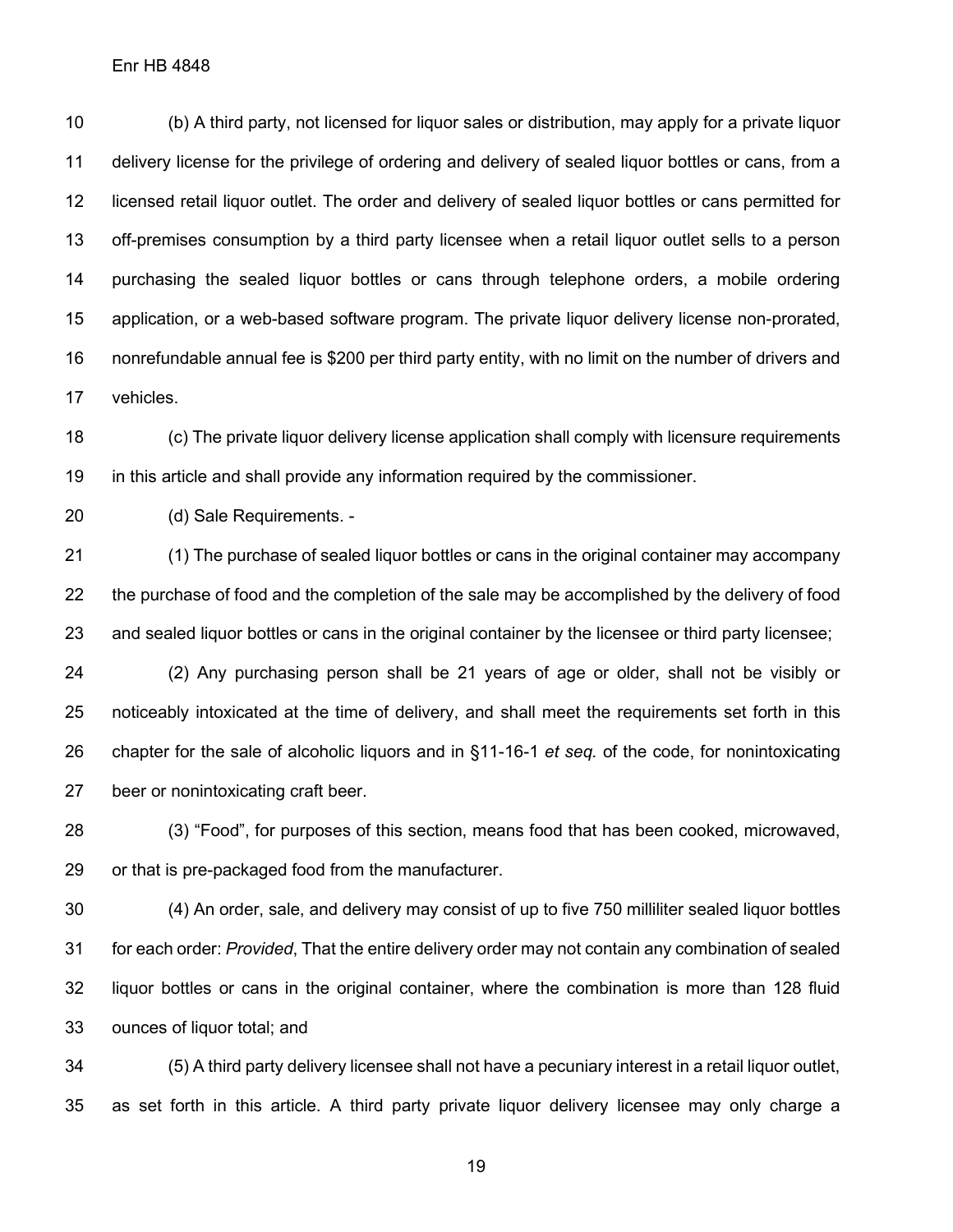(b) A third party, not licensed for liquor sales or distribution, may apply for a private liquor delivery license for the privilege of ordering and delivery of sealed liquor bottles or cans, from a licensed retail liquor outlet. The order and delivery of sealed liquor bottles or cans permitted for off-premises consumption by a third party licensee when a retail liquor outlet sells to a person purchasing the sealed liquor bottles or cans through telephone orders, a mobile ordering application, or a web-based software program. The private liquor delivery license non-prorated, nonrefundable annual fee is $200 per third party entity, with no limit on the number of drivers and vehicles.

(c) The private liquor delivery license application shall comply with licensure requirements in this article and shall provide any information required by the commissioner.

(d) Sale Requirements. -

(1) The purchase of sealed liquor bottles or cans in the original container may accompany the purchase of food and the completion of the sale may be accomplished by the delivery of food and sealed liquor bottles or cans in the original container by the licensee or third party licensee;

(2) Any purchasing person shall be 21 years of age or older, shall not be visibly or noticeably intoxicated at the time of delivery, and shall meet the requirements set forth in this chapter for the sale of alcoholic liquors and in §11-16-1 *et seq.* of the code, for nonintoxicating beer or nonintoxicating craft beer.

(3) "Food", for purposes of this section, means food that has been cooked, microwaved, or that is pre-packaged food from the manufacturer.

(4) An order, sale, and delivery may consist of up to five 750 milliliter sealed liquor bottles for each order: *Provided*, That the entire delivery order may not contain any combination of sealed liquor bottles or cans in the original container, where the combination is more than 128 fluid ounces of liquor total; and

(5) A third party delivery licensee shall not have a pecuniary interest in a retail liquor outlet, as set forth in this article. A third party private liquor delivery licensee may only charge a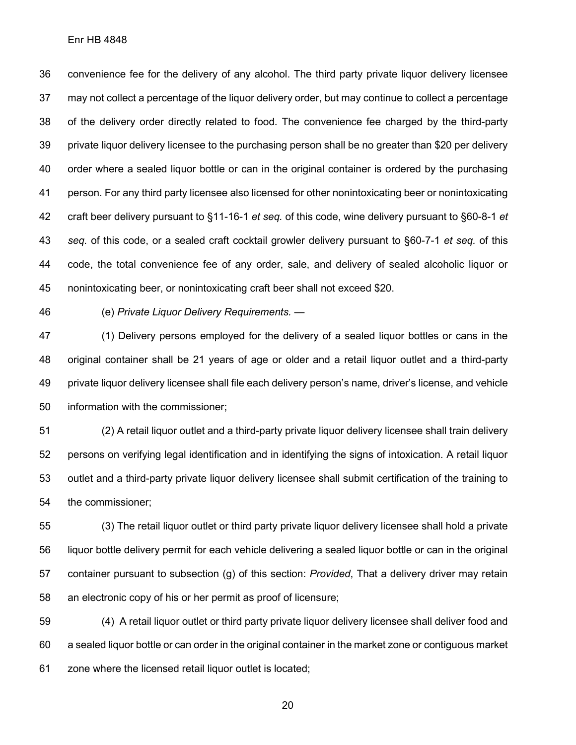convenience fee for the delivery of any alcohol. The third party private liquor delivery licensee may not collect a percentage of the liquor delivery order, but may continue to collect a percentage of the delivery order directly related to food. The convenience fee charged by the third-party private liquor delivery licensee to the purchasing person shall be no greater than $20 per delivery order where a sealed liquor bottle or can in the original container is ordered by the purchasing person. For any third party licensee also licensed for other nonintoxicating beer or nonintoxicating craft beer delivery pursuant to §11-16-1 *et seq.* of this code, wine delivery pursuant to §60-8-1 *et seq.* of this code, or a sealed craft cocktail growler delivery pursuant to §60-7-1 *et seq.* of this code, the total convenience fee of any order, sale, and delivery of sealed alcoholic liquor or nonintoxicating beer, or nonintoxicating craft beer shall not exceed $20.

(e) *Private Liquor Delivery Requirements.* —

(1) Delivery persons employed for the delivery of a sealed liquor bottles or cans in the original container shall be 21 years of age or older and a retail liquor outlet and a third-party private liquor delivery licensee shall file each delivery person's name, driver's license, and vehicle information with the commissioner;

(2) A retail liquor outlet and a third-party private liquor delivery licensee shall train delivery persons on verifying legal identification and in identifying the signs of intoxication. A retail liquor outlet and a third-party private liquor delivery licensee shall submit certification of the training to the commissioner;

(3) The retail liquor outlet or third party private liquor delivery licensee shall hold a private liquor bottle delivery permit for each vehicle delivering a sealed liquor bottle or can in the original container pursuant to subsection (g) of this section: *Provided*, That a delivery driver may retain an electronic copy of his or her permit as proof of licensure;

(4) A retail liquor outlet or third party private liquor delivery licensee shall deliver food and a sealed liquor bottle or can order in the original container in the market zone or contiguous market zone where the licensed retail liquor outlet is located;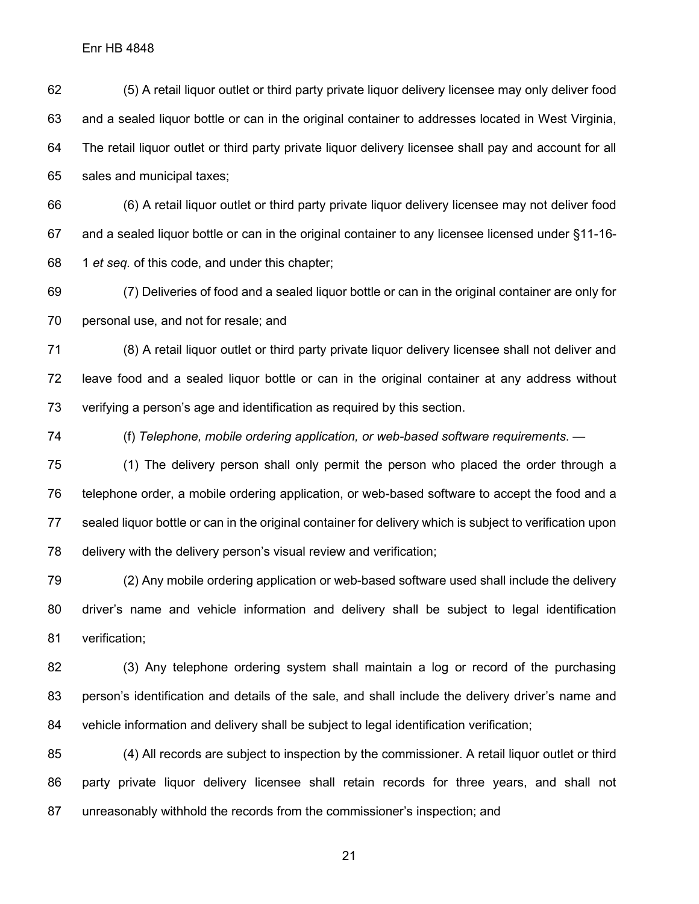(5) A retail liquor outlet or third party private liquor delivery licensee may only deliver food and a sealed liquor bottle or can in the original container to addresses located in West Virginia, The retail liquor outlet or third party private liquor delivery licensee shall pay and account for all sales and municipal taxes;

(6) A retail liquor outlet or third party private liquor delivery licensee may not deliver food and a sealed liquor bottle or can in the original container to any licensee licensed under §11-16-1 *et seq.* of this code, and under this chapter;

(7) Deliveries of food and a sealed liquor bottle or can in the original container are only for personal use, and not for resale; and

(8) A retail liquor outlet or third party private liquor delivery licensee shall not deliver and leave food and a sealed liquor bottle or can in the original container at any address without verifying a person's age and identification as required by this section.

(f) *Telephone, mobile ordering application, or web-based software requirements*. —

(1) The delivery person shall only permit the person who placed the order through a telephone order, a mobile ordering application, or web-based software to accept the food and a sealed liquor bottle or can in the original container for delivery which is subject to verification upon delivery with the delivery person's visual review and verification;

(2) Any mobile ordering application or web-based software used shall include the delivery driver's name and vehicle information and delivery shall be subject to legal identification verification;

(3) Any telephone ordering system shall maintain a log or record of the purchasing person's identification and details of the sale, and shall include the delivery driver's name and vehicle information and delivery shall be subject to legal identification verification;

(4) All records are subject to inspection by the commissioner. A retail liquor outlet or third party private liquor delivery licensee shall retain records for three years, and shall not unreasonably withhold the records from the commissioner's inspection; and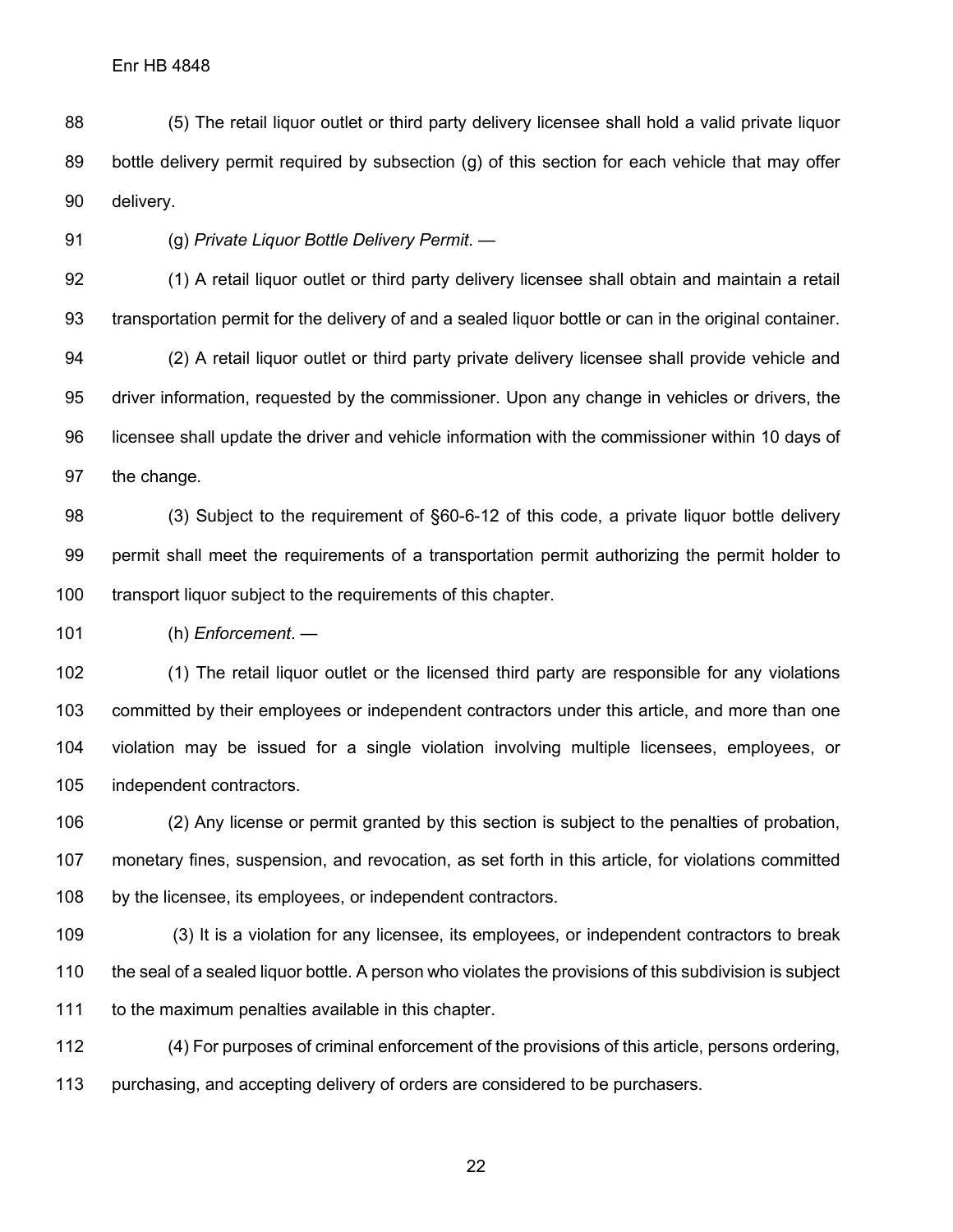(5) The retail liquor outlet or third party delivery licensee shall hold a valid private liquor bottle delivery permit required by subsection (g) of this section for each vehicle that may offer delivery.

(g) *Private Liquor Bottle Delivery Permit*. —

(1) A retail liquor outlet or third party delivery licensee shall obtain and maintain a retail transportation permit for the delivery of and a sealed liquor bottle or can in the original container.

(2) A retail liquor outlet or third party private delivery licensee shall provide vehicle and driver information, requested by the commissioner. Upon any change in vehicles or drivers, the licensee shall update the driver and vehicle information with the commissioner within 10 days of the change.

(3) Subject to the requirement of §60-6-12 of this code, a private liquor bottle delivery permit shall meet the requirements of a transportation permit authorizing the permit holder to transport liquor subject to the requirements of this chapter.

(h) *Enforcement*. —

(1) The retail liquor outlet or the licensed third party are responsible for any violations committed by their employees or independent contractors under this article, and more than one violation may be issued for a single violation involving multiple licensees, employees, or independent contractors.

(2) Any license or permit granted by this section is subject to the penalties of probation, monetary fines, suspension, and revocation, as set forth in this article, for violations committed by the licensee, its employees, or independent contractors.

(3) It is a violation for any licensee, its employees, or independent contractors to break the seal of a sealed liquor bottle. A person who violates the provisions of this subdivision is subject to the maximum penalties available in this chapter.

(4) For purposes of criminal enforcement of the provisions of this article, persons ordering, purchasing, and accepting delivery of orders are considered to be purchasers.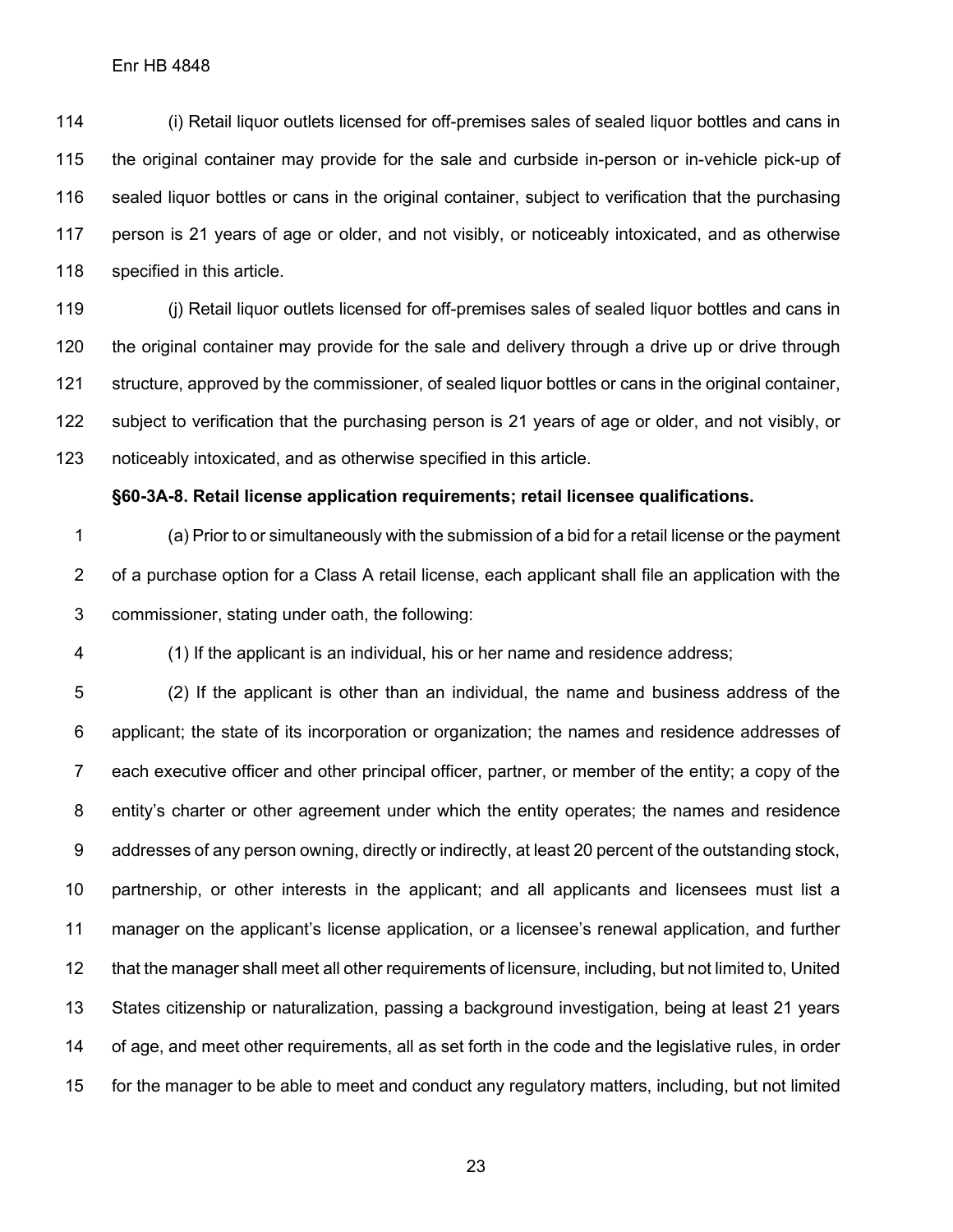(i) Retail liquor outlets licensed for off-premises sales of sealed liquor bottles and cans in the original container may provide for the sale and curbside in-person or in-vehicle pick-up of sealed liquor bottles or cans in the original container, subject to verification that the purchasing person is 21 years of age or older, and not visibly, or noticeably intoxicated, and as otherwise specified in this article.

(j) Retail liquor outlets licensed for off-premises sales of sealed liquor bottles and cans in the original container may provide for the sale and delivery through a drive up or drive through structure, approved by the commissioner, of sealed liquor bottles or cans in the original container, subject to verification that the purchasing person is 21 years of age or older, and not visibly, or noticeably intoxicated, and as otherwise specified in this article.

**§60-3A-8. Retail license application requirements; retail licensee qualifications.**

(a) Prior to or simultaneously with the submission of a bid for a retail license or the payment of a purchase option for a Class A retail license, each applicant shall file an application with the commissioner, stating under oath, the following:

(1) If the applicant is an individual, his or her name and residence address;

(2) If the applicant is other than an individual, the name and business address of the applicant; the state of its incorporation or organization; the names and residence addresses of each executive officer and other principal officer, partner, or member of the entity; a copy of the entity's charter or other agreement under which the entity operates; the names and residence addresses of any person owning, directly or indirectly, at least 20 percent of the outstanding stock, partnership, or other interests in the applicant; and all applicants and licensees must list a manager on the applicant's license application, or a licensee's renewal application, and further that the manager shall meet all other requirements of licensure, including, but not limited to, United States citizenship or naturalization, passing a background investigation, being at least 21 years of age, and meet other requirements, all as set forth in the code and the legislative rules, in order for the manager to be able to meet and conduct any regulatory matters, including, but not limited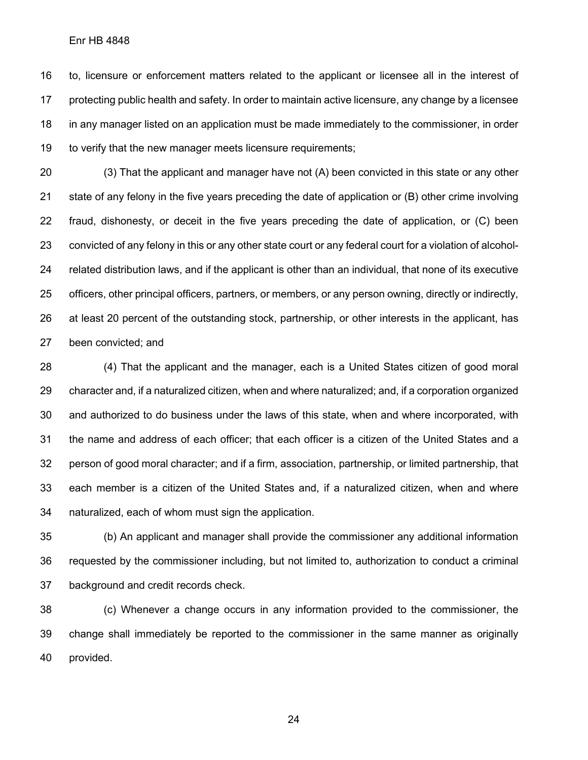to, licensure or enforcement matters related to the applicant or licensee all in the interest of protecting public health and safety. In order to maintain active licensure, any change by a licensee in any manager listed on an application must be made immediately to the commissioner, in order to verify that the new manager meets licensure requirements;

(3) That the applicant and manager have not (A) been convicted in this state or any other state of any felony in the five years preceding the date of application or (B) other crime involving fraud, dishonesty, or deceit in the five years preceding the date of application, or (C) been convicted of any felony in this or any other state court or any federal court for a violation of alcohol-related distribution laws, and if the applicant is other than an individual, that none of its executive officers, other principal officers, partners, or members, or any person owning, directly or indirectly, at least 20 percent of the outstanding stock, partnership, or other interests in the applicant, has been convicted; and

(4) That the applicant and the manager, each is a United States citizen of good moral character and, if a naturalized citizen, when and where naturalized; and, if a corporation organized and authorized to do business under the laws of this state, when and where incorporated, with the name and address of each officer; that each officer is a citizen of the United States and a person of good moral character; and if a firm, association, partnership, or limited partnership, that each member is a citizen of the United States and, if a naturalized citizen, when and where naturalized, each of whom must sign the application.

(b) An applicant and manager shall provide the commissioner any additional information requested by the commissioner including, but not limited to, authorization to conduct a criminal background and credit records check.

(c) Whenever a change occurs in any information provided to the commissioner, the change shall immediately be reported to the commissioner in the same manner as originally provided.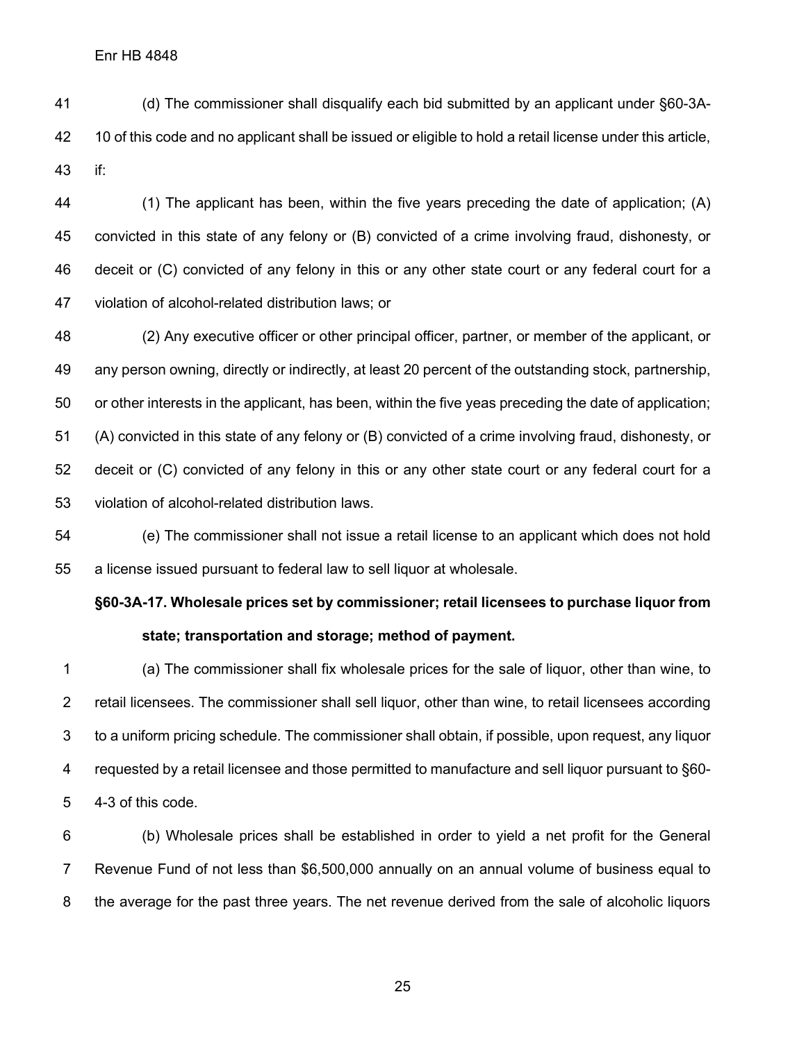(d) The commissioner shall disqualify each bid submitted by an applicant under §60-3A-10 of this code and no applicant shall be issued or eligible to hold a retail license under this article, if:

(1) The applicant has been, within the five years preceding the date of application; (A) convicted in this state of any felony or (B) convicted of a crime involving fraud, dishonesty, or deceit or (C) convicted of any felony in this or any other state court or any federal court for a violation of alcohol-related distribution laws; or

(2) Any executive officer or other principal officer, partner, or member of the applicant, or any person owning, directly or indirectly, at least 20 percent of the outstanding stock, partnership, or other interests in the applicant, has been, within the five yeas preceding the date of application; (A) convicted in this state of any felony or (B) convicted of a crime involving fraud, dishonesty, or deceit or (C) convicted of any felony in this or any other state court or any federal court for a violation of alcohol-related distribution laws.

(e) The commissioner shall not issue a retail license to an applicant which does not hold a license issued pursuant to federal law to sell liquor at wholesale.

**§60-3A-17. Wholesale prices set by commissioner; retail licensees to purchase liquor from state; transportation and storage; method of payment.**

(a) The commissioner shall fix wholesale prices for the sale of liquor, other than wine, to retail licensees. The commissioner shall sell liquor, other than wine, to retail licensees according to a uniform pricing schedule. The commissioner shall obtain, if possible, upon request, any liquor requested by a retail licensee and those permitted to manufacture and sell liquor pursuant to §60-4-3 of this code.

(b) Wholesale prices shall be established in order to yield a net profit for the General Revenue Fund of not less than $6,500,000 annually on an annual volume of business equal to the average for the past three years. The net revenue derived from the sale of alcoholic liquors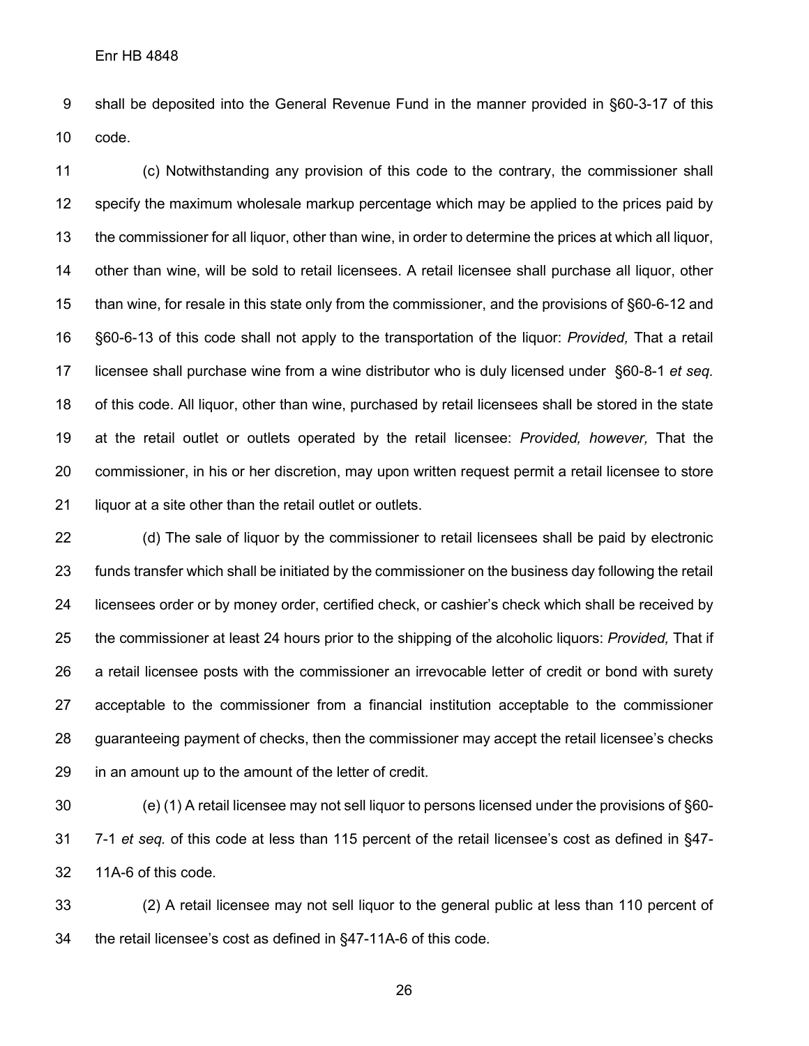shall be deposited into the General Revenue Fund in the manner provided in §60-3-17 of this code.

(c) Notwithstanding any provision of this code to the contrary, the commissioner shall specify the maximum wholesale markup percentage which may be applied to the prices paid by the commissioner for all liquor, other than wine, in order to determine the prices at which all liquor, other than wine, will be sold to retail licensees. A retail licensee shall purchase all liquor, other than wine, for resale in this state only from the commissioner, and the provisions of §60-6-12 and §60-6-13 of this code shall not apply to the transportation of the liquor: *Provided,* That a retail licensee shall purchase wine from a wine distributor who is duly licensed under §60-8-1 *et seq.* of this code. All liquor, other than wine, purchased by retail licensees shall be stored in the state at the retail outlet or outlets operated by the retail licensee: *Provided, however,* That the commissioner, in his or her discretion, may upon written request permit a retail licensee to store liquor at a site other than the retail outlet or outlets.

(d) The sale of liquor by the commissioner to retail licensees shall be paid by electronic funds transfer which shall be initiated by the commissioner on the business day following the retail licensees order or by money order, certified check, or cashier's check which shall be received by the commissioner at least 24 hours prior to the shipping of the alcoholic liquors: *Provided,* That if a retail licensee posts with the commissioner an irrevocable letter of credit or bond with surety acceptable to the commissioner from a financial institution acceptable to the commissioner guaranteeing payment of checks, then the commissioner may accept the retail licensee's checks in an amount up to the amount of the letter of credit.

(e) (1) A retail licensee may not sell liquor to persons licensed under the provisions of §60-7-1 *et seq.* of this code at less than 115 percent of the retail licensee's cost as defined in §47-11A-6 of this code.

(2) A retail licensee may not sell liquor to the general public at less than 110 percent of the retail licensee's cost as defined in §47-11A-6 of this code.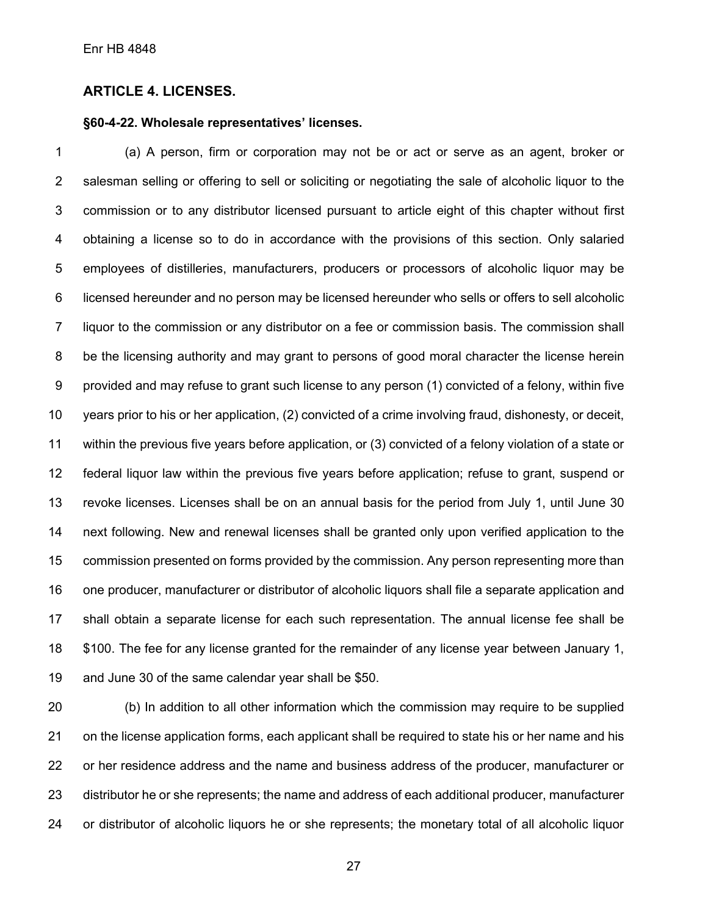## ARTICLE 4. LICENSES.

### §60-4-22. Wholesale representatives' licenses.

(a) A person, firm or corporation may not be or act or serve as an agent, broker or salesman selling or offering to sell or soliciting or negotiating the sale of alcoholic liquor to the commission or to any distributor licensed pursuant to article eight of this chapter without first obtaining a license so to do in accordance with the provisions of this section. Only salaried employees of distilleries, manufacturers, producers or processors of alcoholic liquor may be licensed hereunder and no person may be licensed hereunder who sells or offers to sell alcoholic liquor to the commission or any distributor on a fee or commission basis. The commission shall be the licensing authority and may grant to persons of good moral character the license herein provided and may refuse to grant such license to any person (1) convicted of a felony, within five years prior to his or her application, (2) convicted of a crime involving fraud, dishonesty, or deceit, within the previous five years before application, or (3) convicted of a felony violation of a state or federal liquor law within the previous five years before application; refuse to grant, suspend or revoke licenses. Licenses shall be on an annual basis for the period from July 1, until June 30 next following. New and renewal licenses shall be granted only upon verified application to the commission presented on forms provided by the commission. Any person representing more than one producer, manufacturer or distributor of alcoholic liquors shall file a separate application and shall obtain a separate license for each such representation. The annual license fee shall be $100. The fee for any license granted for the remainder of any license year between January 1, and June 30 of the same calendar year shall be $50.

(b) In addition to all other information which the commission may require to be supplied on the license application forms, each applicant shall be required to state his or her name and his or her residence address and the name and business address of the producer, manufacturer or distributor he or she represents; the name and address of each additional producer, manufacturer or distributor of alcoholic liquors he or she represents; the monetary total of all alcoholic liquor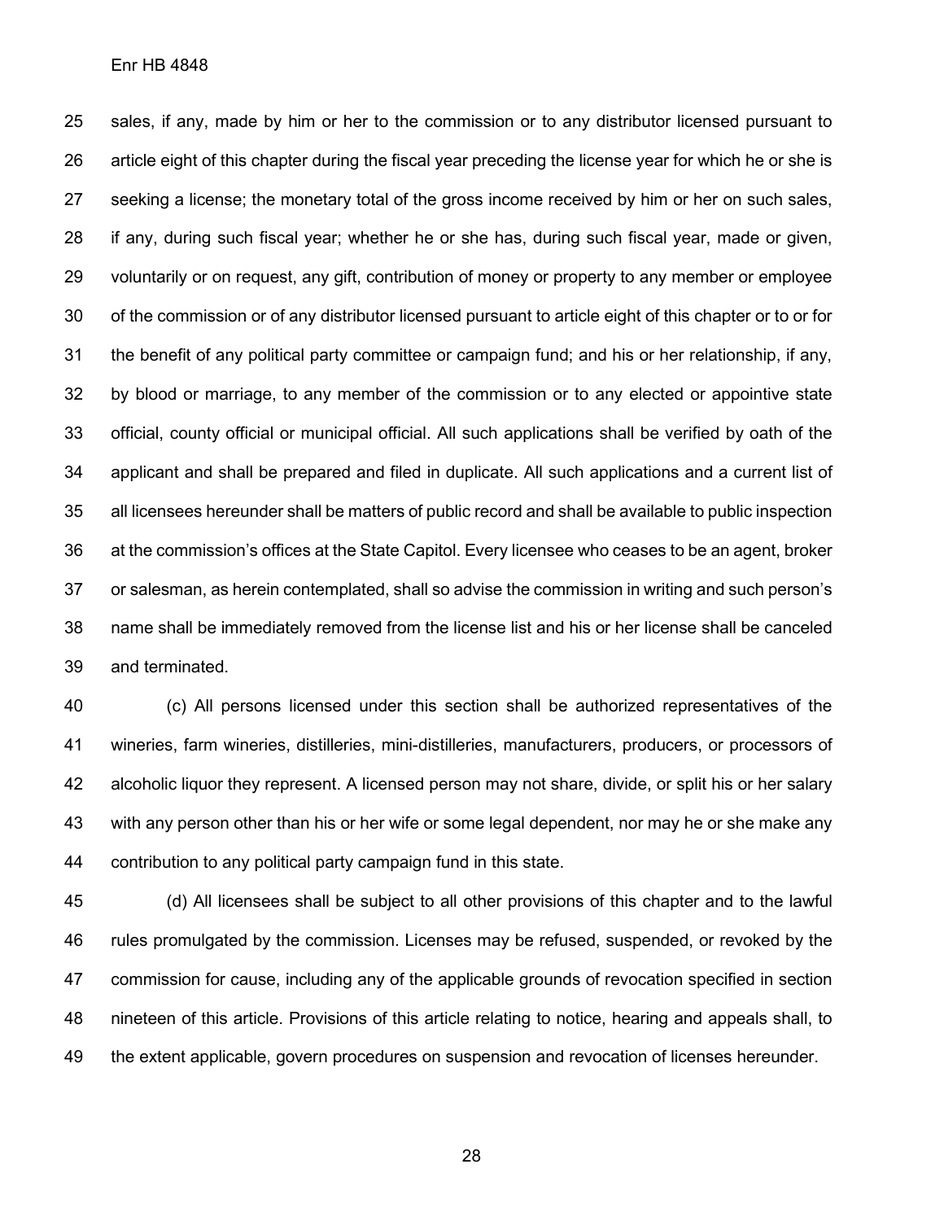sales, if any, made by him or her to the commission or to any distributor licensed pursuant to article eight of this chapter during the fiscal year preceding the license year for which he or she is seeking a license; the monetary total of the gross income received by him or her on such sales, if any, during such fiscal year; whether he or she has, during such fiscal year, made or given, voluntarily or on request, any gift, contribution of money or property to any member or employee of the commission or of any distributor licensed pursuant to article eight of this chapter or to or for the benefit of any political party committee or campaign fund; and his or her relationship, if any, by blood or marriage, to any member of the commission or to any elected or appointive state official, county official or municipal official. All such applications shall be verified by oath of the applicant and shall be prepared and filed in duplicate. All such applications and a current list of all licensees hereunder shall be matters of public record and shall be available to public inspection at the commission's offices at the State Capitol. Every licensee who ceases to be an agent, broker or salesman, as herein contemplated, shall so advise the commission in writing and such person's name shall be immediately removed from the license list and his or her license shall be canceled and terminated.

(c) All persons licensed under this section shall be authorized representatives of the wineries, farm wineries, distilleries, mini-distilleries, manufacturers, producers, or processors of alcoholic liquor they represent. A licensed person may not share, divide, or split his or her salary with any person other than his or her wife or some legal dependent, nor may he or she make any contribution to any political party campaign fund in this state.

(d) All licensees shall be subject to all other provisions of this chapter and to the lawful rules promulgated by the commission. Licenses may be refused, suspended, or revoked by the commission for cause, including any of the applicable grounds of revocation specified in section nineteen of this article. Provisions of this article relating to notice, hearing and appeals shall, to the extent applicable, govern procedures on suspension and revocation of licenses hereunder.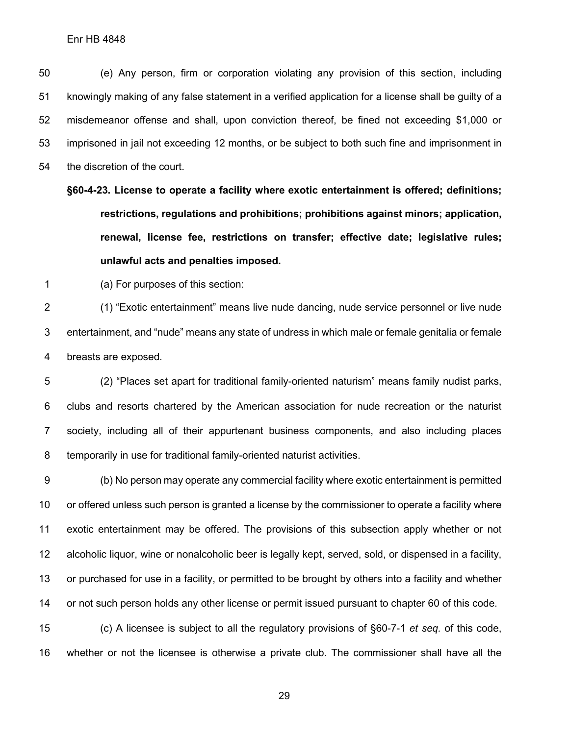(e) Any person, firm or corporation violating any provision of this section, including knowingly making of any false statement in a verified application for a license shall be guilty of a misdemeanor offense and shall, upon conviction thereof, be fined not exceeding $1,000 or imprisoned in jail not exceeding 12 months, or be subject to both such fine and imprisonment in the discretion of the court.

**§60-4-23. License to operate a facility where exotic entertainment is offered; definitions; restrictions, regulations and prohibitions; prohibitions against minors; application, renewal, license fee, restrictions on transfer; effective date; legislative rules; unlawful acts and penalties imposed.**

(a) For purposes of this section:

(1) "Exotic entertainment" means live nude dancing, nude service personnel or live nude entertainment, and "nude" means any state of undress in which male or female genitalia or female breasts are exposed.

(2) "Places set apart for traditional family-oriented naturism" means family nudist parks, clubs and resorts chartered by the American association for nude recreation or the naturist society, including all of their appurtenant business components, and also including places temporarily in use for traditional family-oriented naturist activities.

(b) No person may operate any commercial facility where exotic entertainment is permitted or offered unless such person is granted a license by the commissioner to operate a facility where exotic entertainment may be offered. The provisions of this subsection apply whether or not alcoholic liquor, wine or nonalcoholic beer is legally kept, served, sold, or dispensed in a facility, or purchased for use in a facility, or permitted to be brought by others into a facility and whether or not such person holds any other license or permit issued pursuant to chapter 60 of this code.

(c) A licensee is subject to all the regulatory provisions of §60-7-1 *et seq.* of this code, whether or not the licensee is otherwise a private club. The commissioner shall have all the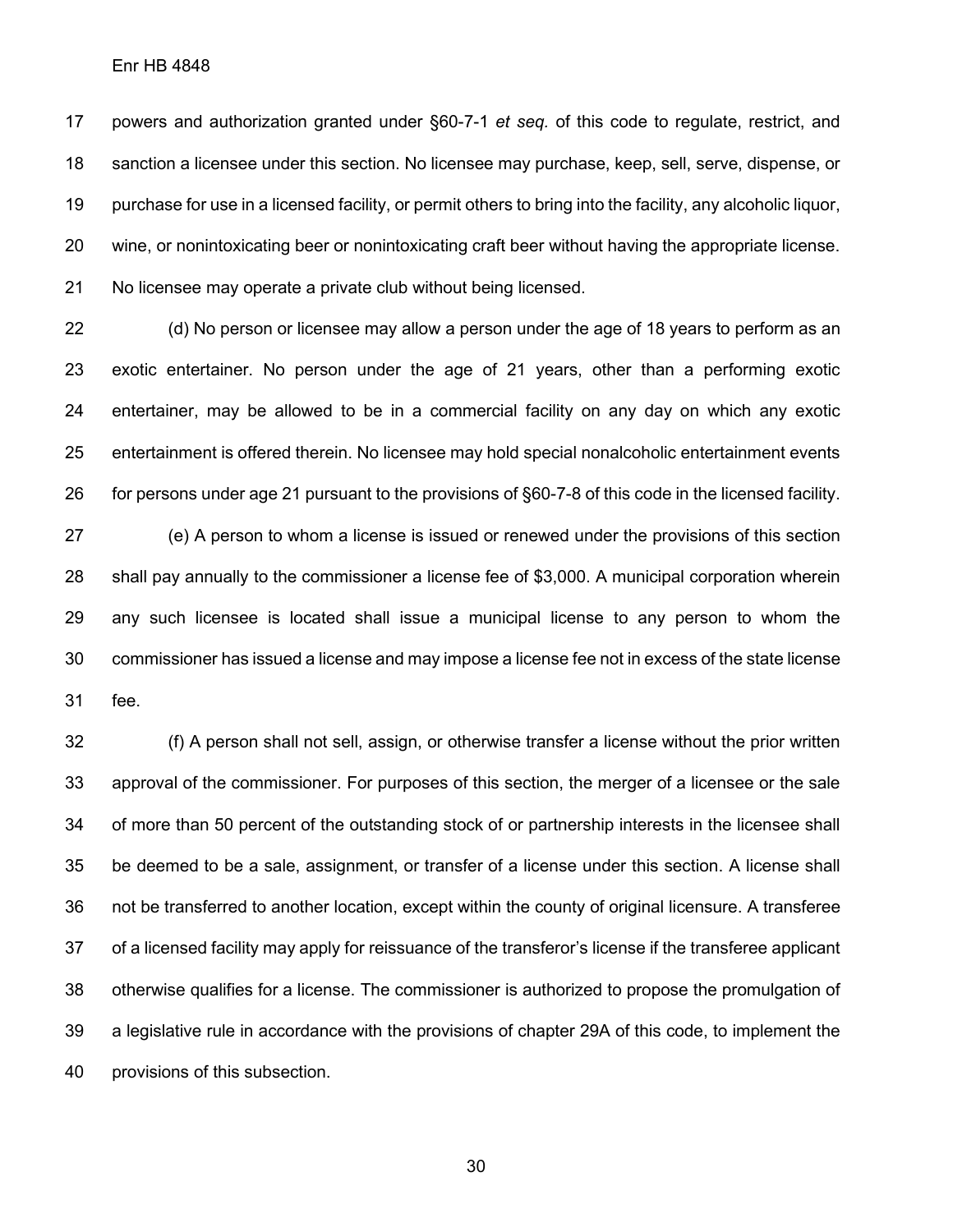powers and authorization granted under §60-7-1 *et seq.* of this code to regulate, restrict, and sanction a licensee under this section. No licensee may purchase, keep, sell, serve, dispense, or purchase for use in a licensed facility, or permit others to bring into the facility, any alcoholic liquor, wine, or nonintoxicating beer or nonintoxicating craft beer without having the appropriate license. No licensee may operate a private club without being licensed.

(d) No person or licensee may allow a person under the age of 18 years to perform as an exotic entertainer. No person under the age of 21 years, other than a performing exotic entertainer, may be allowed to be in a commercial facility on any day on which any exotic entertainment is offered therein. No licensee may hold special nonalcoholic entertainment events for persons under age 21 pursuant to the provisions of §60-7-8 of this code in the licensed facility.

(e) A person to whom a license is issued or renewed under the provisions of this section shall pay annually to the commissioner a license fee of $3,000. A municipal corporation wherein any such licensee is located shall issue a municipal license to any person to whom the commissioner has issued a license and may impose a license fee not in excess of the state license fee.

(f) A person shall not sell, assign, or otherwise transfer a license without the prior written approval of the commissioner. For purposes of this section, the merger of a licensee or the sale of more than 50 percent of the outstanding stock of or partnership interests in the licensee shall be deemed to be a sale, assignment, or transfer of a license under this section. A license shall not be transferred to another location, except within the county of original licensure. A transferee of a licensed facility may apply for reissuance of the transferor's license if the transferee applicant otherwise qualifies for a license. The commissioner is authorized to propose the promulgation of a legislative rule in accordance with the provisions of chapter 29A of this code, to implement the provisions of this subsection.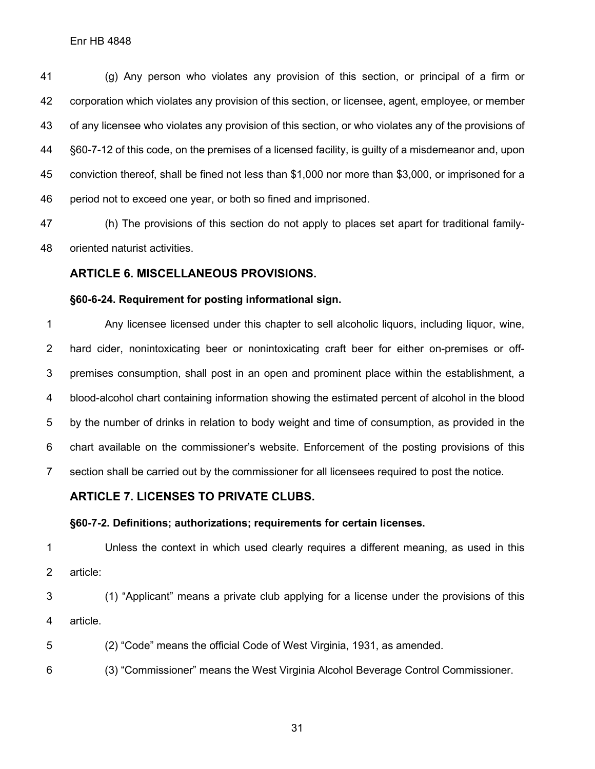(g) Any person who violates any provision of this section, or principal of a firm or corporation which violates any provision of this section, or licensee, agent, employee, or member of any licensee who violates any provision of this section, or who violates any of the provisions of §60-7-12 of this code, on the premises of a licensed facility, is guilty of a misdemeanor and, upon conviction thereof, shall be fined not less than $1,000 nor more than $3,000, or imprisoned for a period not to exceed one year, or both so fined and imprisoned.

(h) The provisions of this section do not apply to places set apart for traditional family-oriented naturist activities.

## ARTICLE 6. MISCELLANEOUS PROVISIONS.

### §60-6-24. Requirement for posting informational sign.

Any licensee licensed under this chapter to sell alcoholic liquors, including liquor, wine, hard cider, nonintoxicating beer or nonintoxicating craft beer for either on-premises or off-premises consumption, shall post in an open and prominent place within the establishment, a blood-alcohol chart containing information showing the estimated percent of alcohol in the blood by the number of drinks in relation to body weight and time of consumption, as provided in the chart available on the commissioner's website. Enforcement of the posting provisions of this section shall be carried out by the commissioner for all licensees required to post the notice.

## ARTICLE 7. LICENSES TO PRIVATE CLUBS.

### §60-7-2. Definitions; authorizations; requirements for certain licenses.

Unless the context in which used clearly requires a different meaning, as used in this article:

(1) "Applicant" means a private club applying for a license under the provisions of this article.

(2) "Code" means the official Code of West Virginia, 1931, as amended.

(3) "Commissioner" means the West Virginia Alcohol Beverage Control Commissioner.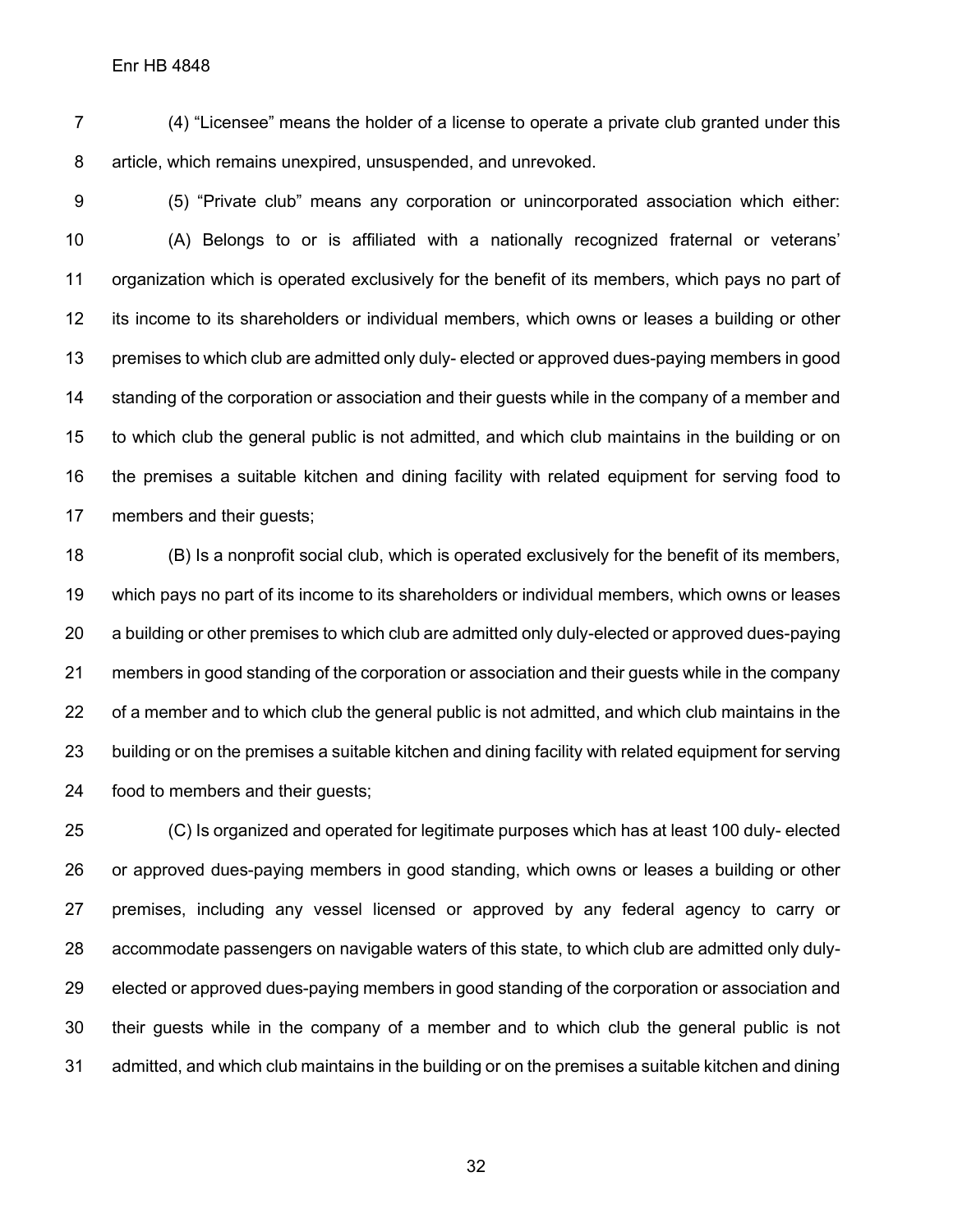(4) "Licensee" means the holder of a license to operate a private club granted under this article, which remains unexpired, unsuspended, and unrevoked.

(5) "Private club" means any corporation or unincorporated association which either:

(A) Belongs to or is affiliated with a nationally recognized fraternal or veterans' organization which is operated exclusively for the benefit of its members, which pays no part of its income to its shareholders or individual members, which owns or leases a building or other premises to which club are admitted only duly- elected or approved dues-paying members in good standing of the corporation or association and their guests while in the company of a member and to which club the general public is not admitted, and which club maintains in the building or on the premises a suitable kitchen and dining facility with related equipment for serving food to members and their guests;

(B) Is a nonprofit social club, which is operated exclusively for the benefit of its members, which pays no part of its income to its shareholders or individual members, which owns or leases a building or other premises to which club are admitted only duly-elected or approved dues-paying members in good standing of the corporation or association and their guests while in the company of a member and to which club the general public is not admitted, and which club maintains in the building or on the premises a suitable kitchen and dining facility with related equipment for serving food to members and their guests;

(C) Is organized and operated for legitimate purposes which has at least 100 duly- elected or approved dues-paying members in good standing, which owns or leases a building or other premises, including any vessel licensed or approved by any federal agency to carry or accommodate passengers on navigable waters of this state, to which club are admitted only duly-elected or approved dues-paying members in good standing of the corporation or association and their guests while in the company of a member and to which club the general public is not admitted, and which club maintains in the building or on the premises a suitable kitchen and dining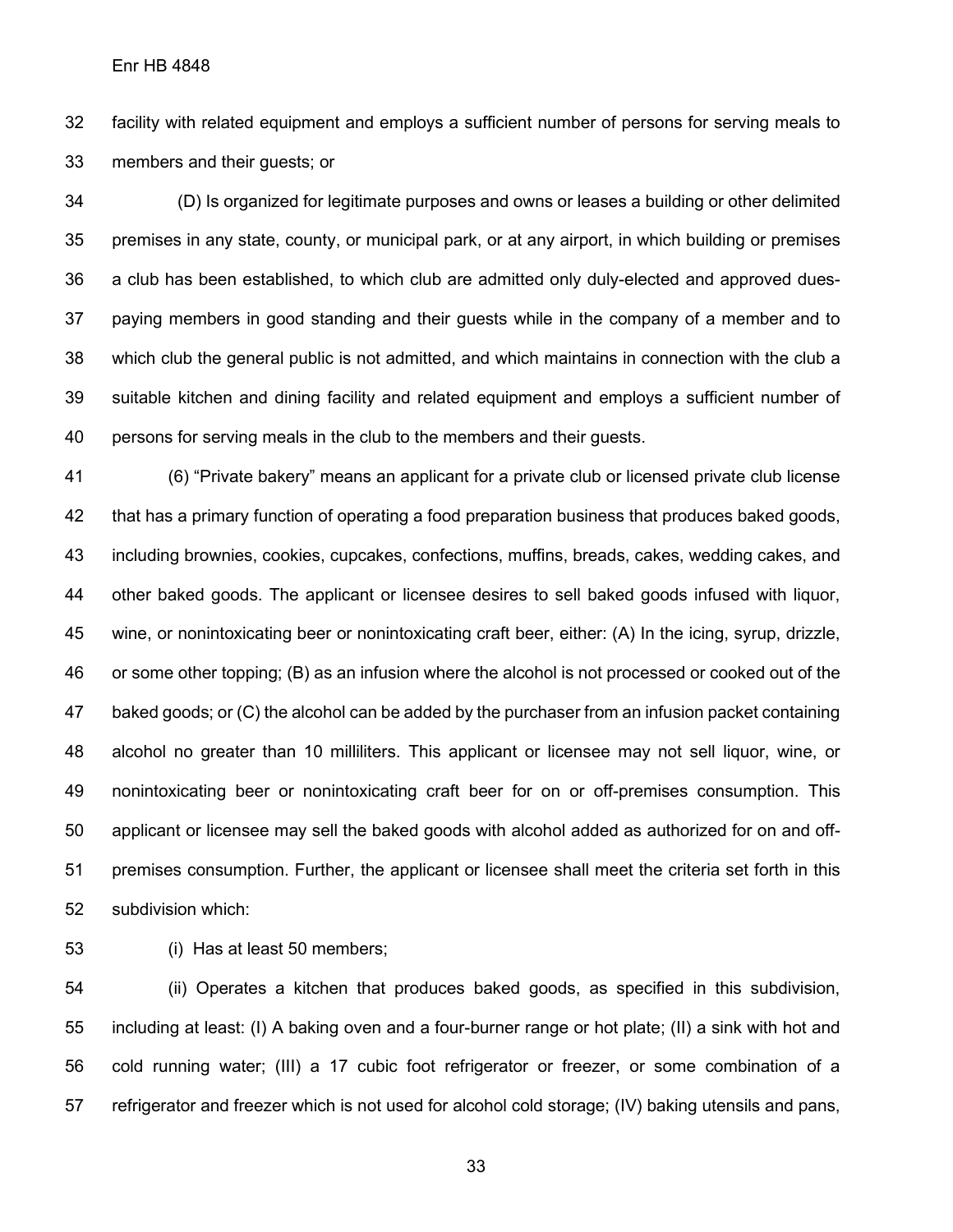facility with related equipment and employs a sufficient number of persons for serving meals to members and their guests; or

(D) Is organized for legitimate purposes and owns or leases a building or other delimited premises in any state, county, or municipal park, or at any airport, in which building or premises a club has been established, to which club are admitted only duly-elected and approved dues-paying members in good standing and their guests while in the company of a member and to which club the general public is not admitted, and which maintains in connection with the club a suitable kitchen and dining facility and related equipment and employs a sufficient number of persons for serving meals in the club to the members and their guests.

(6) “Private bakery” means an applicant for a private club or licensed private club license that has a primary function of operating a food preparation business that produces baked goods, including brownies, cookies, cupcakes, confections, muffins, breads, cakes, wedding cakes, and other baked goods. The applicant or licensee desires to sell baked goods infused with liquor, wine, or nonintoxicating beer or nonintoxicating craft beer, either: (A) In the icing, syrup, drizzle, or some other topping; (B) as an infusion where the alcohol is not processed or cooked out of the baked goods; or (C) the alcohol can be added by the purchaser from an infusion packet containing alcohol no greater than 10 milliliters. This applicant or licensee may not sell liquor, wine, or nonintoxicating beer or nonintoxicating craft beer for on or off-premises consumption. This applicant or licensee may sell the baked goods with alcohol added as authorized for on and off-premises consumption. Further, the applicant or licensee shall meet the criteria set forth in this subdivision which:

(i) Has at least 50 members;

(ii) Operates a kitchen that produces baked goods, as specified in this subdivision, including at least: (I) A baking oven and a four-burner range or hot plate; (II) a sink with hot and cold running water; (III) a 17 cubic foot refrigerator or freezer, or some combination of a refrigerator and freezer which is not used for alcohol cold storage; (IV) baking utensils and pans,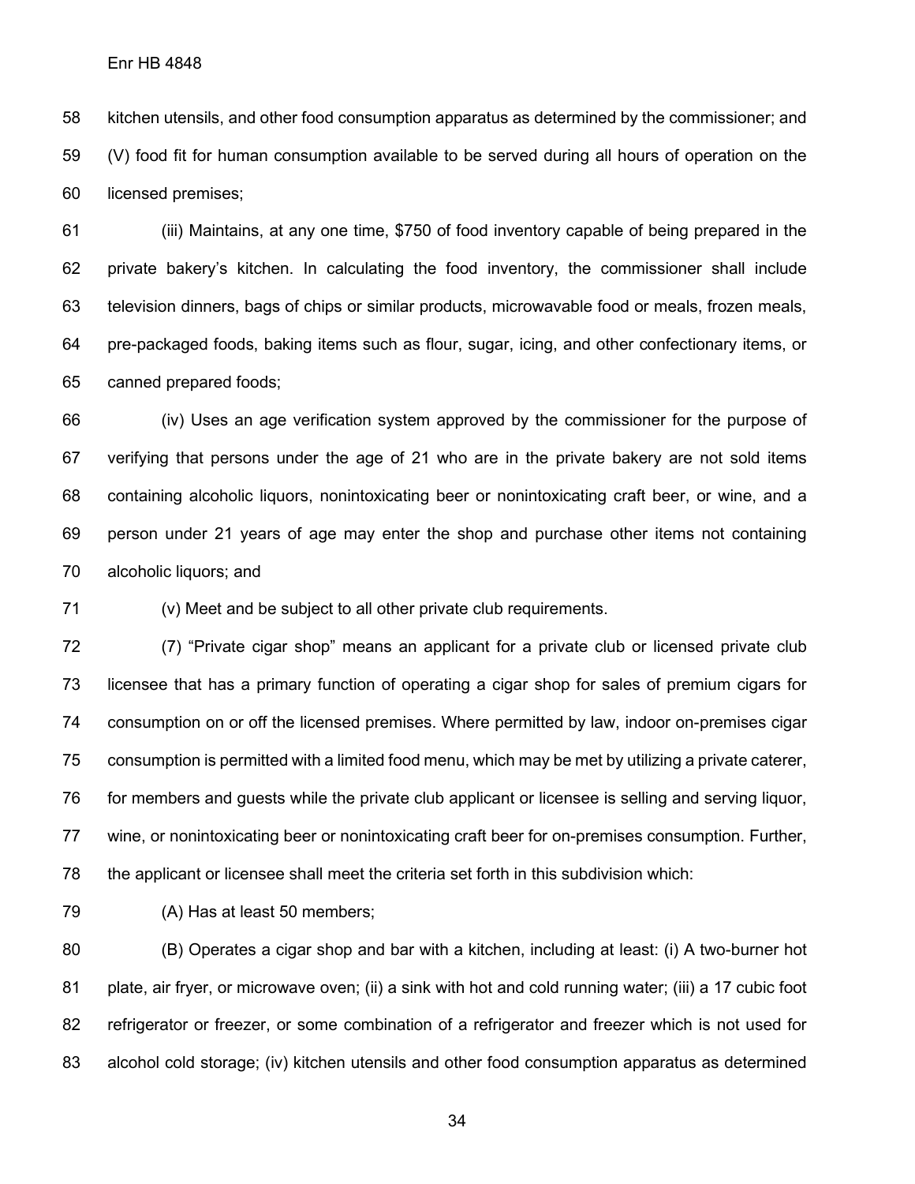kitchen utensils, and other food consumption apparatus as determined by the commissioner; and (V) food fit for human consumption available to be served during all hours of operation on the licensed premises;

(iii) Maintains, at any one time, $750 of food inventory capable of being prepared in the private bakery's kitchen. In calculating the food inventory, the commissioner shall include television dinners, bags of chips or similar products, microwavable food or meals, frozen meals, pre-packaged foods, baking items such as flour, sugar, icing, and other confectionary items, or canned prepared foods;

(iv) Uses an age verification system approved by the commissioner for the purpose of verifying that persons under the age of 21 who are in the private bakery are not sold items containing alcoholic liquors, nonintoxicating beer or nonintoxicating craft beer, or wine, and a person under 21 years of age may enter the shop and purchase other items not containing alcoholic liquors; and

(v) Meet and be subject to all other private club requirements.

(7) "Private cigar shop" means an applicant for a private club or licensed private club licensee that has a primary function of operating a cigar shop for sales of premium cigars for consumption on or off the licensed premises. Where permitted by law, indoor on-premises cigar consumption is permitted with a limited food menu, which may be met by utilizing a private caterer, for members and guests while the private club applicant or licensee is selling and serving liquor, wine, or nonintoxicating beer or nonintoxicating craft beer for on-premises consumption. Further, the applicant or licensee shall meet the criteria set forth in this subdivision which:

(A) Has at least 50 members;

(B) Operates a cigar shop and bar with a kitchen, including at least: (i) A two-burner hot plate, air fryer, or microwave oven; (ii) a sink with hot and cold running water; (iii) a 17 cubic foot refrigerator or freezer, or some combination of a refrigerator and freezer which is not used for alcohol cold storage; (iv) kitchen utensils and other food consumption apparatus as determined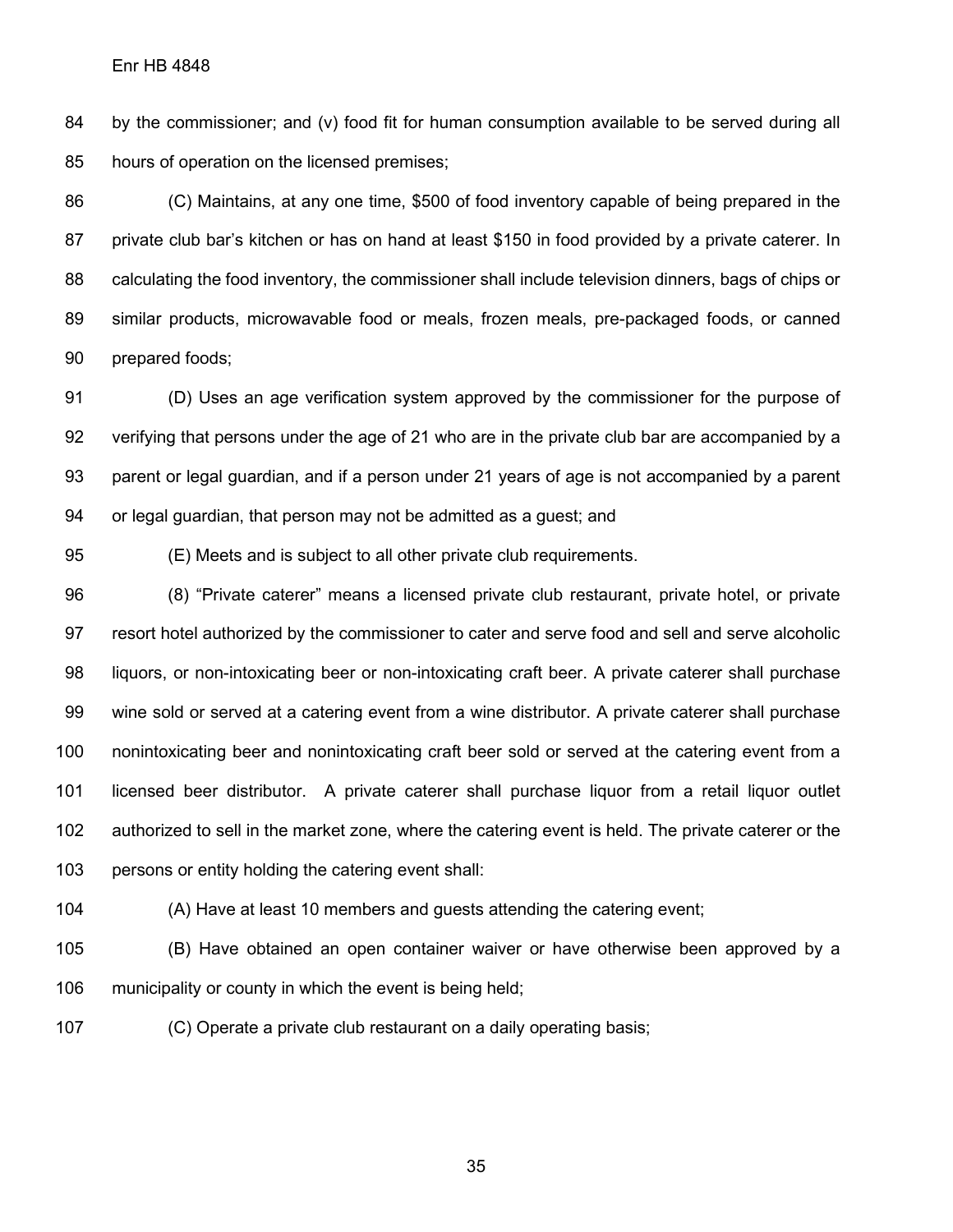by the commissioner; and (v) food fit for human consumption available to be served during all hours of operation on the licensed premises;

(C) Maintains, at any one time, $500 of food inventory capable of being prepared in the private club bar's kitchen or has on hand at least $150 in food provided by a private caterer. In calculating the food inventory, the commissioner shall include television dinners, bags of chips or similar products, microwavable food or meals, frozen meals, pre-packaged foods, or canned prepared foods;

(D) Uses an age verification system approved by the commissioner for the purpose of verifying that persons under the age of 21 who are in the private club bar are accompanied by a parent or legal guardian, and if a person under 21 years of age is not accompanied by a parent or legal guardian, that person may not be admitted as a guest; and

(E) Meets and is subject to all other private club requirements.

(8) "Private caterer" means a licensed private club restaurant, private hotel, or private resort hotel authorized by the commissioner to cater and serve food and sell and serve alcoholic liquors, or non-intoxicating beer or non-intoxicating craft beer. A private caterer shall purchase wine sold or served at a catering event from a wine distributor. A private caterer shall purchase nonintoxicating beer and nonintoxicating craft beer sold or served at the catering event from a licensed beer distributor. A private caterer shall purchase liquor from a retail liquor outlet authorized to sell in the market zone, where the catering event is held. The private caterer or the persons or entity holding the catering event shall:

(A) Have at least 10 members and guests attending the catering event;

(B) Have obtained an open container waiver or have otherwise been approved by a municipality or county in which the event is being held;

(C) Operate a private club restaurant on a daily operating basis;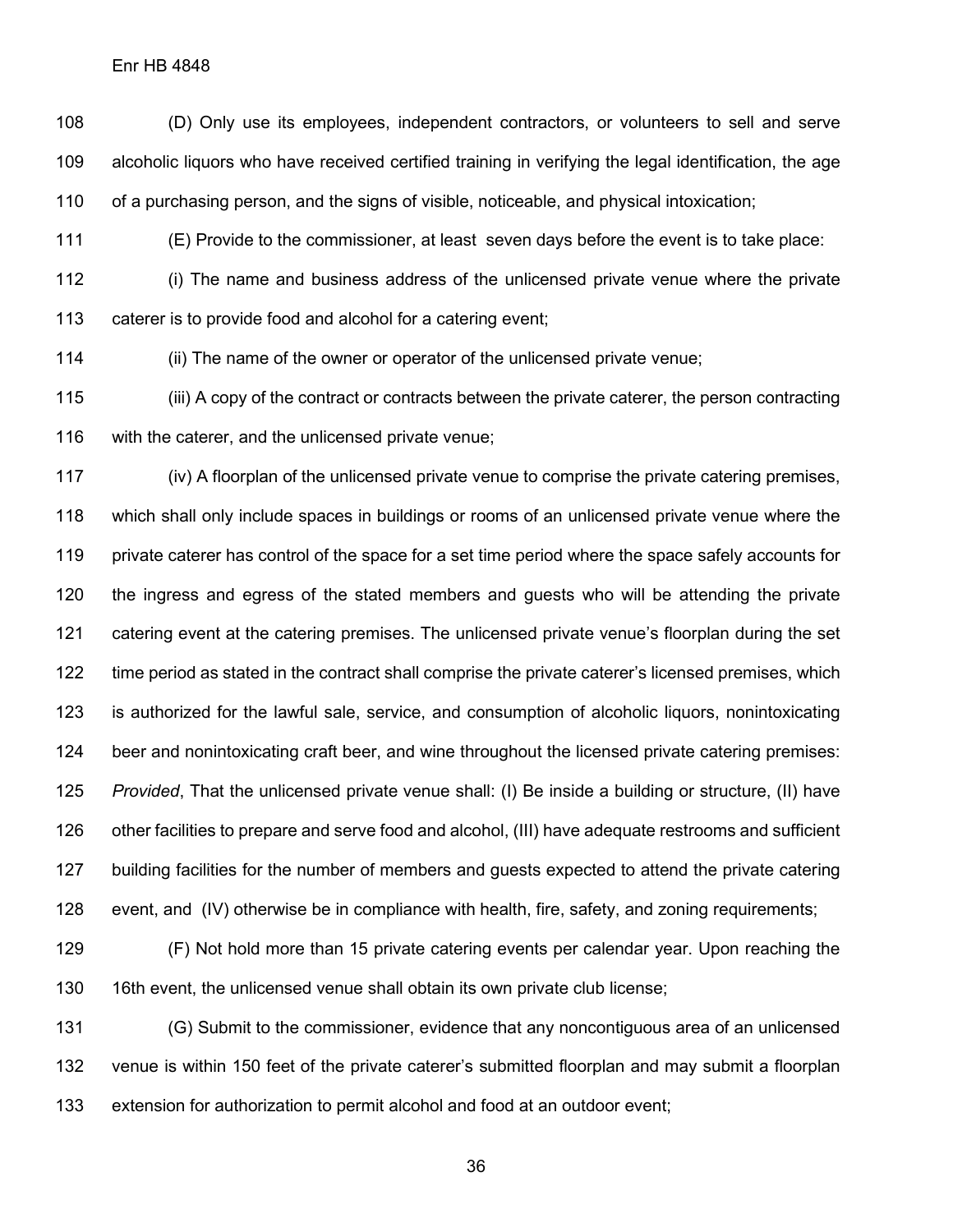(D) Only use its employees, independent contractors, or volunteers to sell and serve alcoholic liquors who have received certified training in verifying the legal identification, the age of a purchasing person, and the signs of visible, noticeable, and physical intoxication;

(E) Provide to the commissioner, at least seven days before the event is to take place:

(i) The name and business address of the unlicensed private venue where the private caterer is to provide food and alcohol for a catering event;

(ii) The name of the owner or operator of the unlicensed private venue;

(iii) A copy of the contract or contracts between the private caterer, the person contracting with the caterer, and the unlicensed private venue;

(iv) A floorplan of the unlicensed private venue to comprise the private catering premises, which shall only include spaces in buildings or rooms of an unlicensed private venue where the private caterer has control of the space for a set time period where the space safely accounts for the ingress and egress of the stated members and guests who will be attending the private catering event at the catering premises. The unlicensed private venue's floorplan during the set time period as stated in the contract shall comprise the private caterer's licensed premises, which is authorized for the lawful sale, service, and consumption of alcoholic liquors, nonintoxicating beer and nonintoxicating craft beer, and wine throughout the licensed private catering premises: *Provided*, That the unlicensed private venue shall: (I) Be inside a building or structure, (II) have other facilities to prepare and serve food and alcohol, (III) have adequate restrooms and sufficient building facilities for the number of members and guests expected to attend the private catering event, and (IV) otherwise be in compliance with health, fire, safety, and zoning requirements;

(F) Not hold more than 15 private catering events per calendar year. Upon reaching the 16th event, the unlicensed venue shall obtain its own private club license;

(G) Submit to the commissioner, evidence that any noncontiguous area of an unlicensed venue is within 150 feet of the private caterer's submitted floorplan and may submit a floorplan extension for authorization to permit alcohol and food at an outdoor event;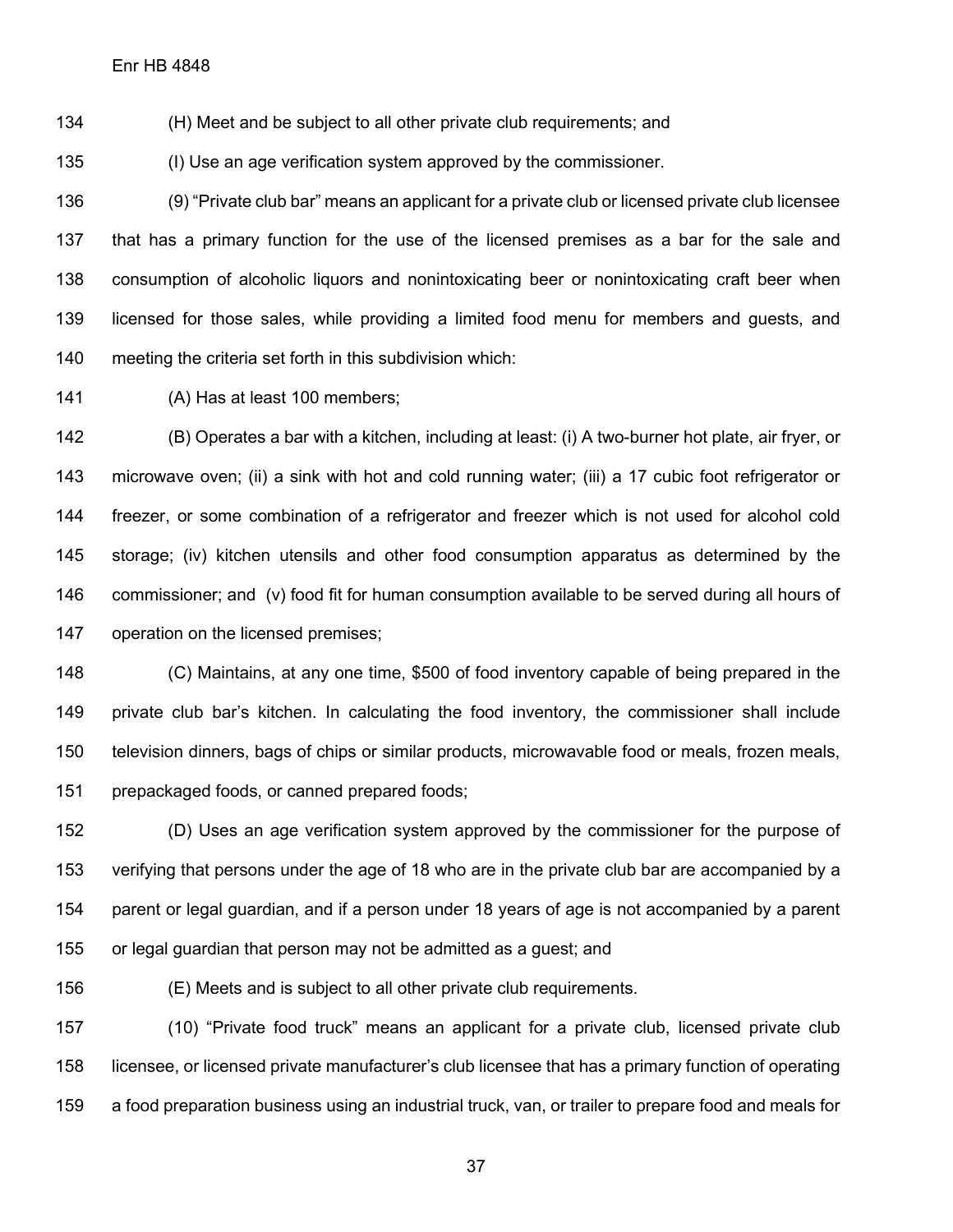(H) Meet and be subject to all other private club requirements; and

(I) Use an age verification system approved by the commissioner.

(9) "Private club bar" means an applicant for a private club or licensed private club licensee that has a primary function for the use of the licensed premises as a bar for the sale and consumption of alcoholic liquors and nonintoxicating beer or nonintoxicating craft beer when licensed for those sales, while providing a limited food menu for members and guests, and meeting the criteria set forth in this subdivision which:

(A) Has at least 100 members;

(B) Operates a bar with a kitchen, including at least: (i) A two-burner hot plate, air fryer, or microwave oven; (ii) a sink with hot and cold running water; (iii) a 17 cubic foot refrigerator or freezer, or some combination of a refrigerator and freezer which is not used for alcohol cold storage; (iv) kitchen utensils and other food consumption apparatus as determined by the commissioner; and (v) food fit for human consumption available to be served during all hours of operation on the licensed premises;

(C) Maintains, at any one time, $500 of food inventory capable of being prepared in the private club bar's kitchen. In calculating the food inventory, the commissioner shall include television dinners, bags of chips or similar products, microwavable food or meals, frozen meals, prepackaged foods, or canned prepared foods;

(D) Uses an age verification system approved by the commissioner for the purpose of verifying that persons under the age of 18 who are in the private club bar are accompanied by a parent or legal guardian, and if a person under 18 years of age is not accompanied by a parent or legal guardian that person may not be admitted as a guest; and

(E) Meets and is subject to all other private club requirements.

(10) "Private food truck" means an applicant for a private club, licensed private club licensee, or licensed private manufacturer's club licensee that has a primary function of operating a food preparation business using an industrial truck, van, or trailer to prepare food and meals for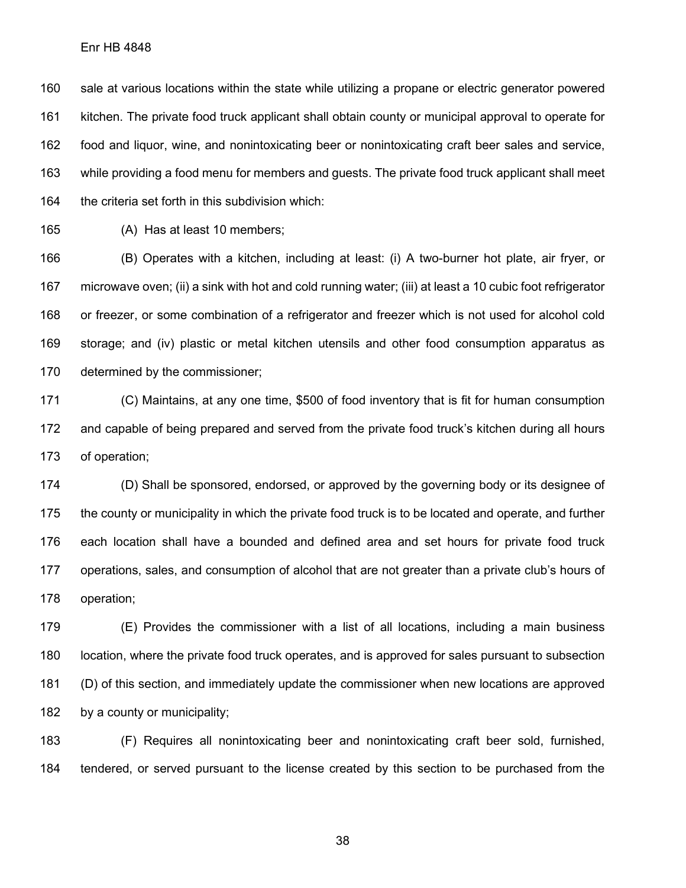sale at various locations within the state while utilizing a propane or electric generator powered kitchen. The private food truck applicant shall obtain county or municipal approval to operate for food and liquor, wine, and nonintoxicating beer or nonintoxicating craft beer sales and service, while providing a food menu for members and guests. The private food truck applicant shall meet the criteria set forth in this subdivision which:

(A) Has at least 10 members;

(B) Operates with a kitchen, including at least: (i) A two-burner hot plate, air fryer, or microwave oven; (ii) a sink with hot and cold running water; (iii) at least a 10 cubic foot refrigerator or freezer, or some combination of a refrigerator and freezer which is not used for alcohol cold storage; and (iv) plastic or metal kitchen utensils and other food consumption apparatus as determined by the commissioner;

(C) Maintains, at any one time, $500 of food inventory that is fit for human consumption and capable of being prepared and served from the private food truck's kitchen during all hours of operation;

(D) Shall be sponsored, endorsed, or approved by the governing body or its designee of the county or municipality in which the private food truck is to be located and operate, and further each location shall have a bounded and defined area and set hours for private food truck operations, sales, and consumption of alcohol that are not greater than a private club's hours of operation;

(E) Provides the commissioner with a list of all locations, including a main business location, where the private food truck operates, and is approved for sales pursuant to subsection (D) of this section, and immediately update the commissioner when new locations are approved by a county or municipality;

(F) Requires all nonintoxicating beer and nonintoxicating craft beer sold, furnished, tendered, or served pursuant to the license created by this section to be purchased from the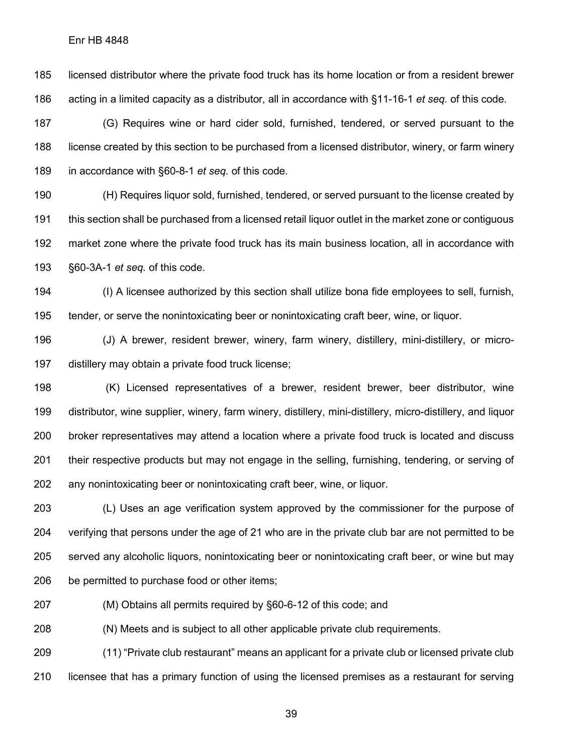licensed distributor where the private food truck has its home location or from a resident brewer acting in a limited capacity as a distributor, all in accordance with §11-16-1 *et seq.* of this code.

(G) Requires wine or hard cider sold, furnished, tendered, or served pursuant to the license created by this section to be purchased from a licensed distributor, winery, or farm winery in accordance with §60-8-1 *et seq.* of this code.

(H) Requires liquor sold, furnished, tendered, or served pursuant to the license created by this section shall be purchased from a licensed retail liquor outlet in the market zone or contiguous market zone where the private food truck has its main business location, all in accordance with §60-3A-1 *et seq.* of this code.

(I) A licensee authorized by this section shall utilize bona fide employees to sell, furnish, tender, or serve the nonintoxicating beer or nonintoxicating craft beer, wine, or liquor.

(J) A brewer, resident brewer, winery, farm winery, distillery, mini-distillery, or micro-distillery may obtain a private food truck license;

(K) Licensed representatives of a brewer, resident brewer, beer distributor, wine distributor, wine supplier, winery, farm winery, distillery, mini-distillery, micro-distillery, and liquor broker representatives may attend a location where a private food truck is located and discuss their respective products but may not engage in the selling, furnishing, tendering, or serving of any nonintoxicating beer or nonintoxicating craft beer, wine, or liquor.

(L) Uses an age verification system approved by the commissioner for the purpose of verifying that persons under the age of 21 who are in the private club bar are not permitted to be served any alcoholic liquors, nonintoxicating beer or nonintoxicating craft beer, or wine but may be permitted to purchase food or other items;

(M) Obtains all permits required by §60-6-12 of this code; and

(N) Meets and is subject to all other applicable private club requirements.

(11) "Private club restaurant" means an applicant for a private club or licensed private club licensee that has a primary function of using the licensed premises as a restaurant for serving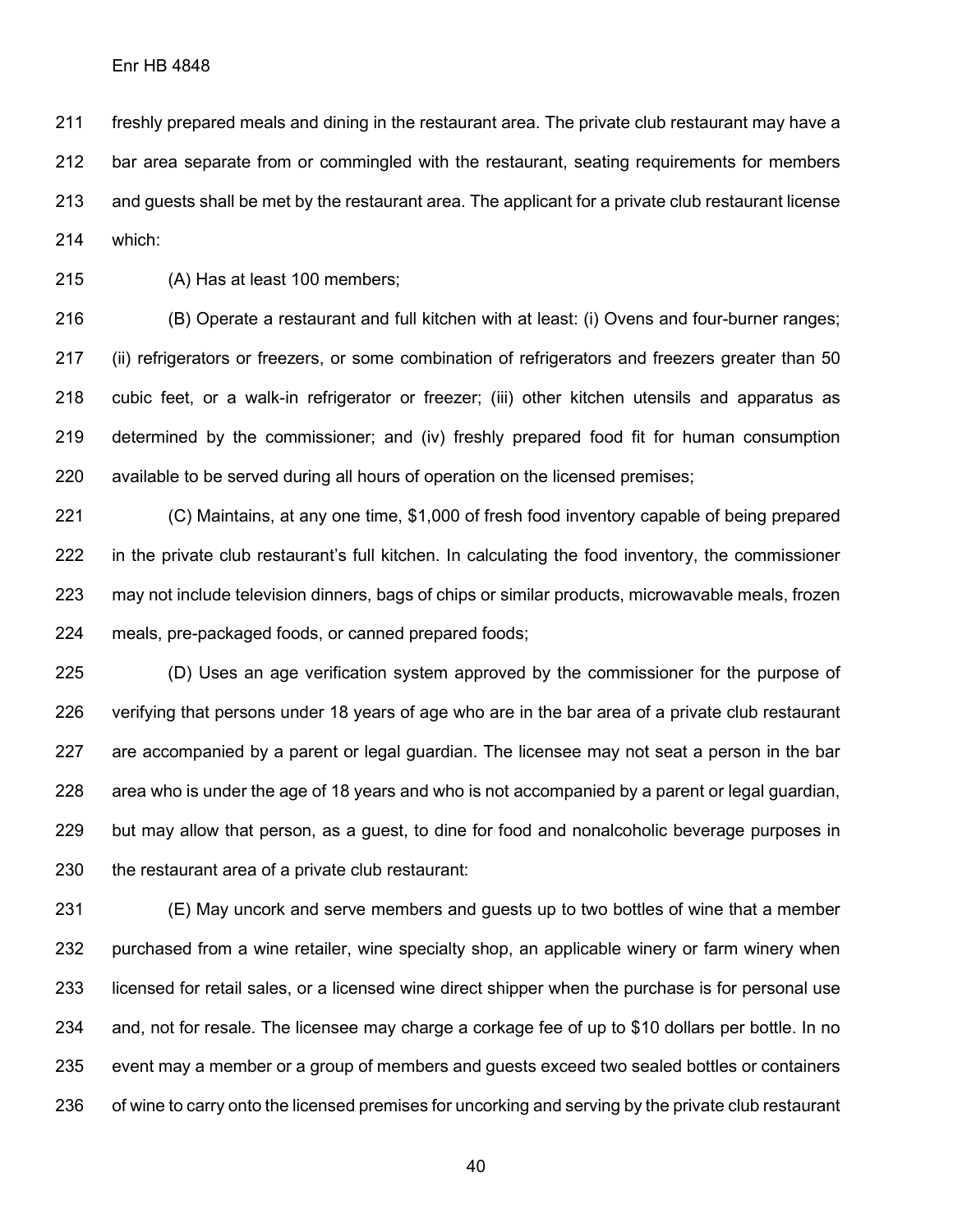freshly prepared meals and dining in the restaurant area. The private club restaurant may have a bar area separate from or commingled with the restaurant, seating requirements for members and guests shall be met by the restaurant area. The applicant for a private club restaurant license which:

(A) Has at least 100 members;

(B) Operate a restaurant and full kitchen with at least: (i) Ovens and four-burner ranges; (ii) refrigerators or freezers, or some combination of refrigerators and freezers greater than 50 cubic feet, or a walk-in refrigerator or freezer; (iii) other kitchen utensils and apparatus as determined by the commissioner; and (iv) freshly prepared food fit for human consumption available to be served during all hours of operation on the licensed premises;

(C) Maintains, at any one time, $1,000 of fresh food inventory capable of being prepared in the private club restaurant's full kitchen. In calculating the food inventory, the commissioner may not include television dinners, bags of chips or similar products, microwavable meals, frozen meals, pre-packaged foods, or canned prepared foods;

(D) Uses an age verification system approved by the commissioner for the purpose of verifying that persons under 18 years of age who are in the bar area of a private club restaurant are accompanied by a parent or legal guardian. The licensee may not seat a person in the bar area who is under the age of 18 years and who is not accompanied by a parent or legal guardian, but may allow that person, as a guest, to dine for food and nonalcoholic beverage purposes in the restaurant area of a private club restaurant:

(E) May uncork and serve members and guests up to two bottles of wine that a member purchased from a wine retailer, wine specialty shop, an applicable winery or farm winery when licensed for retail sales, or a licensed wine direct shipper when the purchase is for personal use and, not for resale. The licensee may charge a corkage fee of up to $10 dollars per bottle. In no event may a member or a group of members and guests exceed two sealed bottles or containers of wine to carry onto the licensed premises for uncorking and serving by the private club restaurant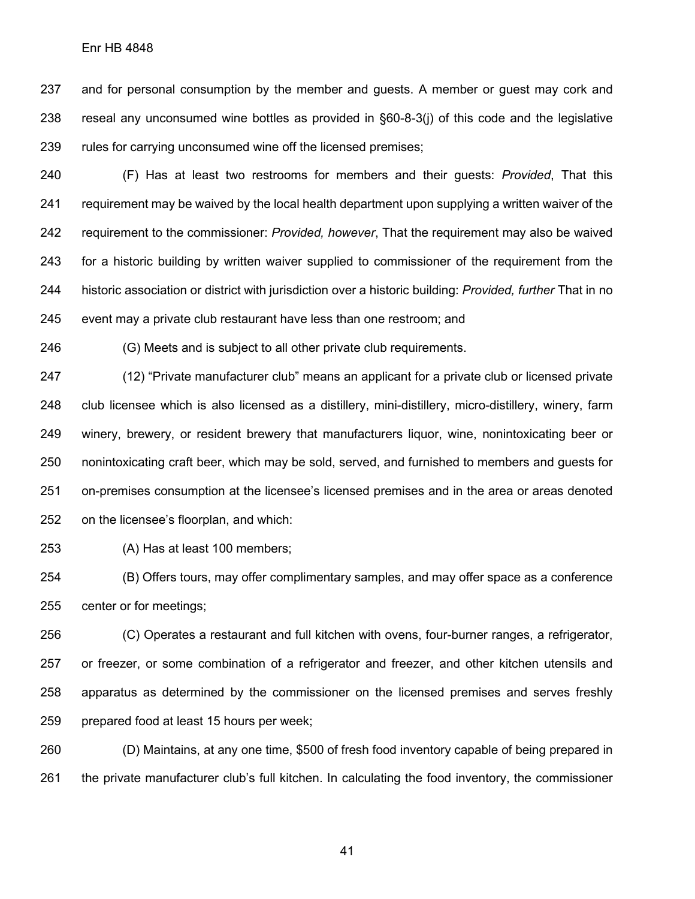and for personal consumption by the member and guests. A member or guest may cork and reseal any unconsumed wine bottles as provided in §60-8-3(j) of this code and the legislative rules for carrying unconsumed wine off the licensed premises;

(F) Has at least two restrooms for members and their guests: *Provided*, That this requirement may be waived by the local health department upon supplying a written waiver of the requirement to the commissioner: *Provided, however*, That the requirement may also be waived for a historic building by written waiver supplied to commissioner of the requirement from the historic association or district with jurisdiction over a historic building: *Provided, further* That in no event may a private club restaurant have less than one restroom; and

(G) Meets and is subject to all other private club requirements.

(12) "Private manufacturer club" means an applicant for a private club or licensed private club licensee which is also licensed as a distillery, mini-distillery, micro-distillery, winery, farm winery, brewery, or resident brewery that manufacturers liquor, wine, nonintoxicating beer or nonintoxicating craft beer, which may be sold, served, and furnished to members and guests for on-premises consumption at the licensee's licensed premises and in the area or areas denoted on the licensee's floorplan, and which:

(A) Has at least 100 members;

(B) Offers tours, may offer complimentary samples, and may offer space as a conference center or for meetings;

(C) Operates a restaurant and full kitchen with ovens, four-burner ranges, a refrigerator, or freezer, or some combination of a refrigerator and freezer, and other kitchen utensils and apparatus as determined by the commissioner on the licensed premises and serves freshly prepared food at least 15 hours per week;

(D) Maintains, at any one time, $500 of fresh food inventory capable of being prepared in the private manufacturer club's full kitchen. In calculating the food inventory, the commissioner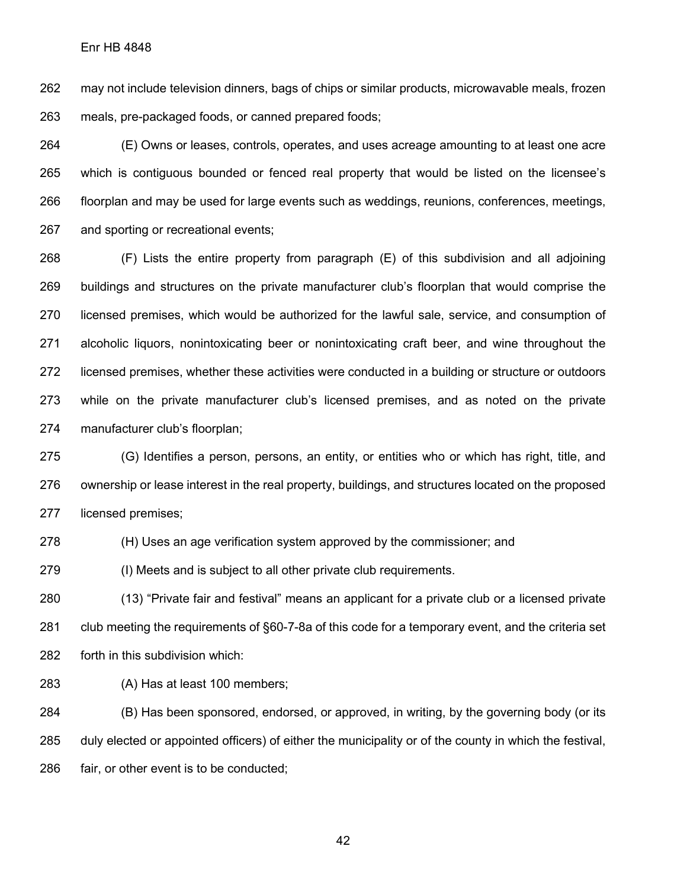may not include television dinners, bags of chips or similar products, microwavable meals, frozen meals, pre-packaged foods, or canned prepared foods;

(E) Owns or leases, controls, operates, and uses acreage amounting to at least one acre which is contiguous bounded or fenced real property that would be listed on the licensee's floorplan and may be used for large events such as weddings, reunions, conferences, meetings, and sporting or recreational events;

(F) Lists the entire property from paragraph (E) of this subdivision and all adjoining buildings and structures on the private manufacturer club's floorplan that would comprise the licensed premises, which would be authorized for the lawful sale, service, and consumption of alcoholic liquors, nonintoxicating beer or nonintoxicating craft beer, and wine throughout the licensed premises, whether these activities were conducted in a building or structure or outdoors while on the private manufacturer club's licensed premises, and as noted on the private manufacturer club's floorplan;

(G) Identifies a person, persons, an entity, or entities who or which has right, title, and ownership or lease interest in the real property, buildings, and structures located on the proposed licensed premises;

(H) Uses an age verification system approved by the commissioner; and

(I) Meets and is subject to all other private club requirements.

(13) "Private fair and festival" means an applicant for a private club or a licensed private club meeting the requirements of §60-7-8a of this code for a temporary event, and the criteria set forth in this subdivision which:

(A) Has at least 100 members;

(B) Has been sponsored, endorsed, or approved, in writing, by the governing body (or its duly elected or appointed officers) of either the municipality or of the county in which the festival, fair, or other event is to be conducted;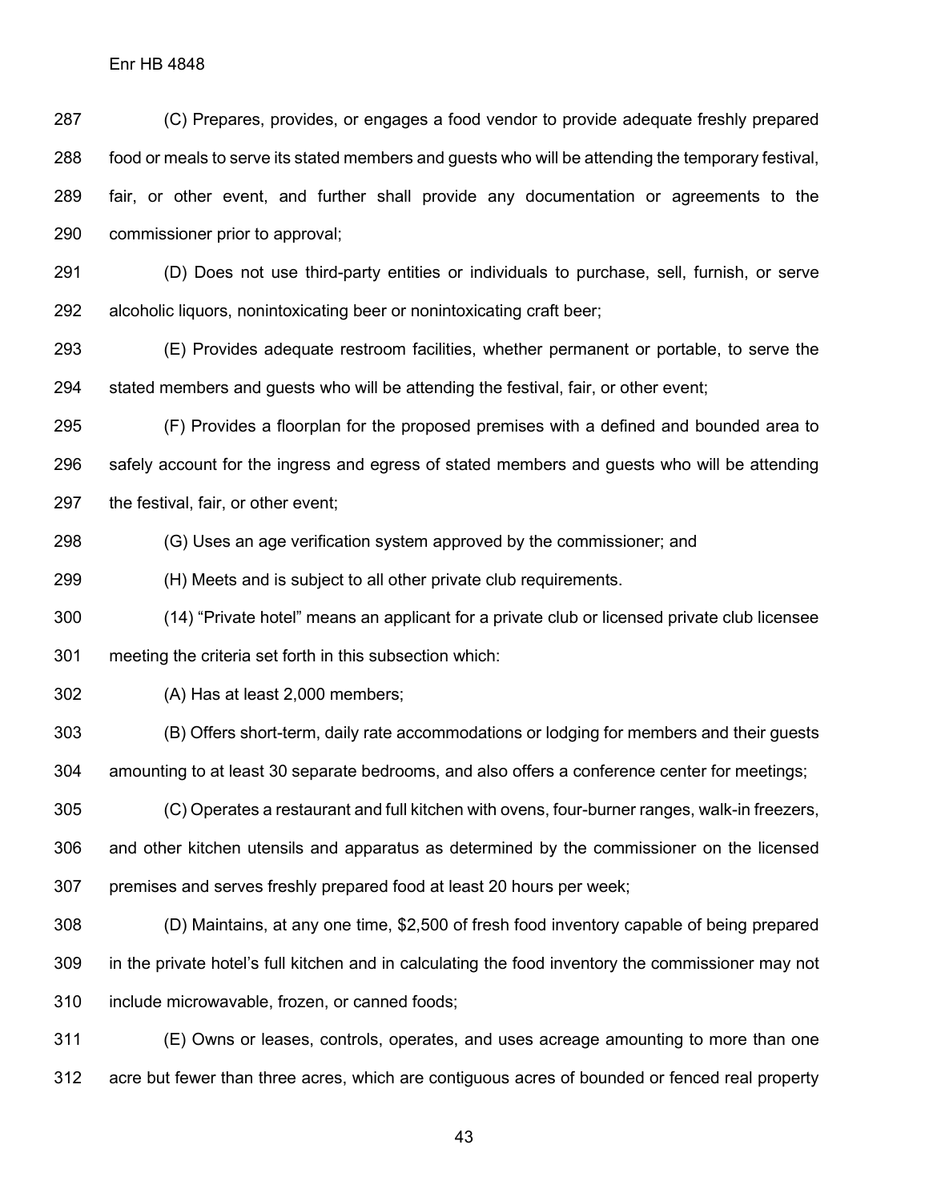(C) Prepares, provides, or engages a food vendor to provide adequate freshly prepared food or meals to serve its stated members and guests who will be attending the temporary festival, fair, or other event, and further shall provide any documentation or agreements to the commissioner prior to approval;

(D) Does not use third-party entities or individuals to purchase, sell, furnish, or serve alcoholic liquors, nonintoxicating beer or nonintoxicating craft beer;

(E) Provides adequate restroom facilities, whether permanent or portable, to serve the stated members and guests who will be attending the festival, fair, or other event;

(F) Provides a floorplan for the proposed premises with a defined and bounded area to safely account for the ingress and egress of stated members and guests who will be attending the festival, fair, or other event;

(G) Uses an age verification system approved by the commissioner; and

(H) Meets and is subject to all other private club requirements.

(14) "Private hotel" means an applicant for a private club or licensed private club licensee meeting the criteria set forth in this subsection which:

(A) Has at least 2,000 members;

(B) Offers short-term, daily rate accommodations or lodging for members and their guests amounting to at least 30 separate bedrooms, and also offers a conference center for meetings;

(C) Operates a restaurant and full kitchen with ovens, four-burner ranges, walk-in freezers, and other kitchen utensils and apparatus as determined by the commissioner on the licensed premises and serves freshly prepared food at least 20 hours per week;

(D) Maintains, at any one time, $2,500 of fresh food inventory capable of being prepared in the private hotel's full kitchen and in calculating the food inventory the commissioner may not include microwavable, frozen, or canned foods;

(E) Owns or leases, controls, operates, and uses acreage amounting to more than one acre but fewer than three acres, which are contiguous acres of bounded or fenced real property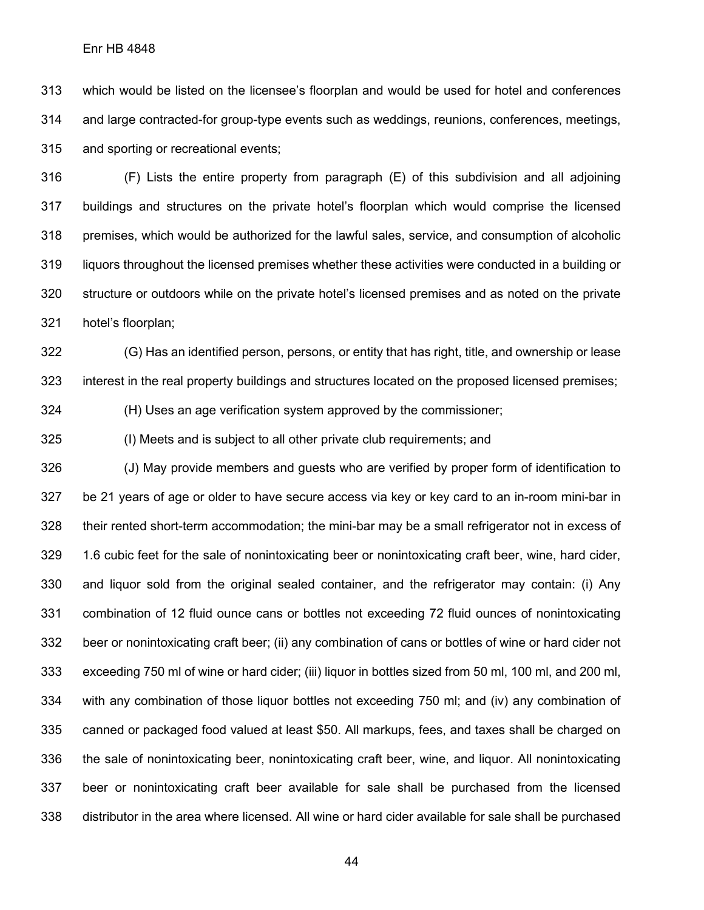which would be listed on the licensee's floorplan and would be used for hotel and conferences and large contracted-for group-type events such as weddings, reunions, conferences, meetings, and sporting or recreational events;

(F) Lists the entire property from paragraph (E) of this subdivision and all adjoining buildings and structures on the private hotel's floorplan which would comprise the licensed premises, which would be authorized for the lawful sales, service, and consumption of alcoholic liquors throughout the licensed premises whether these activities were conducted in a building or structure or outdoors while on the private hotel's licensed premises and as noted on the private hotel's floorplan;

(G) Has an identified person, persons, or entity that has right, title, and ownership or lease interest in the real property buildings and structures located on the proposed licensed premises;

(H) Uses an age verification system approved by the commissioner;

(I) Meets and is subject to all other private club requirements; and

(J) May provide members and guests who are verified by proper form of identification to be 21 years of age or older to have secure access via key or key card to an in-room mini-bar in their rented short-term accommodation; the mini-bar may be a small refrigerator not in excess of 1.6 cubic feet for the sale of nonintoxicating beer or nonintoxicating craft beer, wine, hard cider, and liquor sold from the original sealed container, and the refrigerator may contain: (i) Any combination of 12 fluid ounce cans or bottles not exceeding 72 fluid ounces of nonintoxicating beer or nonintoxicating craft beer; (ii) any combination of cans or bottles of wine or hard cider not exceeding 750 ml of wine or hard cider; (iii) liquor in bottles sized from 50 ml, 100 ml, and 200 ml, with any combination of those liquor bottles not exceeding 750 ml; and (iv) any combination of canned or packaged food valued at least $50. All markups, fees, and taxes shall be charged on the sale of nonintoxicating beer, nonintoxicating craft beer, wine, and liquor. All nonintoxicating beer or nonintoxicating craft beer available for sale shall be purchased from the licensed distributor in the area where licensed. All wine or hard cider available for sale shall be purchased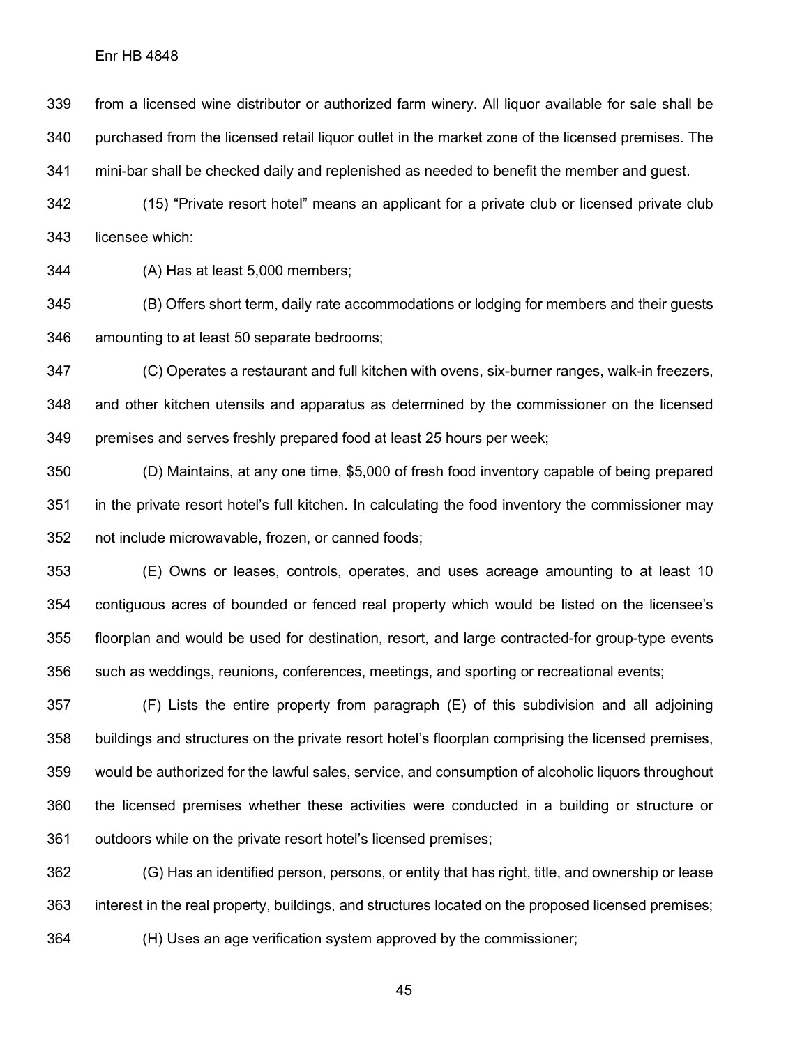from a licensed wine distributor or authorized farm winery. All liquor available for sale shall be purchased from the licensed retail liquor outlet in the market zone of the licensed premises. The mini-bar shall be checked daily and replenished as needed to benefit the member and guest.

(15) "Private resort hotel" means an applicant for a private club or licensed private club licensee which:

(A) Has at least 5,000 members;

(B) Offers short term, daily rate accommodations or lodging for members and their guests amounting to at least 50 separate bedrooms;

(C) Operates a restaurant and full kitchen with ovens, six-burner ranges, walk-in freezers, and other kitchen utensils and apparatus as determined by the commissioner on the licensed premises and serves freshly prepared food at least 25 hours per week;

(D) Maintains, at any one time, $5,000 of fresh food inventory capable of being prepared in the private resort hotel's full kitchen. In calculating the food inventory the commissioner may not include microwavable, frozen, or canned foods;

(E) Owns or leases, controls, operates, and uses acreage amounting to at least 10 contiguous acres of bounded or fenced real property which would be listed on the licensee's floorplan and would be used for destination, resort, and large contracted-for group-type events such as weddings, reunions, conferences, meetings, and sporting or recreational events;

(F) Lists the entire property from paragraph (E) of this subdivision and all adjoining buildings and structures on the private resort hotel's floorplan comprising the licensed premises, would be authorized for the lawful sales, service, and consumption of alcoholic liquors throughout the licensed premises whether these activities were conducted in a building or structure or outdoors while on the private resort hotel's licensed premises;

(G) Has an identified person, persons, or entity that has right, title, and ownership or lease interest in the real property, buildings, and structures located on the proposed licensed premises;

(H) Uses an age verification system approved by the commissioner;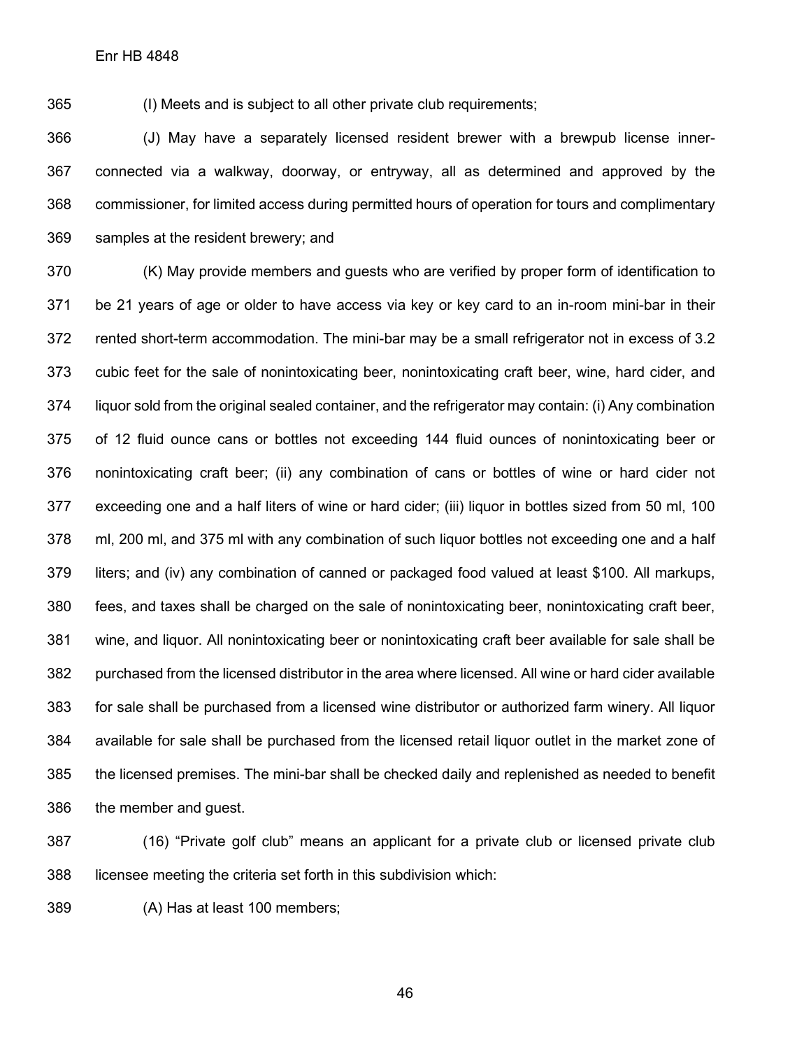(I) Meets and is subject to all other private club requirements;

(J) May have a separately licensed resident brewer with a brewpub license inner-connected via a walkway, doorway, or entryway, all as determined and approved by the commissioner, for limited access during permitted hours of operation for tours and complimentary samples at the resident brewery; and

(K) May provide members and guests who are verified by proper form of identification to be 21 years of age or older to have access via key or key card to an in-room mini-bar in their rented short-term accommodation. The mini-bar may be a small refrigerator not in excess of 3.2 cubic feet for the sale of nonintoxicating beer, nonintoxicating craft beer, wine, hard cider, and liquor sold from the original sealed container, and the refrigerator may contain: (i) Any combination of 12 fluid ounce cans or bottles not exceeding 144 fluid ounces of nonintoxicating beer or nonintoxicating craft beer; (ii) any combination of cans or bottles of wine or hard cider not exceeding one and a half liters of wine or hard cider; (iii) liquor in bottles sized from 50 ml, 100 ml, 200 ml, and 375 ml with any combination of such liquor bottles not exceeding one and a half liters; and (iv) any combination of canned or packaged food valued at least $100. All markups, fees, and taxes shall be charged on the sale of nonintoxicating beer, nonintoxicating craft beer, wine, and liquor. All nonintoxicating beer or nonintoxicating craft beer available for sale shall be purchased from the licensed distributor in the area where licensed. All wine or hard cider available for sale shall be purchased from a licensed wine distributor or authorized farm winery. All liquor available for sale shall be purchased from the licensed retail liquor outlet in the market zone of the licensed premises. The mini-bar shall be checked daily and replenished as needed to benefit the member and guest.

(16) "Private golf club" means an applicant for a private club or licensed private club licensee meeting the criteria set forth in this subdivision which:

(A) Has at least 100 members;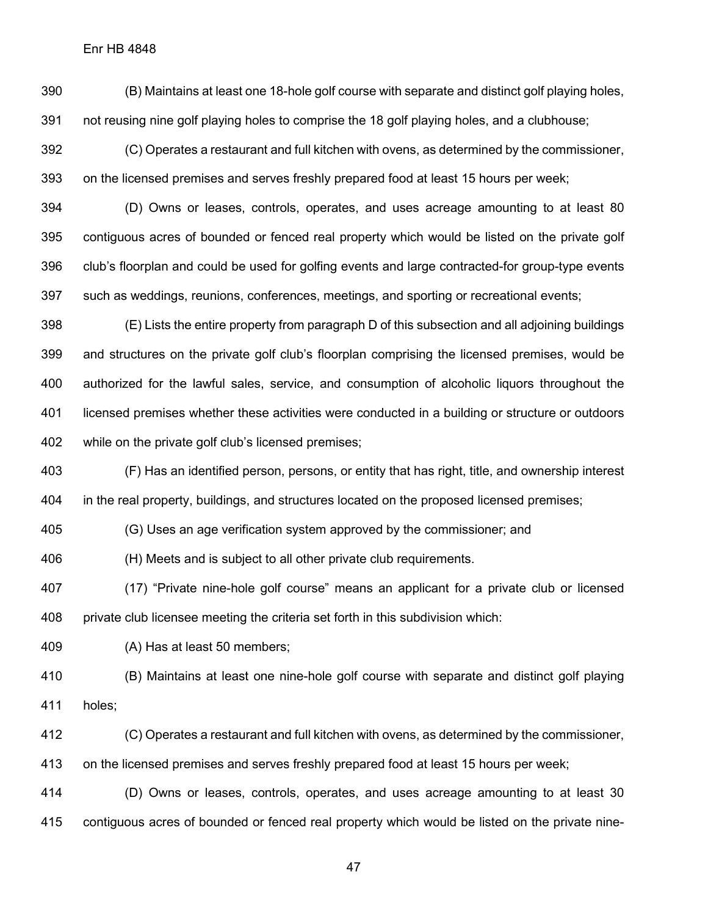(B) Maintains at least one 18-hole golf course with separate and distinct golf playing holes, not reusing nine golf playing holes to comprise the 18 golf playing holes, and a clubhouse;

(C) Operates a restaurant and full kitchen with ovens, as determined by the commissioner, on the licensed premises and serves freshly prepared food at least 15 hours per week;

(D) Owns or leases, controls, operates, and uses acreage amounting to at least 80 contiguous acres of bounded or fenced real property which would be listed on the private golf club's floorplan and could be used for golfing events and large contracted-for group-type events such as weddings, reunions, conferences, meetings, and sporting or recreational events;

(E) Lists the entire property from paragraph D of this subsection and all adjoining buildings and structures on the private golf club's floorplan comprising the licensed premises, would be authorized for the lawful sales, service, and consumption of alcoholic liquors throughout the licensed premises whether these activities were conducted in a building or structure or outdoors while on the private golf club's licensed premises;

(F) Has an identified person, persons, or entity that has right, title, and ownership interest in the real property, buildings, and structures located on the proposed licensed premises;

(G) Uses an age verification system approved by the commissioner; and

(H) Meets and is subject to all other private club requirements.

(17) "Private nine-hole golf course" means an applicant for a private club or licensed private club licensee meeting the criteria set forth in this subdivision which:

(A) Has at least 50 members;

(B) Maintains at least one nine-hole golf course with separate and distinct golf playing holes;

(C) Operates a restaurant and full kitchen with ovens, as determined by the commissioner, on the licensed premises and serves freshly prepared food at least 15 hours per week;

(D) Owns or leases, controls, operates, and uses acreage amounting to at least 30 contiguous acres of bounded or fenced real property which would be listed on the private nine-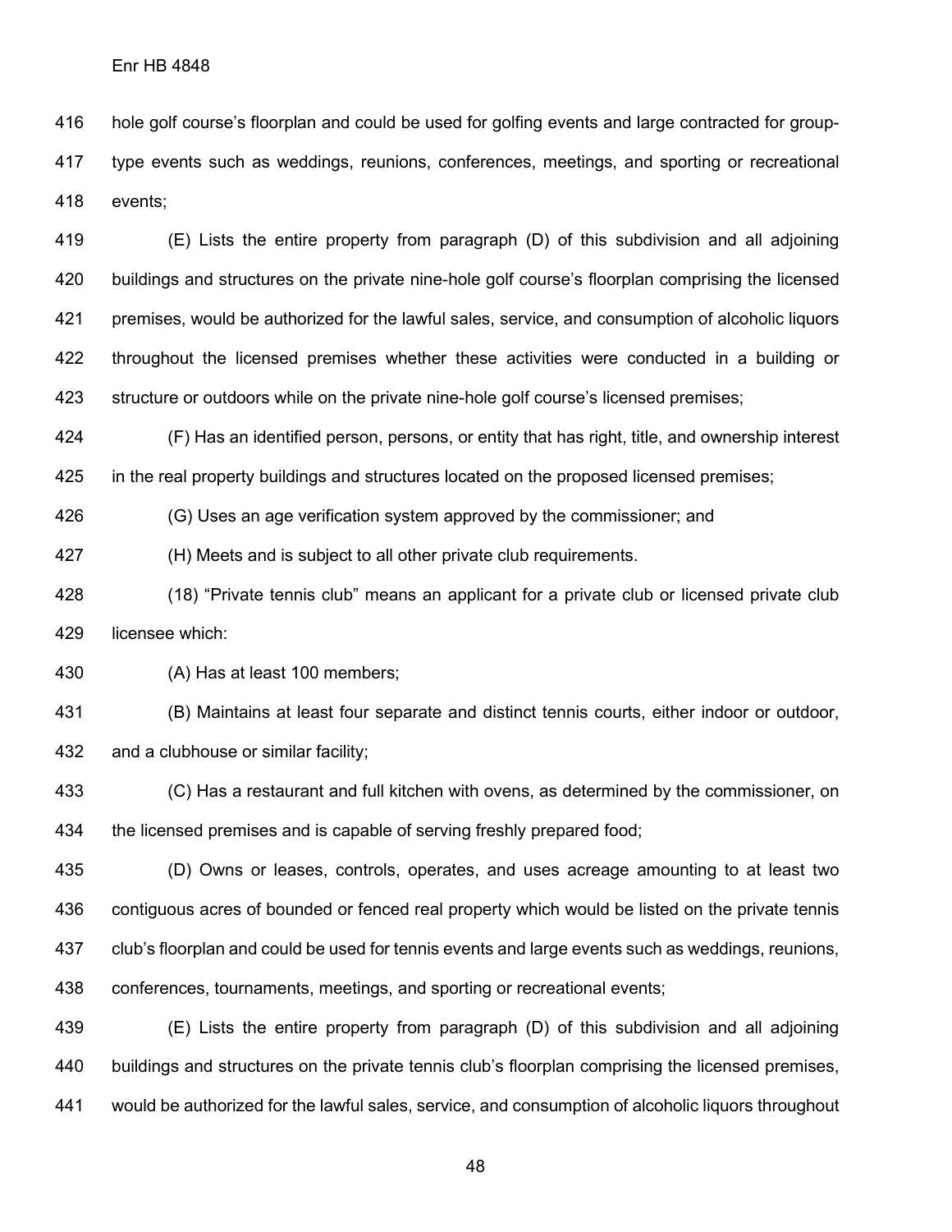hole golf course's floorplan and could be used for golfing events and large contracted for group-type events such as weddings, reunions, conferences, meetings, and sporting or recreational events;

(E) Lists the entire property from paragraph (D) of this subdivision and all adjoining buildings and structures on the private nine-hole golf course's floorplan comprising the licensed premises, would be authorized for the lawful sales, service, and consumption of alcoholic liquors throughout the licensed premises whether these activities were conducted in a building or structure or outdoors while on the private nine-hole golf course's licensed premises;

(F) Has an identified person, persons, or entity that has right, title, and ownership interest in the real property buildings and structures located on the proposed licensed premises;

(G) Uses an age verification system approved by the commissioner; and

(H) Meets and is subject to all other private club requirements.

(18) "Private tennis club" means an applicant for a private club or licensed private club licensee which:

(A) Has at least 100 members;

(B) Maintains at least four separate and distinct tennis courts, either indoor or outdoor, and a clubhouse or similar facility;

(C) Has a restaurant and full kitchen with ovens, as determined by the commissioner, on the licensed premises and is capable of serving freshly prepared food;

(D) Owns or leases, controls, operates, and uses acreage amounting to at least two contiguous acres of bounded or fenced real property which would be listed on the private tennis club's floorplan and could be used for tennis events and large events such as weddings, reunions, conferences, tournaments, meetings, and sporting or recreational events;

(E) Lists the entire property from paragraph (D) of this subdivision and all adjoining buildings and structures on the private tennis club's floorplan comprising the licensed premises, would be authorized for the lawful sales, service, and consumption of alcoholic liquors throughout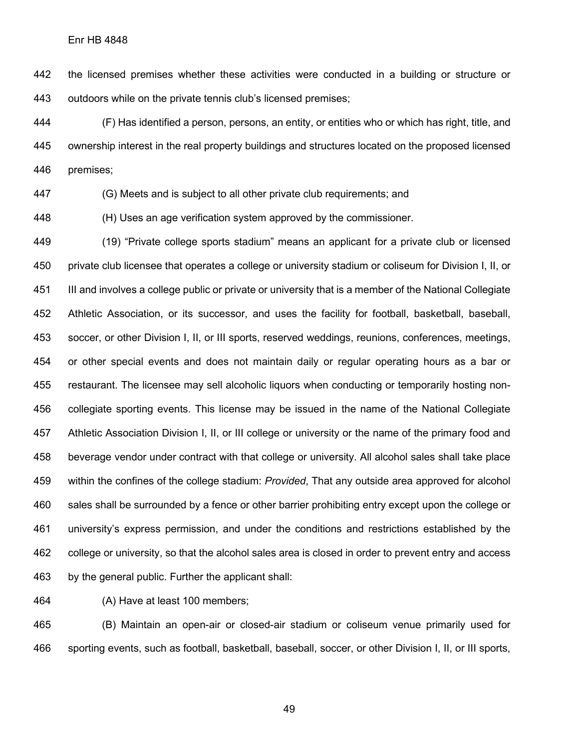the licensed premises whether these activities were conducted in a building or structure or outdoors while on the private tennis club's licensed premises;

(F) Has identified a person, persons, an entity, or entities who or which has right, title, and ownership interest in the real property buildings and structures located on the proposed licensed premises;

(G) Meets and is subject to all other private club requirements; and

(H) Uses an age verification system approved by the commissioner.

(19) "Private college sports stadium" means an applicant for a private club or licensed private club licensee that operates a college or university stadium or coliseum for Division I, II, or III and involves a college public or private or university that is a member of the National Collegiate Athletic Association, or its successor, and uses the facility for football, basketball, baseball, soccer, or other Division I, II, or III sports, reserved weddings, reunions, conferences, meetings, or other special events and does not maintain daily or regular operating hours as a bar or restaurant. The licensee may sell alcoholic liquors when conducting or temporarily hosting non-collegiate sporting events. This license may be issued in the name of the National Collegiate Athletic Association Division I, II, or III college or university or the name of the primary food and beverage vendor under contract with that college or university. All alcohol sales shall take place within the confines of the college stadium: *Provided*, That any outside area approved for alcohol sales shall be surrounded by a fence or other barrier prohibiting entry except upon the college or university's express permission, and under the conditions and restrictions established by the college or university, so that the alcohol sales area is closed in order to prevent entry and access by the general public. Further the applicant shall:

(A) Have at least 100 members;

(B) Maintain an open-air or closed-air stadium or coliseum venue primarily used for sporting events, such as football, basketball, baseball, soccer, or other Division I, II, or III sports,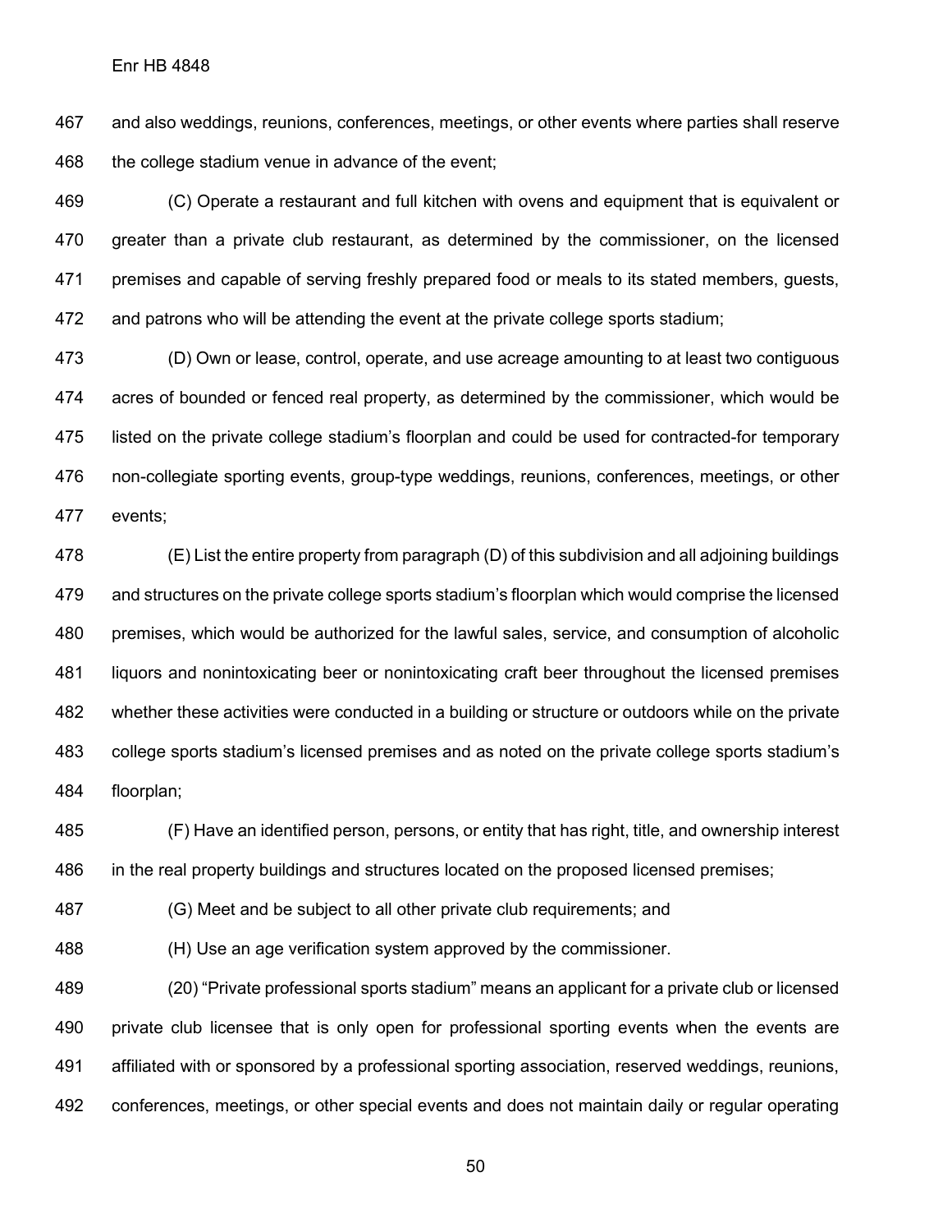and also weddings, reunions, conferences, meetings, or other events where parties shall reserve the college stadium venue in advance of the event;

(C) Operate a restaurant and full kitchen with ovens and equipment that is equivalent or greater than a private club restaurant, as determined by the commissioner, on the licensed premises and capable of serving freshly prepared food or meals to its stated members, guests, and patrons who will be attending the event at the private college sports stadium;

(D) Own or lease, control, operate, and use acreage amounting to at least two contiguous acres of bounded or fenced real property, as determined by the commissioner, which would be listed on the private college stadium's floorplan and could be used for contracted-for temporary non-collegiate sporting events, group-type weddings, reunions, conferences, meetings, or other events;

(E) List the entire property from paragraph (D) of this subdivision and all adjoining buildings and structures on the private college sports stadium's floorplan which would comprise the licensed premises, which would be authorized for the lawful sales, service, and consumption of alcoholic liquors and nonintoxicating beer or nonintoxicating craft beer throughout the licensed premises whether these activities were conducted in a building or structure or outdoors while on the private college sports stadium's licensed premises and as noted on the private college sports stadium's floorplan;

(F) Have an identified person, persons, or entity that has right, title, and ownership interest in the real property buildings and structures located on the proposed licensed premises;

(G) Meet and be subject to all other private club requirements; and

(H) Use an age verification system approved by the commissioner.

(20) "Private professional sports stadium" means an applicant for a private club or licensed private club licensee that is only open for professional sporting events when the events are affiliated with or sponsored by a professional sporting association, reserved weddings, reunions, conferences, meetings, or other special events and does not maintain daily or regular operating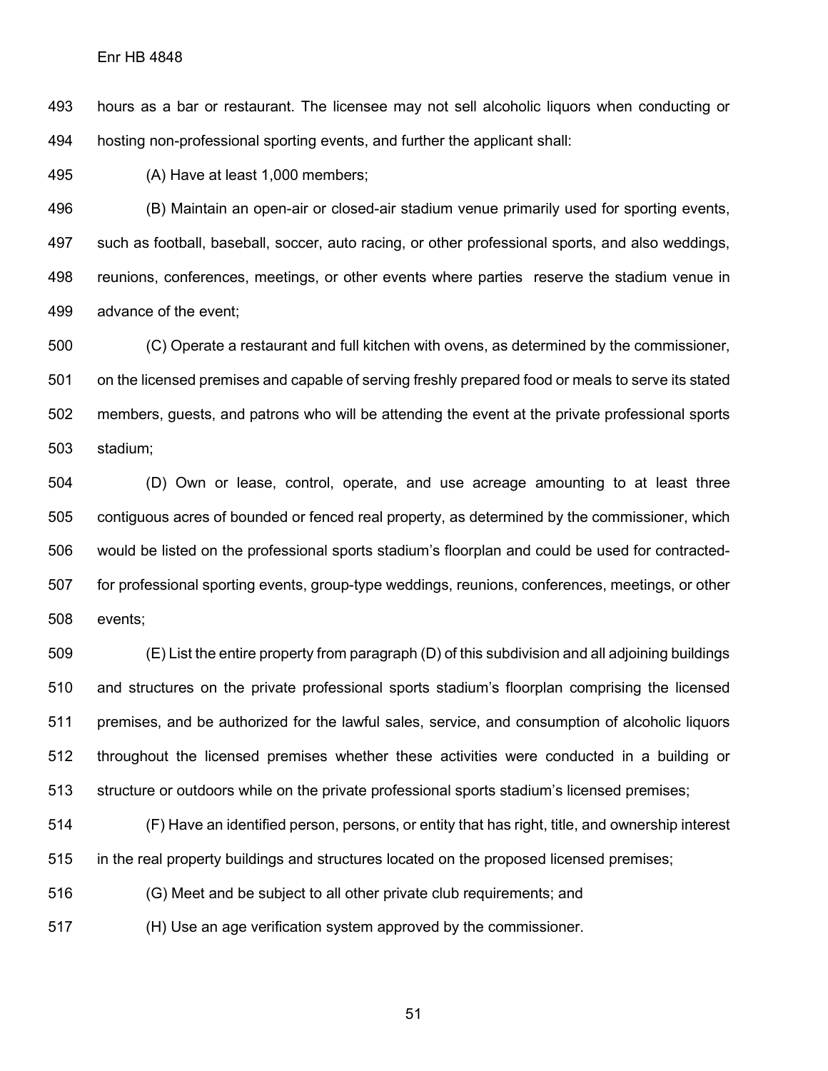hours as a bar or restaurant. The licensee may not sell alcoholic liquors when conducting or hosting non-professional sporting events, and further the applicant shall:

(A) Have at least 1,000 members;

(B) Maintain an open-air or closed-air stadium venue primarily used for sporting events, such as football, baseball, soccer, auto racing, or other professional sports, and also weddings, reunions, conferences, meetings, or other events where parties reserve the stadium venue in advance of the event;

(C) Operate a restaurant and full kitchen with ovens, as determined by the commissioner, on the licensed premises and capable of serving freshly prepared food or meals to serve its stated members, guests, and patrons who will be attending the event at the private professional sports stadium;

(D) Own or lease, control, operate, and use acreage amounting to at least three contiguous acres of bounded or fenced real property, as determined by the commissioner, which would be listed on the professional sports stadium's floorplan and could be used for contracted-for professional sporting events, group-type weddings, reunions, conferences, meetings, or other events;

(E) List the entire property from paragraph (D) of this subdivision and all adjoining buildings and structures on the private professional sports stadium's floorplan comprising the licensed premises, and be authorized for the lawful sales, service, and consumption of alcoholic liquors throughout the licensed premises whether these activities were conducted in a building or structure or outdoors while on the private professional sports stadium's licensed premises;

(F) Have an identified person, persons, or entity that has right, title, and ownership interest in the real property buildings and structures located on the proposed licensed premises;

(G) Meet and be subject to all other private club requirements; and

(H) Use an age verification system approved by the commissioner.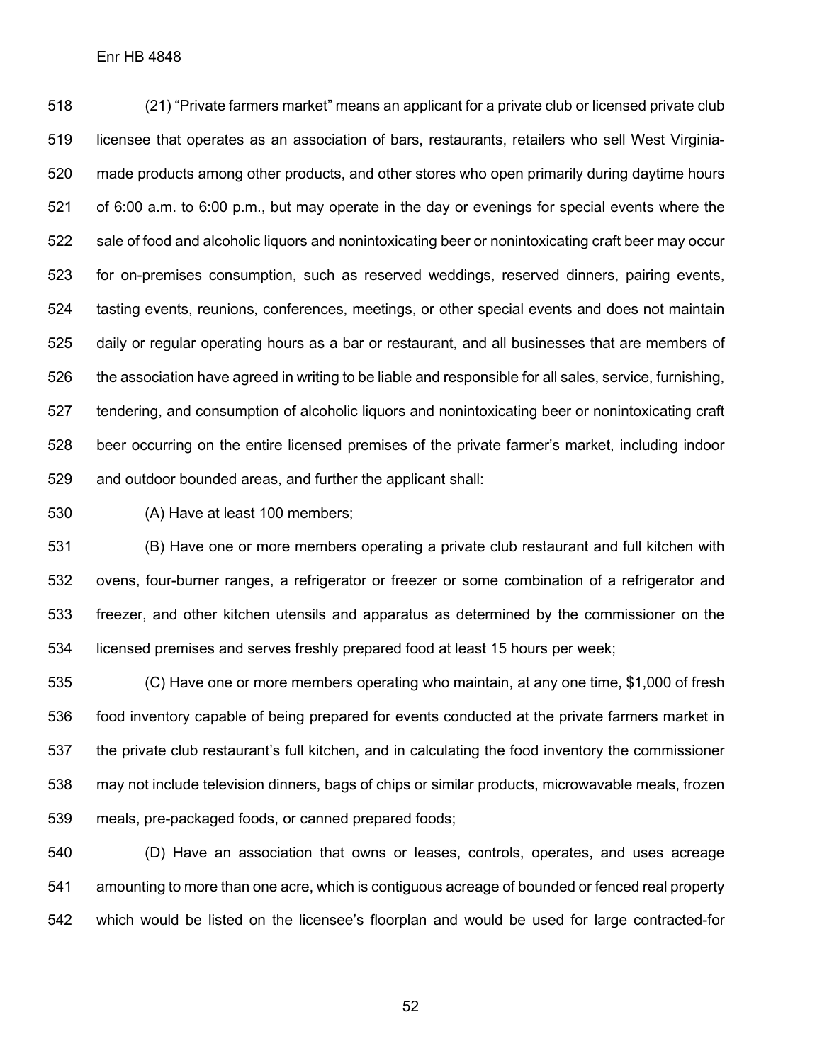(21) "Private farmers market" means an applicant for a private club or licensed private club licensee that operates as an association of bars, restaurants, retailers who sell West Virginia-made products among other products, and other stores who open primarily during daytime hours of 6:00 a.m. to 6:00 p.m., but may operate in the day or evenings for special events where the sale of food and alcoholic liquors and nonintoxicating beer or nonintoxicating craft beer may occur for on-premises consumption, such as reserved weddings, reserved dinners, pairing events, tasting events, reunions, conferences, meetings, or other special events and does not maintain daily or regular operating hours as a bar or restaurant, and all businesses that are members of the association have agreed in writing to be liable and responsible for all sales, service, furnishing, tendering, and consumption of alcoholic liquors and nonintoxicating beer or nonintoxicating craft beer occurring on the entire licensed premises of the private farmer's market, including indoor and outdoor bounded areas, and further the applicant shall:

(A) Have at least 100 members;

(B) Have one or more members operating a private club restaurant and full kitchen with ovens, four-burner ranges, a refrigerator or freezer or some combination of a refrigerator and freezer, and other kitchen utensils and apparatus as determined by the commissioner on the licensed premises and serves freshly prepared food at least 15 hours per week;

(C) Have one or more members operating who maintain, at any one time, $1,000 of fresh food inventory capable of being prepared for events conducted at the private farmers market in the private club restaurant's full kitchen, and in calculating the food inventory the commissioner may not include television dinners, bags of chips or similar products, microwavable meals, frozen meals, pre-packaged foods, or canned prepared foods;

(D) Have an association that owns or leases, controls, operates, and uses acreage amounting to more than one acre, which is contiguous acreage of bounded or fenced real property which would be listed on the licensee's floorplan and would be used for large contracted-for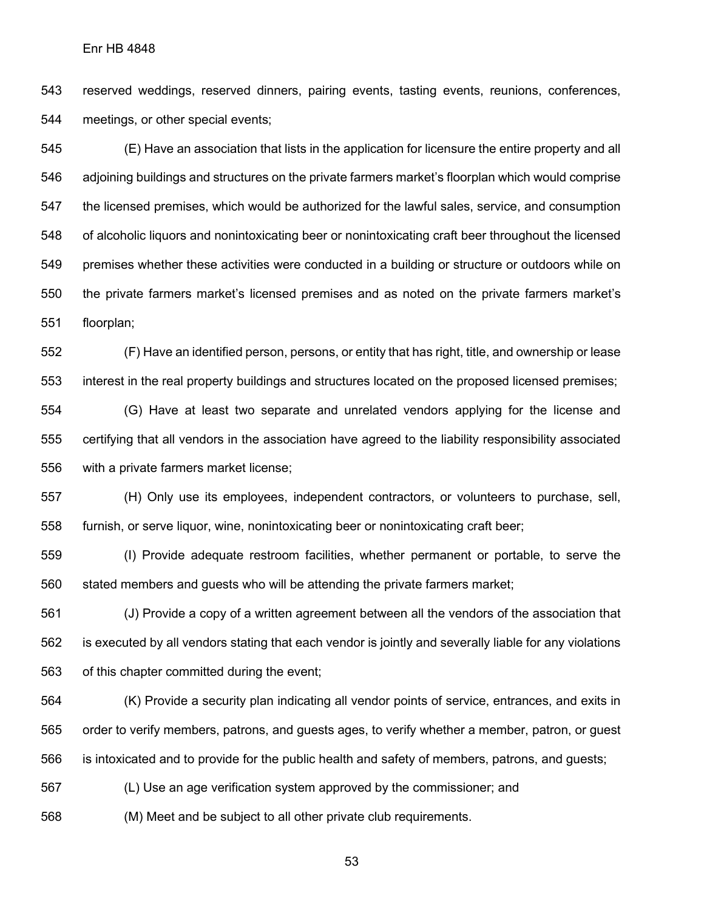reserved weddings, reserved dinners, pairing events, tasting events, reunions, conferences, meetings, or other special events;

(E) Have an association that lists in the application for licensure the entire property and all adjoining buildings and structures on the private farmers market's floorplan which would comprise the licensed premises, which would be authorized for the lawful sales, service, and consumption of alcoholic liquors and nonintoxicating beer or nonintoxicating craft beer throughout the licensed premises whether these activities were conducted in a building or structure or outdoors while on the private farmers market's licensed premises and as noted on the private farmers market's floorplan;

(F) Have an identified person, persons, or entity that has right, title, and ownership or lease interest in the real property buildings and structures located on the proposed licensed premises;

(G) Have at least two separate and unrelated vendors applying for the license and certifying that all vendors in the association have agreed to the liability responsibility associated with a private farmers market license;

(H) Only use its employees, independent contractors, or volunteers to purchase, sell, furnish, or serve liquor, wine, nonintoxicating beer or nonintoxicating craft beer;

(I) Provide adequate restroom facilities, whether permanent or portable, to serve the stated members and guests who will be attending the private farmers market;

(J) Provide a copy of a written agreement between all the vendors of the association that is executed by all vendors stating that each vendor is jointly and severally liable for any violations of this chapter committed during the event;

(K) Provide a security plan indicating all vendor points of service, entrances, and exits in order to verify members, patrons, and guests ages, to verify whether a member, patron, or guest is intoxicated and to provide for the public health and safety of members, patrons, and guests;

(L) Use an age verification system approved by the commissioner; and

(M) Meet and be subject to all other private club requirements.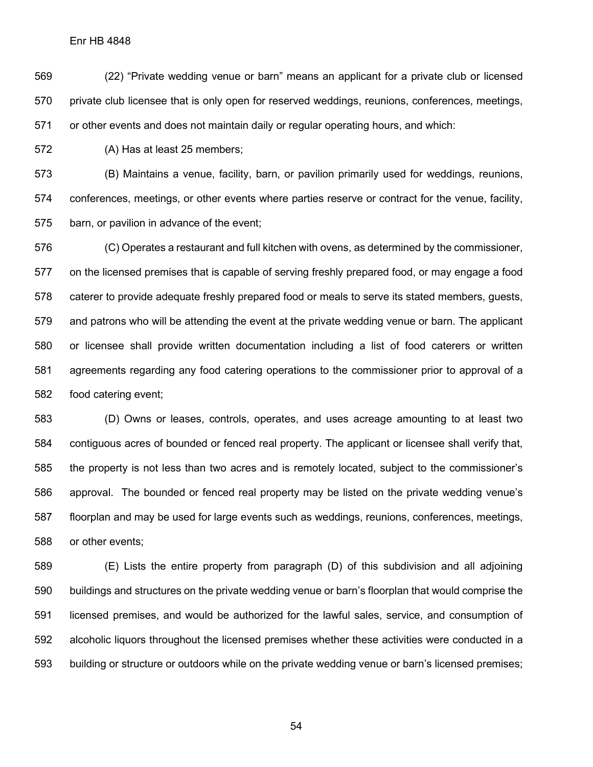(22) "Private wedding venue or barn" means an applicant for a private club or licensed private club licensee that is only open for reserved weddings, reunions, conferences, meetings, or other events and does not maintain daily or regular operating hours, and which:

(A) Has at least 25 members;

(B) Maintains a venue, facility, barn, or pavilion primarily used for weddings, reunions, conferences, meetings, or other events where parties reserve or contract for the venue, facility, barn, or pavilion in advance of the event;

(C) Operates a restaurant and full kitchen with ovens, as determined by the commissioner, on the licensed premises that is capable of serving freshly prepared food, or may engage a food caterer to provide adequate freshly prepared food or meals to serve its stated members, guests, and patrons who will be attending the event at the private wedding venue or barn. The applicant or licensee shall provide written documentation including a list of food caterers or written agreements regarding any food catering operations to the commissioner prior to approval of a food catering event;

(D) Owns or leases, controls, operates, and uses acreage amounting to at least two contiguous acres of bounded or fenced real property. The applicant or licensee shall verify that, the property is not less than two acres and is remotely located, subject to the commissioner's approval. The bounded or fenced real property may be listed on the private wedding venue's floorplan and may be used for large events such as weddings, reunions, conferences, meetings, or other events;

(E) Lists the entire property from paragraph (D) of this subdivision and all adjoining buildings and structures on the private wedding venue or barn's floorplan that would comprise the licensed premises, and would be authorized for the lawful sales, service, and consumption of alcoholic liquors throughout the licensed premises whether these activities were conducted in a building or structure or outdoors while on the private wedding venue or barn's licensed premises;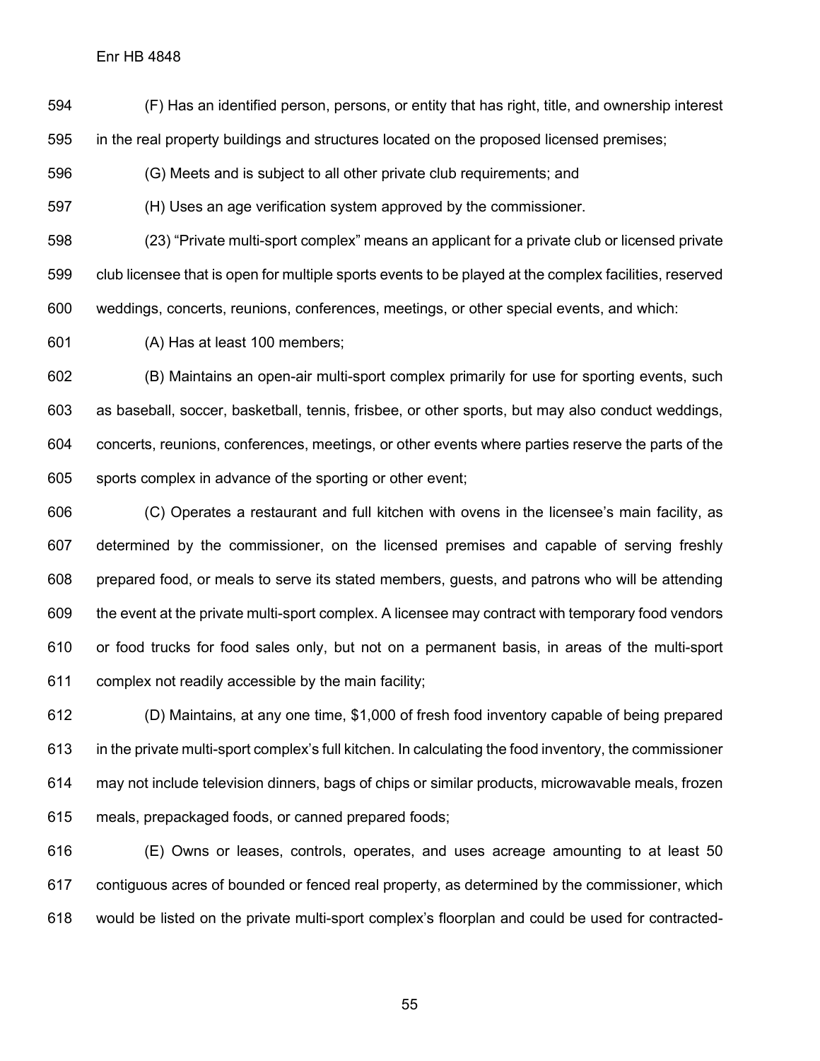(F) Has an identified person, persons, or entity that has right, title, and ownership interest in the real property buildings and structures located on the proposed licensed premises;

(G) Meets and is subject to all other private club requirements; and

(H) Uses an age verification system approved by the commissioner.

(23) "Private multi-sport complex" means an applicant for a private club or licensed private club licensee that is open for multiple sports events to be played at the complex facilities, reserved weddings, concerts, reunions, conferences, meetings, or other special events, and which:

(A) Has at least 100 members;

(B) Maintains an open-air multi-sport complex primarily for use for sporting events, such as baseball, soccer, basketball, tennis, frisbee, or other sports, but may also conduct weddings, concerts, reunions, conferences, meetings, or other events where parties reserve the parts of the sports complex in advance of the sporting or other event;

(C) Operates a restaurant and full kitchen with ovens in the licensee's main facility, as determined by the commissioner, on the licensed premises and capable of serving freshly prepared food, or meals to serve its stated members, guests, and patrons who will be attending the event at the private multi-sport complex. A licensee may contract with temporary food vendors or food trucks for food sales only, but not on a permanent basis, in areas of the multi-sport complex not readily accessible by the main facility;

(D) Maintains, at any one time, $1,000 of fresh food inventory capable of being prepared in the private multi-sport complex's full kitchen. In calculating the food inventory, the commissioner may not include television dinners, bags of chips or similar products, microwavable meals, frozen meals, prepackaged foods, or canned prepared foods;

(E) Owns or leases, controls, operates, and uses acreage amounting to at least 50 contiguous acres of bounded or fenced real property, as determined by the commissioner, which would be listed on the private multi-sport complex's floorplan and could be used for contracted-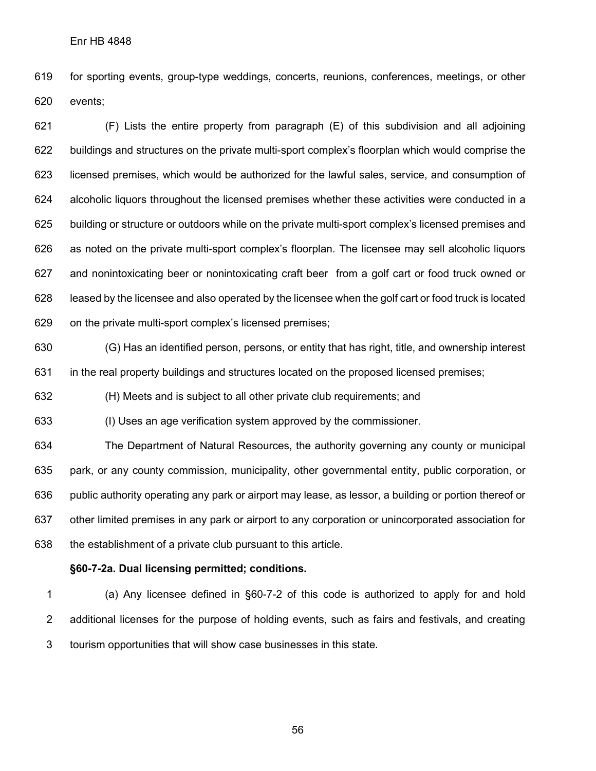for sporting events, group-type weddings, concerts, reunions, conferences, meetings, or other events;

(F) Lists the entire property from paragraph (E) of this subdivision and all adjoining buildings and structures on the private multi-sport complex's floorplan which would comprise the licensed premises, which would be authorized for the lawful sales, service, and consumption of alcoholic liquors throughout the licensed premises whether these activities were conducted in a building or structure or outdoors while on the private multi-sport complex's licensed premises and as noted on the private multi-sport complex's floorplan. The licensee may sell alcoholic liquors and nonintoxicating beer or nonintoxicating craft beer from a golf cart or food truck owned or leased by the licensee and also operated by the licensee when the golf cart or food truck is located on the private multi-sport complex's licensed premises;

(G) Has an identified person, persons, or entity that has right, title, and ownership interest in the real property buildings and structures located on the proposed licensed premises;

(H) Meets and is subject to all other private club requirements; and

(I) Uses an age verification system approved by the commissioner.

The Department of Natural Resources, the authority governing any county or municipal park, or any county commission, municipality, other governmental entity, public corporation, or public authority operating any park or airport may lease, as lessor, a building or portion thereof or other limited premises in any park or airport to any corporation or unincorporated association for the establishment of a private club pursuant to this article.

**§60-7-2a. Dual licensing permitted; conditions.**

(a) Any licensee defined in §60-7-2 of this code is authorized to apply for and hold additional licenses for the purpose of holding events, such as fairs and festivals, and creating tourism opportunities that will show case businesses in this state.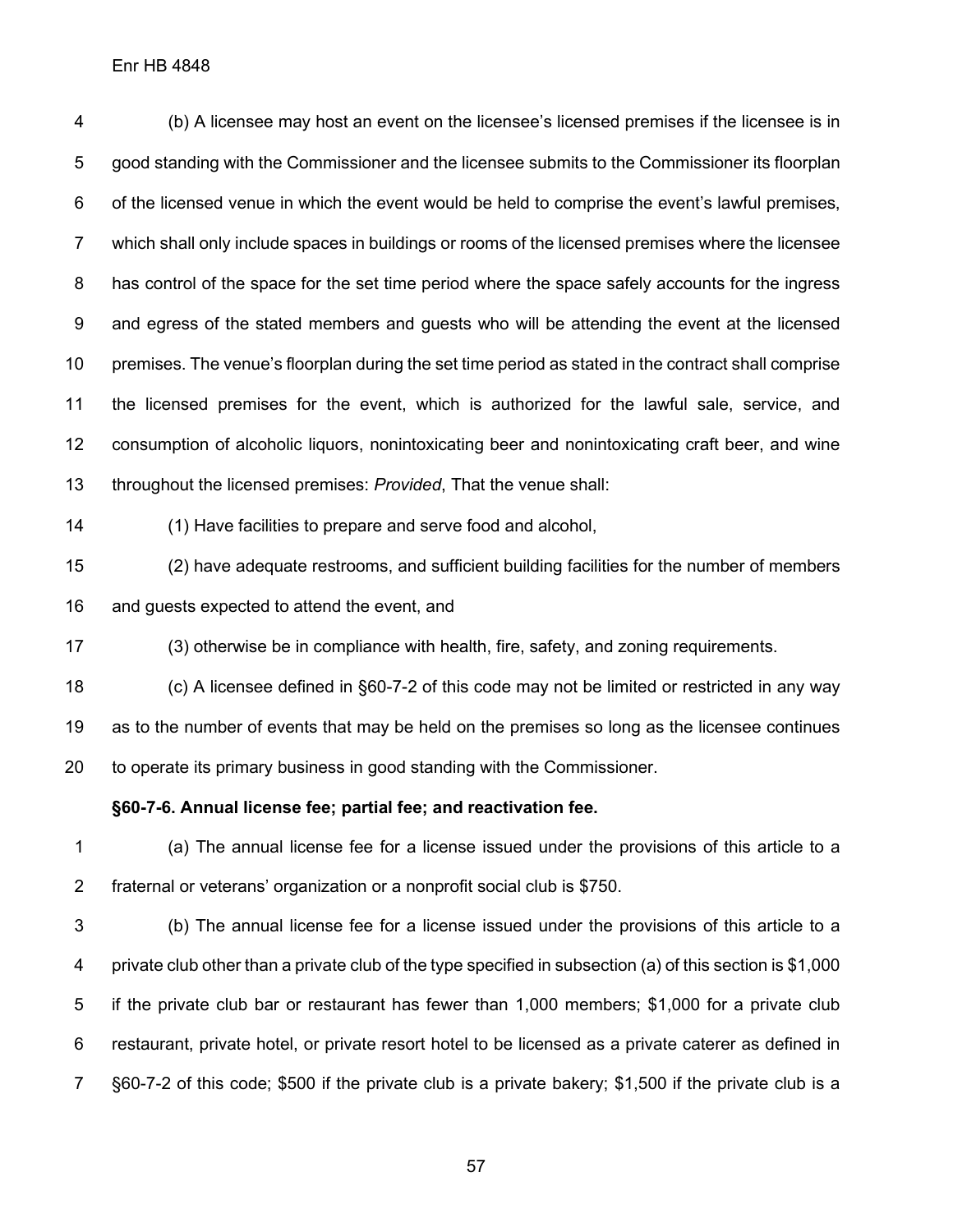(b) A licensee may host an event on the licensee's licensed premises if the licensee is in good standing with the Commissioner and the licensee submits to the Commissioner its floorplan of the licensed venue in which the event would be held to comprise the event's lawful premises, which shall only include spaces in buildings or rooms of the licensed premises where the licensee has control of the space for the set time period where the space safely accounts for the ingress and egress of the stated members and guests who will be attending the event at the licensed premises. The venue's floorplan during the set time period as stated in the contract shall comprise the licensed premises for the event, which is authorized for the lawful sale, service, and consumption of alcoholic liquors, nonintoxicating beer and nonintoxicating craft beer, and wine throughout the licensed premises: *Provided*, That the venue shall:

(1) Have facilities to prepare and serve food and alcohol,

(2) have adequate restrooms, and sufficient building facilities for the number of members and guests expected to attend the event, and

(3) otherwise be in compliance with health, fire, safety, and zoning requirements.

(c) A licensee defined in §60-7-2 of this code may not be limited or restricted in any way as to the number of events that may be held on the premises so long as the licensee continues to operate its primary business in good standing with the Commissioner.

**§60-7-6. Annual license fee; partial fee; and reactivation fee.**

(a) The annual license fee for a license issued under the provisions of this article to a fraternal or veterans' organization or a nonprofit social club is $750.

(b) The annual license fee for a license issued under the provisions of this article to a private club other than a private club of the type specified in subsection (a) of this section is $1,000 if the private club bar or restaurant has fewer than 1,000 members; $1,000 for a private club restaurant, private hotel, or private resort hotel to be licensed as a private caterer as defined in §60-7-2 of this code; $500 if the private club is a private bakery; $1,500 if the private club is a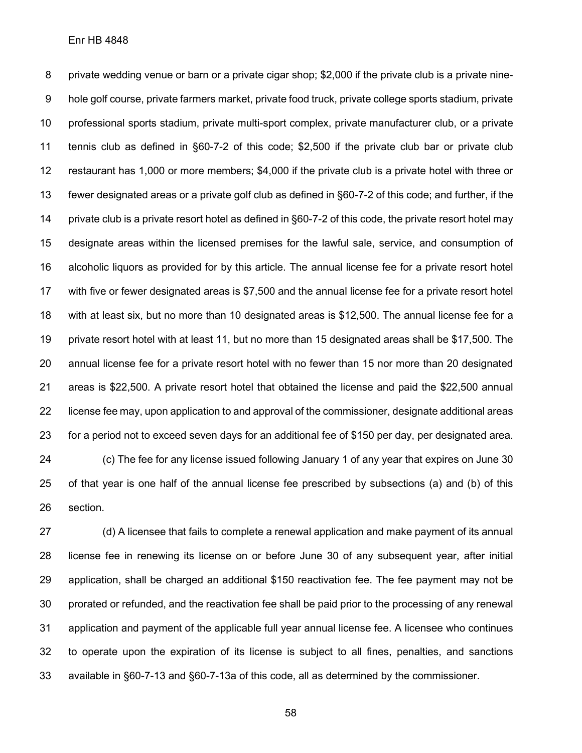private wedding venue or barn or a private cigar shop; $2,000 if the private club is a private nine-hole golf course, private farmers market, private food truck, private college sports stadium, private professional sports stadium, private multi-sport complex, private manufacturer club, or a private tennis club as defined in §60-7-2 of this code; $2,500 if the private club bar or private club restaurant has 1,000 or more members; $4,000 if the private club is a private hotel with three or fewer designated areas or a private golf club as defined in §60-7-2 of this code; and further, if the private club is a private resort hotel as defined in §60-7-2 of this code, the private resort hotel may designate areas within the licensed premises for the lawful sale, service, and consumption of alcoholic liquors as provided for by this article. The annual license fee for a private resort hotel with five or fewer designated areas is $7,500 and the annual license fee for a private resort hotel with at least six, but no more than 10 designated areas is $12,500. The annual license fee for a private resort hotel with at least 11, but no more than 15 designated areas shall be $17,500. The annual license fee for a private resort hotel with no fewer than 15 nor more than 20 designated areas is $22,500. A private resort hotel that obtained the license and paid the $22,500 annual license fee may, upon application to and approval of the commissioner, designate additional areas for a period not to exceed seven days for an additional fee of $150 per day, per designated area.

(c) The fee for any license issued following January 1 of any year that expires on June 30 of that year is one half of the annual license fee prescribed by subsections (a) and (b) of this section.

(d) A licensee that fails to complete a renewal application and make payment of its annual license fee in renewing its license on or before June 30 of any subsequent year, after initial application, shall be charged an additional $150 reactivation fee. The fee payment may not be prorated or refunded, and the reactivation fee shall be paid prior to the processing of any renewal application and payment of the applicable full year annual license fee. A licensee who continues to operate upon the expiration of its license is subject to all fines, penalties, and sanctions available in §60-7-13 and §60-7-13a of this code, all as determined by the commissioner.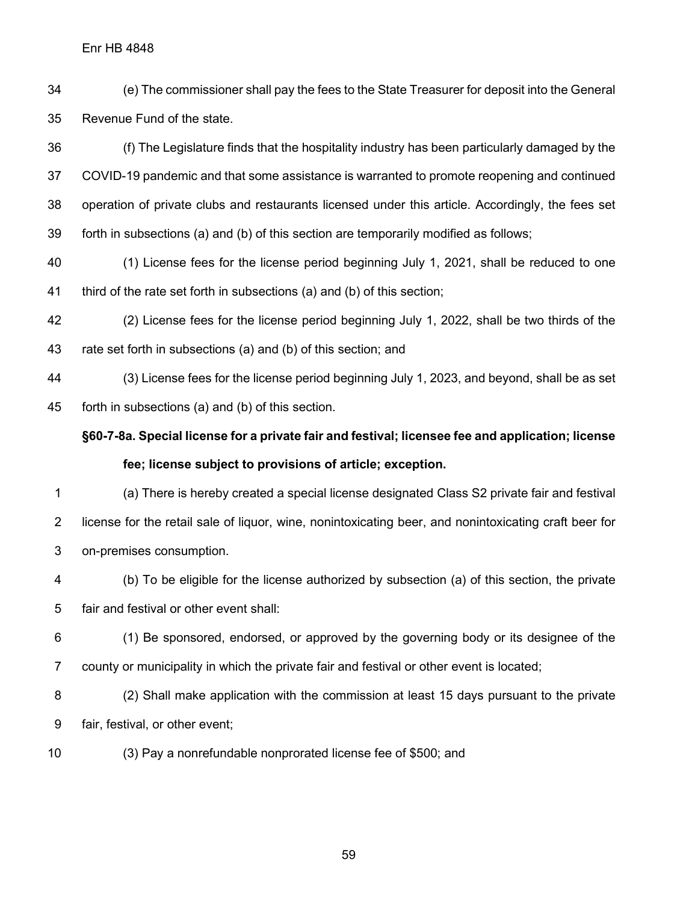(e) The commissioner shall pay the fees to the State Treasurer for deposit into the General Revenue Fund of the state.

(f) The Legislature finds that the hospitality industry has been particularly damaged by the COVID-19 pandemic and that some assistance is warranted to promote reopening and continued operation of private clubs and restaurants licensed under this article. Accordingly, the fees set forth in subsections (a) and (b) of this section are temporarily modified as follows;

(1) License fees for the license period beginning July 1, 2021, shall be reduced to one third of the rate set forth in subsections (a) and (b) of this section;

(2) License fees for the license period beginning July 1, 2022, shall be two thirds of the rate set forth in subsections (a) and (b) of this section; and

(3) License fees for the license period beginning July 1, 2023, and beyond, shall be as set forth in subsections (a) and (b) of this section.

**§60-7-8a. Special license for a private fair and festival; licensee fee and application; license fee; license subject to provisions of article; exception.**

(a) There is hereby created a special license designated Class S2 private fair and festival license for the retail sale of liquor, wine, nonintoxicating beer, and nonintoxicating craft beer for on-premises consumption.

(b) To be eligible for the license authorized by subsection (a) of this section, the private fair and festival or other event shall:

(1) Be sponsored, endorsed, or approved by the governing body or its designee of the county or municipality in which the private fair and festival or other event is located;

(2) Shall make application with the commission at least 15 days pursuant to the private fair, festival, or other event;

(3) Pay a nonrefundable nonprorated license fee of $500; and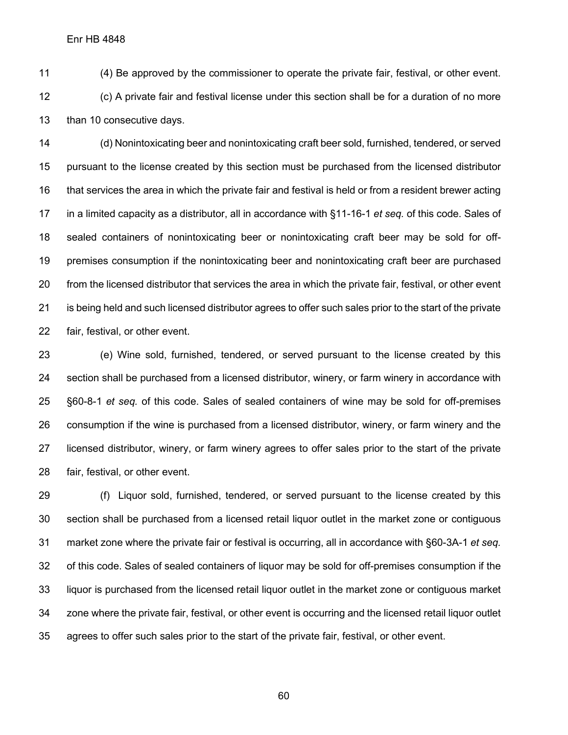(4) Be approved by the commissioner to operate the private fair, festival, or other event.

(c) A private fair and festival license under this section shall be for a duration of no more than 10 consecutive days.

(d) Nonintoxicating beer and nonintoxicating craft beer sold, furnished, tendered, or served pursuant to the license created by this section must be purchased from the licensed distributor that services the area in which the private fair and festival is held or from a resident brewer acting in a limited capacity as a distributor, all in accordance with §11-16-1 *et seq.* of this code. Sales of sealed containers of nonintoxicating beer or nonintoxicating craft beer may be sold for off-premises consumption if the nonintoxicating beer and nonintoxicating craft beer are purchased from the licensed distributor that services the area in which the private fair, festival, or other event is being held and such licensed distributor agrees to offer such sales prior to the start of the private fair, festival, or other event.

(e) Wine sold, furnished, tendered, or served pursuant to the license created by this section shall be purchased from a licensed distributor, winery, or farm winery in accordance with §60-8-1 *et seq.* of this code. Sales of sealed containers of wine may be sold for off-premises consumption if the wine is purchased from a licensed distributor, winery, or farm winery and the licensed distributor, winery, or farm winery agrees to offer sales prior to the start of the private fair, festival, or other event.

(f) Liquor sold, furnished, tendered, or served pursuant to the license created by this section shall be purchased from a licensed retail liquor outlet in the market zone or contiguous market zone where the private fair or festival is occurring, all in accordance with §60-3A-1 *et seq.* of this code. Sales of sealed containers of liquor may be sold for off-premises consumption if the liquor is purchased from the licensed retail liquor outlet in the market zone or contiguous market zone where the private fair, festival, or other event is occurring and the licensed retail liquor outlet agrees to offer such sales prior to the start of the private fair, festival, or other event.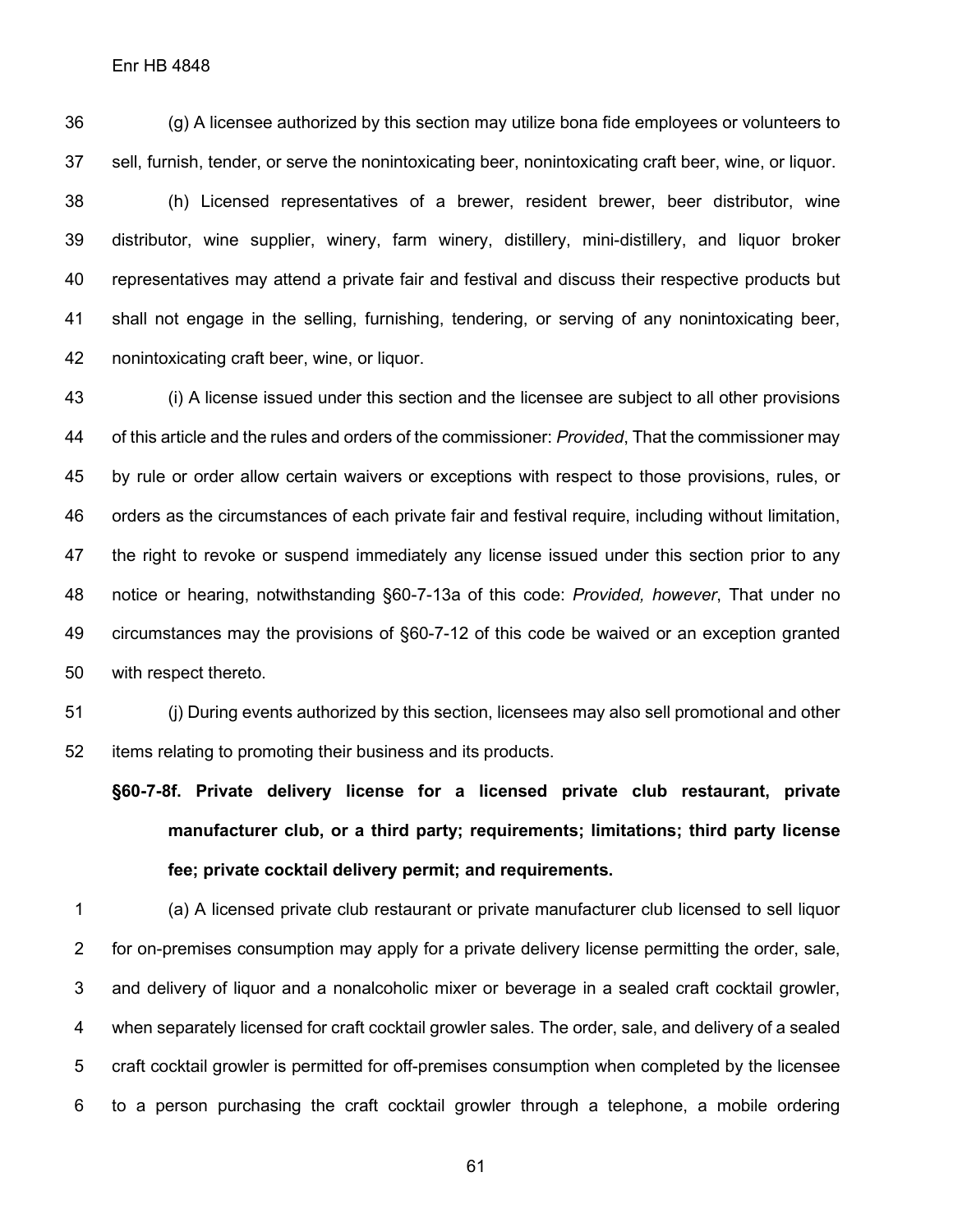(g) A licensee authorized by this section may utilize bona fide employees or volunteers to sell, furnish, tender, or serve the nonintoxicating beer, nonintoxicating craft beer, wine, or liquor.

(h) Licensed representatives of a brewer, resident brewer, beer distributor, wine distributor, wine supplier, winery, farm winery, distillery, mini-distillery, and liquor broker representatives may attend a private fair and festival and discuss their respective products but shall not engage in the selling, furnishing, tendering, or serving of any nonintoxicating beer, nonintoxicating craft beer, wine, or liquor.

(i) A license issued under this section and the licensee are subject to all other provisions of this article and the rules and orders of the commissioner: *Provided*, That the commissioner may by rule or order allow certain waivers or exceptions with respect to those provisions, rules, or orders as the circumstances of each private fair and festival require, including without limitation, the right to revoke or suspend immediately any license issued under this section prior to any notice or hearing, notwithstanding §60-7-13a of this code: *Provided, however*, That under no circumstances may the provisions of §60-7-12 of this code be waived or an exception granted with respect thereto.

(j) During events authorized by this section, licensees may also sell promotional and other items relating to promoting their business and its products.

**§60-7-8f. Private delivery license for a licensed private club restaurant, private manufacturer club, or a third party; requirements; limitations; third party license fee; private cocktail delivery permit; and requirements.**

(a) A licensed private club restaurant or private manufacturer club licensed to sell liquor for on-premises consumption may apply for a private delivery license permitting the order, sale, and delivery of liquor and a nonalcoholic mixer or beverage in a sealed craft cocktail growler, when separately licensed for craft cocktail growler sales. The order, sale, and delivery of a sealed craft cocktail growler is permitted for off-premises consumption when completed by the licensee to a person purchasing the craft cocktail growler through a telephone, a mobile ordering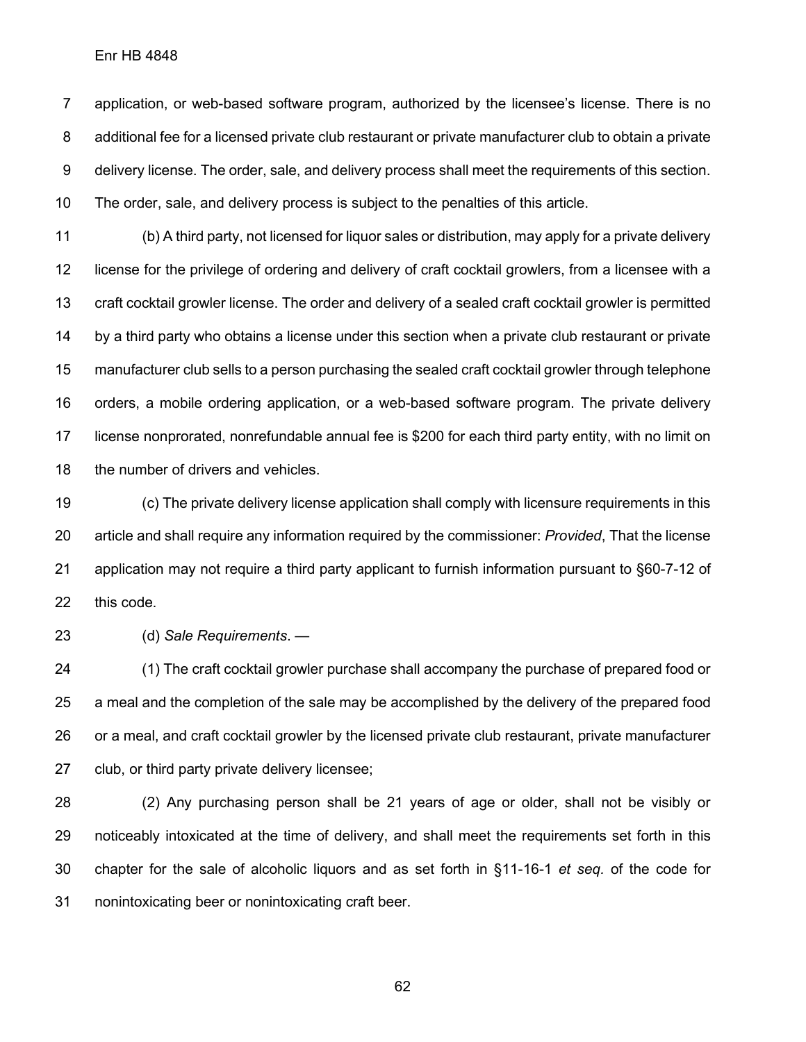application, or web-based software program, authorized by the licensee's license. There is no additional fee for a licensed private club restaurant or private manufacturer club to obtain a private delivery license. The order, sale, and delivery process shall meet the requirements of this section. The order, sale, and delivery process is subject to the penalties of this article.

(b) A third party, not licensed for liquor sales or distribution, may apply for a private delivery license for the privilege of ordering and delivery of craft cocktail growlers, from a licensee with a craft cocktail growler license. The order and delivery of a sealed craft cocktail growler is permitted by a third party who obtains a license under this section when a private club restaurant or private manufacturer club sells to a person purchasing the sealed craft cocktail growler through telephone orders, a mobile ordering application, or a web-based software program. The private delivery license nonprorated, nonrefundable annual fee is $200 for each third party entity, with no limit on the number of drivers and vehicles.

(c) The private delivery license application shall comply with licensure requirements in this article and shall require any information required by the commissioner: *Provided*, That the license application may not require a third party applicant to furnish information pursuant to §60-7-12 of this code.

(d) *Sale Requirements*. —

(1) The craft cocktail growler purchase shall accompany the purchase of prepared food or a meal and the completion of the sale may be accomplished by the delivery of the prepared food or a meal, and craft cocktail growler by the licensed private club restaurant, private manufacturer club, or third party private delivery licensee;

(2) Any purchasing person shall be 21 years of age or older, shall not be visibly or noticeably intoxicated at the time of delivery, and shall meet the requirements set forth in this chapter for the sale of alcoholic liquors and as set forth in §11-16-1 *et seq.* of the code for nonintoxicating beer or nonintoxicating craft beer.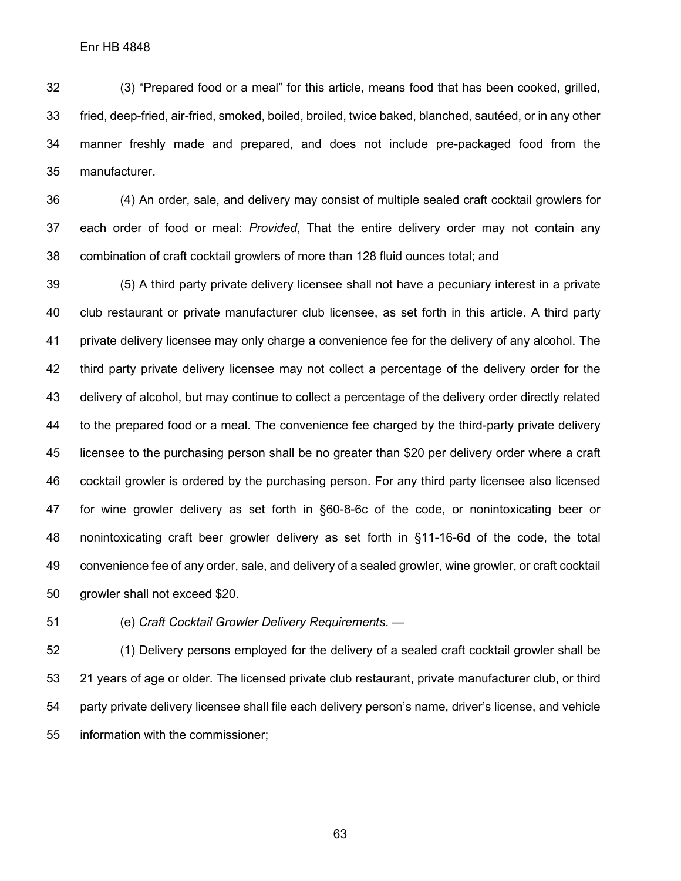(3) "Prepared food or a meal" for this article, means food that has been cooked, grilled, fried, deep-fried, air-fried, smoked, boiled, broiled, twice baked, blanched, sautéed, or in any other manner freshly made and prepared, and does not include pre-packaged food from the manufacturer.

(4) An order, sale, and delivery may consist of multiple sealed craft cocktail growlers for each order of food or meal: *Provided*, That the entire delivery order may not contain any combination of craft cocktail growlers of more than 128 fluid ounces total; and

(5) A third party private delivery licensee shall not have a pecuniary interest in a private club restaurant or private manufacturer club licensee, as set forth in this article. A third party private delivery licensee may only charge a convenience fee for the delivery of any alcohol. The third party private delivery licensee may not collect a percentage of the delivery order for the delivery of alcohol, but may continue to collect a percentage of the delivery order directly related to the prepared food or a meal. The convenience fee charged by the third-party private delivery licensee to the purchasing person shall be no greater than $20 per delivery order where a craft cocktail growler is ordered by the purchasing person. For any third party licensee also licensed for wine growler delivery as set forth in §60-8-6c of the code, or nonintoxicating beer or nonintoxicating craft beer growler delivery as set forth in §11-16-6d of the code, the total convenience fee of any order, sale, and delivery of a sealed growler, wine growler, or craft cocktail growler shall not exceed $20.

(e) *Craft Cocktail Growler Delivery Requirements*. —

(1) Delivery persons employed for the delivery of a sealed craft cocktail growler shall be 21 years of age or older. The licensed private club restaurant, private manufacturer club, or third party private delivery licensee shall file each delivery person's name, driver's license, and vehicle information with the commissioner;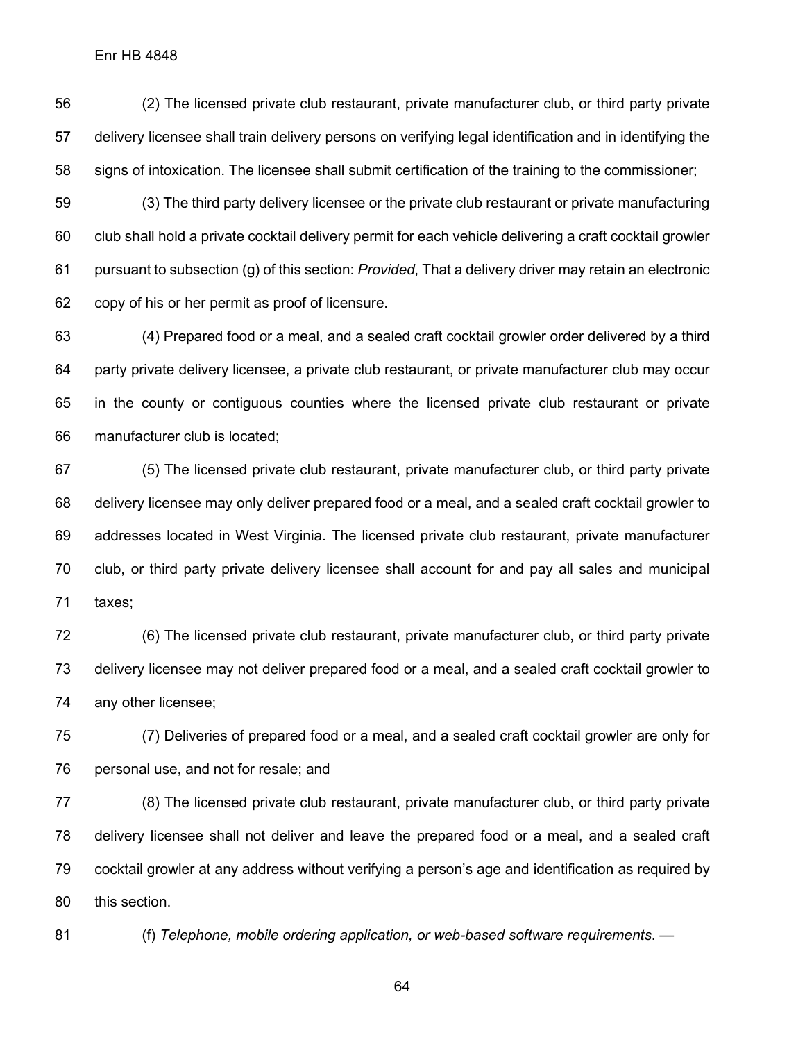(2) The licensed private club restaurant, private manufacturer club, or third party private delivery licensee shall train delivery persons on verifying legal identification and in identifying the signs of intoxication. The licensee shall submit certification of the training to the commissioner;

(3) The third party delivery licensee or the private club restaurant or private manufacturing club shall hold a private cocktail delivery permit for each vehicle delivering a craft cocktail growler pursuant to subsection (g) of this section: *Provided*, That a delivery driver may retain an electronic copy of his or her permit as proof of licensure.

(4) Prepared food or a meal, and a sealed craft cocktail growler order delivered by a third party private delivery licensee, a private club restaurant, or private manufacturer club may occur in the county or contiguous counties where the licensed private club restaurant or private manufacturer club is located;

(5) The licensed private club restaurant, private manufacturer club, or third party private delivery licensee may only deliver prepared food or a meal, and a sealed craft cocktail growler to addresses located in West Virginia. The licensed private club restaurant, private manufacturer club, or third party private delivery licensee shall account for and pay all sales and municipal taxes;

(6) The licensed private club restaurant, private manufacturer club, or third party private delivery licensee may not deliver prepared food or a meal, and a sealed craft cocktail growler to any other licensee;

(7) Deliveries of prepared food or a meal, and a sealed craft cocktail growler are only for personal use, and not for resale; and

(8) The licensed private club restaurant, private manufacturer club, or third party private delivery licensee shall not deliver and leave the prepared food or a meal, and a sealed craft cocktail growler at any address without verifying a person's age and identification as required by this section.

(f) *Telephone, mobile ordering application, or web-based software requirements*. —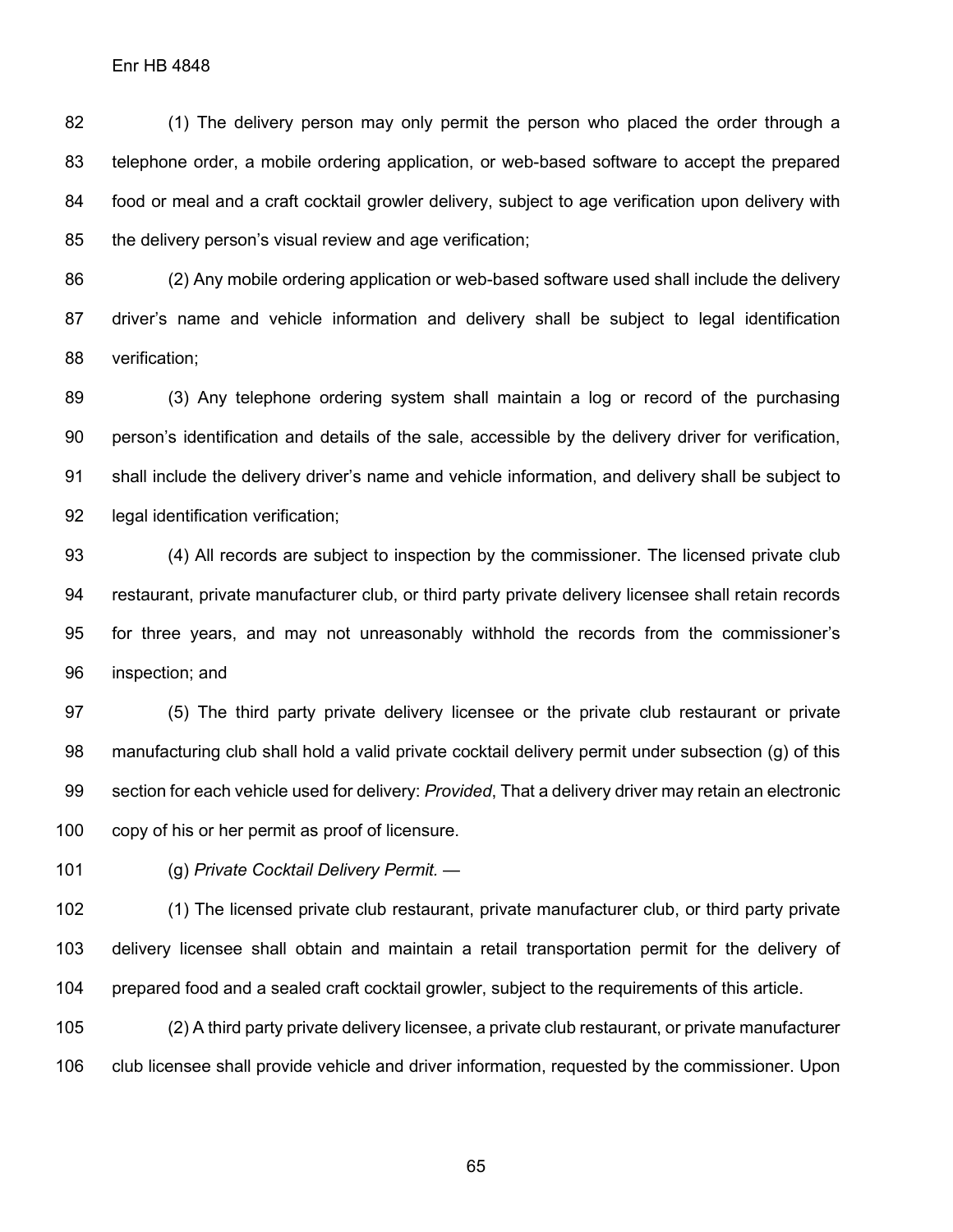(1) The delivery person may only permit the person who placed the order through a telephone order, a mobile ordering application, or web-based software to accept the prepared food or meal and a craft cocktail growler delivery, subject to age verification upon delivery with the delivery person's visual review and age verification;

(2) Any mobile ordering application or web-based software used shall include the delivery driver's name and vehicle information and delivery shall be subject to legal identification verification;

(3) Any telephone ordering system shall maintain a log or record of the purchasing person's identification and details of the sale, accessible by the delivery driver for verification, shall include the delivery driver's name and vehicle information, and delivery shall be subject to legal identification verification;

(4) All records are subject to inspection by the commissioner. The licensed private club restaurant, private manufacturer club, or third party private delivery licensee shall retain records for three years, and may not unreasonably withhold the records from the commissioner's inspection; and

(5) The third party private delivery licensee or the private club restaurant or private manufacturing club shall hold a valid private cocktail delivery permit under subsection (g) of this section for each vehicle used for delivery: *Provided*, That a delivery driver may retain an electronic copy of his or her permit as proof of licensure.

(g) *Private Cocktail Delivery Permit.* —

(1) The licensed private club restaurant, private manufacturer club, or third party private delivery licensee shall obtain and maintain a retail transportation permit for the delivery of prepared food and a sealed craft cocktail growler, subject to the requirements of this article.

(2) A third party private delivery licensee, a private club restaurant, or private manufacturer club licensee shall provide vehicle and driver information, requested by the commissioner. Upon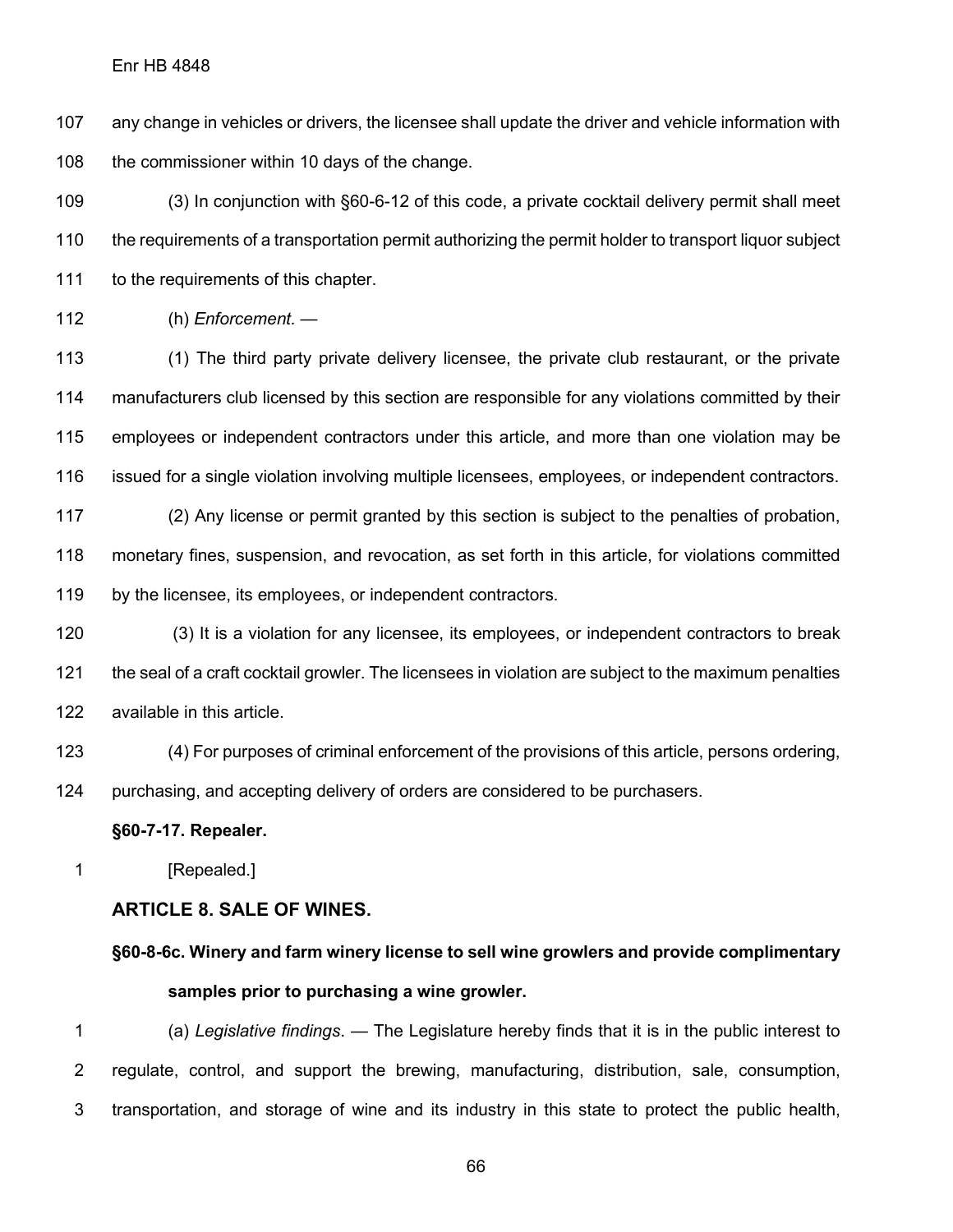any change in vehicles or drivers, the licensee shall update the driver and vehicle information with the commissioner within 10 days of the change.

(3) In conjunction with §60-6-12 of this code, a private cocktail delivery permit shall meet the requirements of a transportation permit authorizing the permit holder to transport liquor subject to the requirements of this chapter.

(h) *Enforcement.* —

(1) The third party private delivery licensee, the private club restaurant, or the private manufacturers club licensed by this section are responsible for any violations committed by their employees or independent contractors under this article, and more than one violation may be issued for a single violation involving multiple licensees, employees, or independent contractors.

(2) Any license or permit granted by this section is subject to the penalties of probation, monetary fines, suspension, and revocation, as set forth in this article, for violations committed by the licensee, its employees, or independent contractors.

(3) It is a violation for any licensee, its employees, or independent contractors to break the seal of a craft cocktail growler. The licensees in violation are subject to the maximum penalties available in this article.

(4) For purposes of criminal enforcement of the provisions of this article, persons ordering, purchasing, and accepting delivery of orders are considered to be purchasers.

**§60-7-17. Repealer.**

[Repealed.]

## ARTICLE 8. SALE OF WINES.

### §60-8-6c. Winery and farm winery license to sell wine growlers and provide complimentary samples prior to purchasing a wine growler.

(a) *Legislative findings*. — The Legislature hereby finds that it is in the public interest to regulate, control, and support the brewing, manufacturing, distribution, sale, consumption, transportation, and storage of wine and its industry in this state to protect the public health,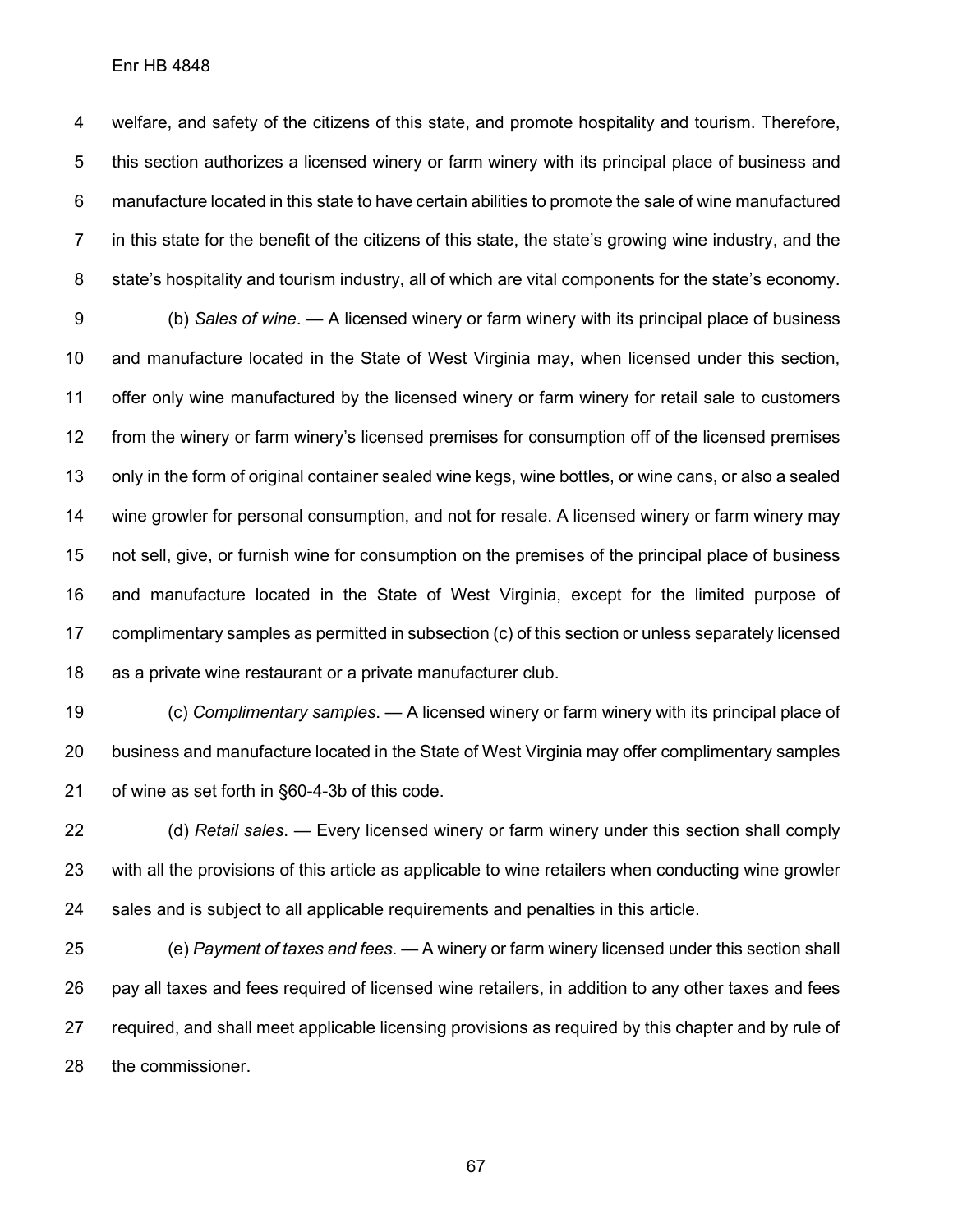welfare, and safety of the citizens of this state, and promote hospitality and tourism. Therefore, this section authorizes a licensed winery or farm winery with its principal place of business and manufacture located in this state to have certain abilities to promote the sale of wine manufactured in this state for the benefit of the citizens of this state, the state's growing wine industry, and the state's hospitality and tourism industry, all of which are vital components for the state's economy.

(b) *Sales of wine*. — A licensed winery or farm winery with its principal place of business and manufacture located in the State of West Virginia may, when licensed under this section, offer only wine manufactured by the licensed winery or farm winery for retail sale to customers from the winery or farm winery's licensed premises for consumption off of the licensed premises only in the form of original container sealed wine kegs, wine bottles, or wine cans, or also a sealed wine growler for personal consumption, and not for resale. A licensed winery or farm winery may not sell, give, or furnish wine for consumption on the premises of the principal place of business and manufacture located in the State of West Virginia, except for the limited purpose of complimentary samples as permitted in subsection (c) of this section or unless separately licensed as a private wine restaurant or a private manufacturer club.

(c) *Complimentary samples*. — A licensed winery or farm winery with its principal place of business and manufacture located in the State of West Virginia may offer complimentary samples of wine as set forth in §60-4-3b of this code.

(d) *Retail sales*. — Every licensed winery or farm winery under this section shall comply with all the provisions of this article as applicable to wine retailers when conducting wine growler sales and is subject to all applicable requirements and penalties in this article.

(e) *Payment of taxes and fees*. — A winery or farm winery licensed under this section shall pay all taxes and fees required of licensed wine retailers, in addition to any other taxes and fees required, and shall meet applicable licensing provisions as required by this chapter and by rule of the commissioner.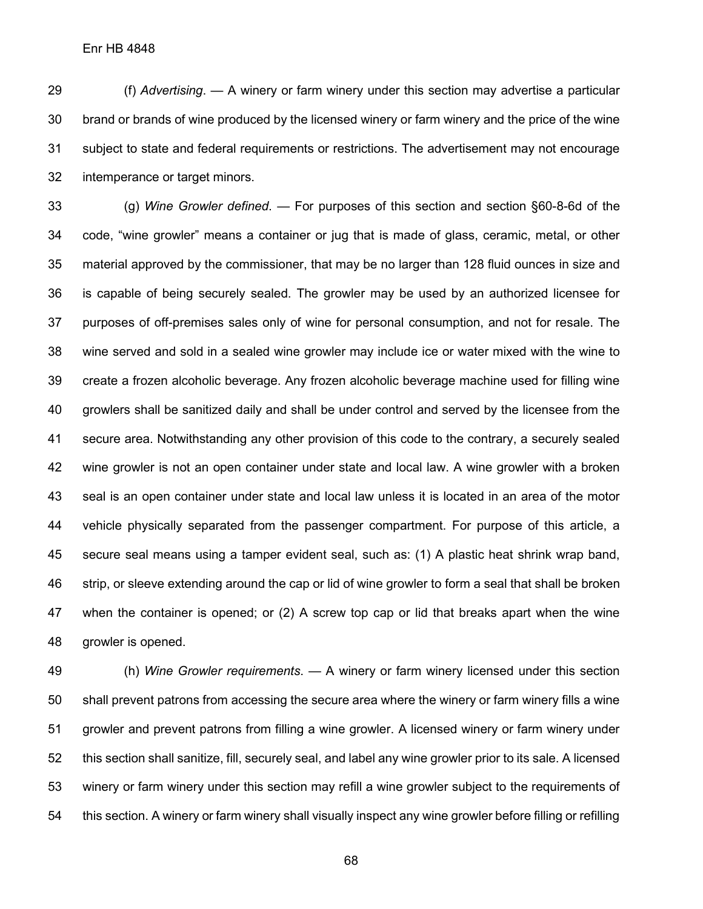(f) *Advertising*. — A winery or farm winery under this section may advertise a particular brand or brands of wine produced by the licensed winery or farm winery and the price of the wine subject to state and federal requirements or restrictions. The advertisement may not encourage intemperance or target minors.

(g) *Wine Growler defined*. — For purposes of this section and section §60-8-6d of the code, "wine growler" means a container or jug that is made of glass, ceramic, metal, or other material approved by the commissioner, that may be no larger than 128 fluid ounces in size and is capable of being securely sealed. The growler may be used by an authorized licensee for purposes of off-premises sales only of wine for personal consumption, and not for resale. The wine served and sold in a sealed wine growler may include ice or water mixed with the wine to create a frozen alcoholic beverage. Any frozen alcoholic beverage machine used for filling wine growlers shall be sanitized daily and shall be under control and served by the licensee from the secure area. Notwithstanding any other provision of this code to the contrary, a securely sealed wine growler is not an open container under state and local law. A wine growler with a broken seal is an open container under state and local law unless it is located in an area of the motor vehicle physically separated from the passenger compartment. For purpose of this article, a secure seal means using a tamper evident seal, such as: (1) A plastic heat shrink wrap band, strip, or sleeve extending around the cap or lid of wine growler to form a seal that shall be broken when the container is opened; or (2) A screw top cap or lid that breaks apart when the wine growler is opened.

(h) *Wine Growler requirements*. — A winery or farm winery licensed under this section shall prevent patrons from accessing the secure area where the winery or farm winery fills a wine growler and prevent patrons from filling a wine growler. A licensed winery or farm winery under this section shall sanitize, fill, securely seal, and label any wine growler prior to its sale. A licensed winery or farm winery under this section may refill a wine growler subject to the requirements of this section. A winery or farm winery shall visually inspect any wine growler before filling or refilling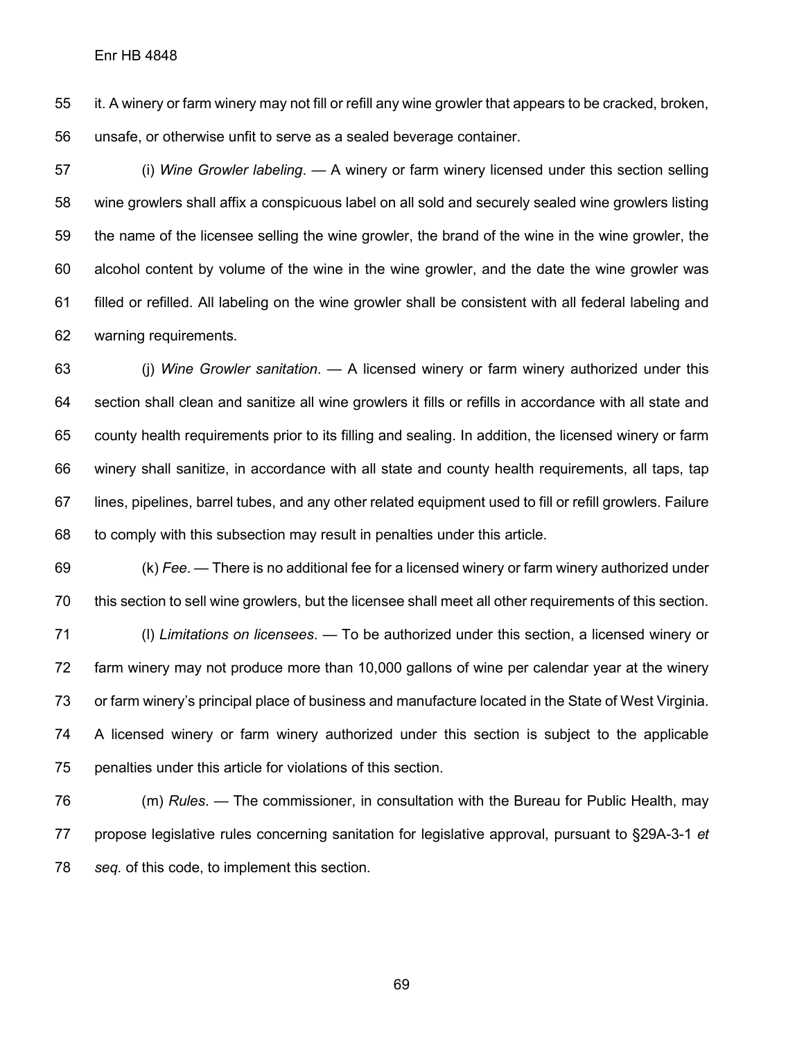it. A winery or farm winery may not fill or refill any wine growler that appears to be cracked, broken, unsafe, or otherwise unfit to serve as a sealed beverage container.

(i) *Wine Growler labeling*. — A winery or farm winery licensed under this section selling wine growlers shall affix a conspicuous label on all sold and securely sealed wine growlers listing the name of the licensee selling the wine growler, the brand of the wine in the wine growler, the alcohol content by volume of the wine in the wine growler, and the date the wine growler was filled or refilled. All labeling on the wine growler shall be consistent with all federal labeling and warning requirements.

(j) *Wine Growler sanitation*. — A licensed winery or farm winery authorized under this section shall clean and sanitize all wine growlers it fills or refills in accordance with all state and county health requirements prior to its filling and sealing. In addition, the licensed winery or farm winery shall sanitize, in accordance with all state and county health requirements, all taps, tap lines, pipelines, barrel tubes, and any other related equipment used to fill or refill growlers. Failure to comply with this subsection may result in penalties under this article.

(k) *Fee*. — There is no additional fee for a licensed winery or farm winery authorized under this section to sell wine growlers, but the licensee shall meet all other requirements of this section.

(l) *Limitations on licensees*. — To be authorized under this section, a licensed winery or farm winery may not produce more than 10,000 gallons of wine per calendar year at the winery or farm winery's principal place of business and manufacture located in the State of West Virginia. A licensed winery or farm winery authorized under this section is subject to the applicable penalties under this article for violations of this section.

(m) *Rules*. — The commissioner, in consultation with the Bureau for Public Health, may propose legislative rules concerning sanitation for legislative approval, pursuant to §29A-3-1 *et seq.* of this code, to implement this section.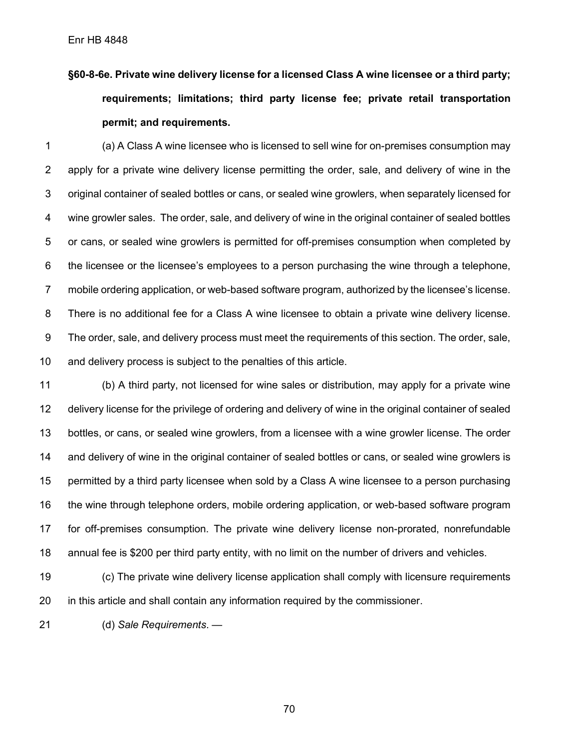**§60-8-6e. Private wine delivery license for a licensed Class A wine licensee or a third party; requirements; limitations; third party license fee; private retail transportation permit; and requirements.**

(a) A Class A wine licensee who is licensed to sell wine for on-premises consumption may apply for a private wine delivery license permitting the order, sale, and delivery of wine in the original container of sealed bottles or cans, or sealed wine growlers, when separately licensed for wine growler sales. The order, sale, and delivery of wine in the original container of sealed bottles or cans, or sealed wine growlers is permitted for off-premises consumption when completed by the licensee or the licensee's employees to a person purchasing the wine through a telephone, mobile ordering application, or web-based software program, authorized by the licensee's license. There is no additional fee for a Class A wine licensee to obtain a private wine delivery license. The order, sale, and delivery process must meet the requirements of this section. The order, sale, and delivery process is subject to the penalties of this article.

(b) A third party, not licensed for wine sales or distribution, may apply for a private wine delivery license for the privilege of ordering and delivery of wine in the original container of sealed bottles, or cans, or sealed wine growlers, from a licensee with a wine growler license. The order and delivery of wine in the original container of sealed bottles or cans, or sealed wine growlers is permitted by a third party licensee when sold by a Class A wine licensee to a person purchasing the wine through telephone orders, mobile ordering application, or web-based software program for off-premises consumption. The private wine delivery license non-prorated, nonrefundable annual fee is $200 per third party entity, with no limit on the number of drivers and vehicles.

(c) The private wine delivery license application shall comply with licensure requirements in this article and shall contain any information required by the commissioner.

(d) *Sale Requirements*. —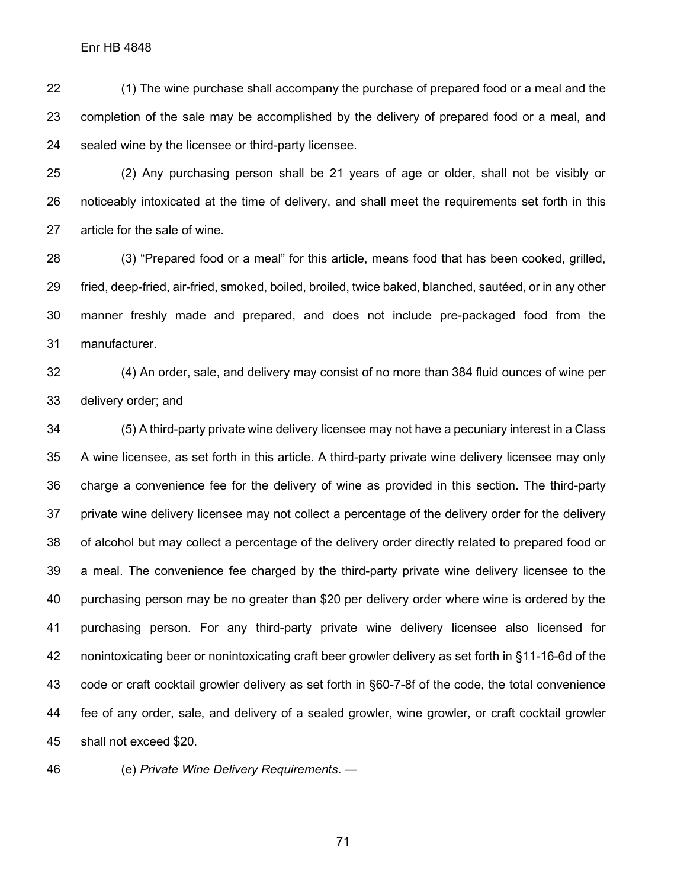(1) The wine purchase shall accompany the purchase of prepared food or a meal and the completion of the sale may be accomplished by the delivery of prepared food or a meal, and sealed wine by the licensee or third-party licensee.

(2) Any purchasing person shall be 21 years of age or older, shall not be visibly or noticeably intoxicated at the time of delivery, and shall meet the requirements set forth in this article for the sale of wine.

(3) "Prepared food or a meal" for this article, means food that has been cooked, grilled, fried, deep-fried, air-fried, smoked, boiled, broiled, twice baked, blanched, sautéed, or in any other manner freshly made and prepared, and does not include pre-packaged food from the manufacturer.

(4) An order, sale, and delivery may consist of no more than 384 fluid ounces of wine per delivery order; and

(5) A third-party private wine delivery licensee may not have a pecuniary interest in a Class A wine licensee, as set forth in this article. A third-party private wine delivery licensee may only charge a convenience fee for the delivery of wine as provided in this section. The third-party private wine delivery licensee may not collect a percentage of the delivery order for the delivery of alcohol but may collect a percentage of the delivery order directly related to prepared food or a meal. The convenience fee charged by the third-party private wine delivery licensee to the purchasing person may be no greater than $20 per delivery order where wine is ordered by the purchasing person. For any third-party private wine delivery licensee also licensed for nonintoxicating beer or nonintoxicating craft beer growler delivery as set forth in §11-16-6d of the code or craft cocktail growler delivery as set forth in §60-7-8f of the code, the total convenience fee of any order, sale, and delivery of a sealed growler, wine growler, or craft cocktail growler shall not exceed $20.

(e) *Private Wine Delivery Requirements*. —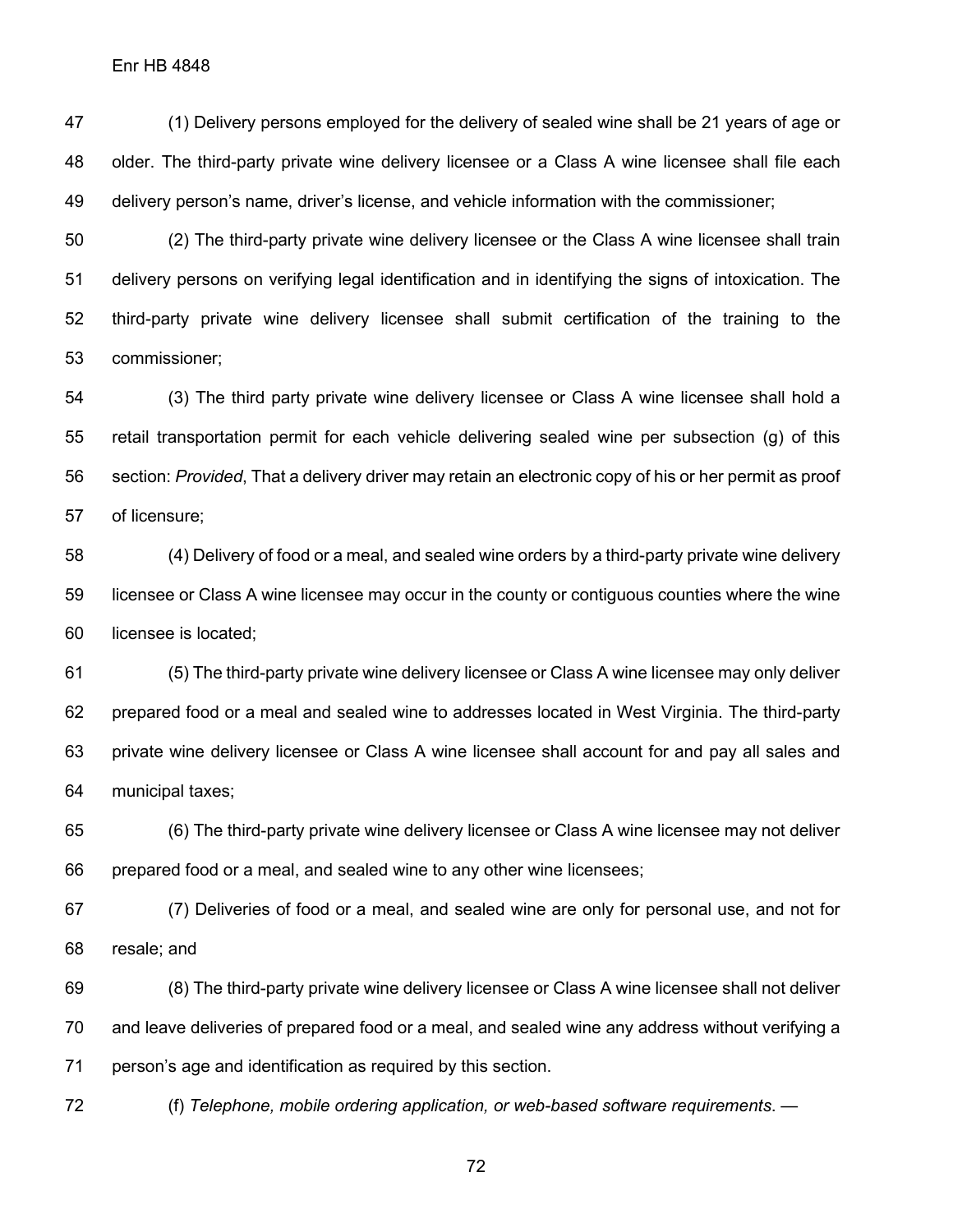(1) Delivery persons employed for the delivery of sealed wine shall be 21 years of age or older. The third-party private wine delivery licensee or a Class A wine licensee shall file each delivery person's name, driver's license, and vehicle information with the commissioner;

(2) The third-party private wine delivery licensee or the Class A wine licensee shall train delivery persons on verifying legal identification and in identifying the signs of intoxication. The third-party private wine delivery licensee shall submit certification of the training to the commissioner;

(3) The third party private wine delivery licensee or Class A wine licensee shall hold a retail transportation permit for each vehicle delivering sealed wine per subsection (g) of this section: *Provided*, That a delivery driver may retain an electronic copy of his or her permit as proof of licensure;

(4) Delivery of food or a meal, and sealed wine orders by a third-party private wine delivery licensee or Class A wine licensee may occur in the county or contiguous counties where the wine licensee is located;

(5) The third-party private wine delivery licensee or Class A wine licensee may only deliver prepared food or a meal and sealed wine to addresses located in West Virginia. The third-party private wine delivery licensee or Class A wine licensee shall account for and pay all sales and municipal taxes;

(6) The third-party private wine delivery licensee or Class A wine licensee may not deliver prepared food or a meal, and sealed wine to any other wine licensees;

(7) Deliveries of food or a meal, and sealed wine are only for personal use, and not for resale; and

(8) The third-party private wine delivery licensee or Class A wine licensee shall not deliver and leave deliveries of prepared food or a meal, and sealed wine any address without verifying a person's age and identification as required by this section.

(f) *Telephone, mobile ordering application, or web-based software requirements*. —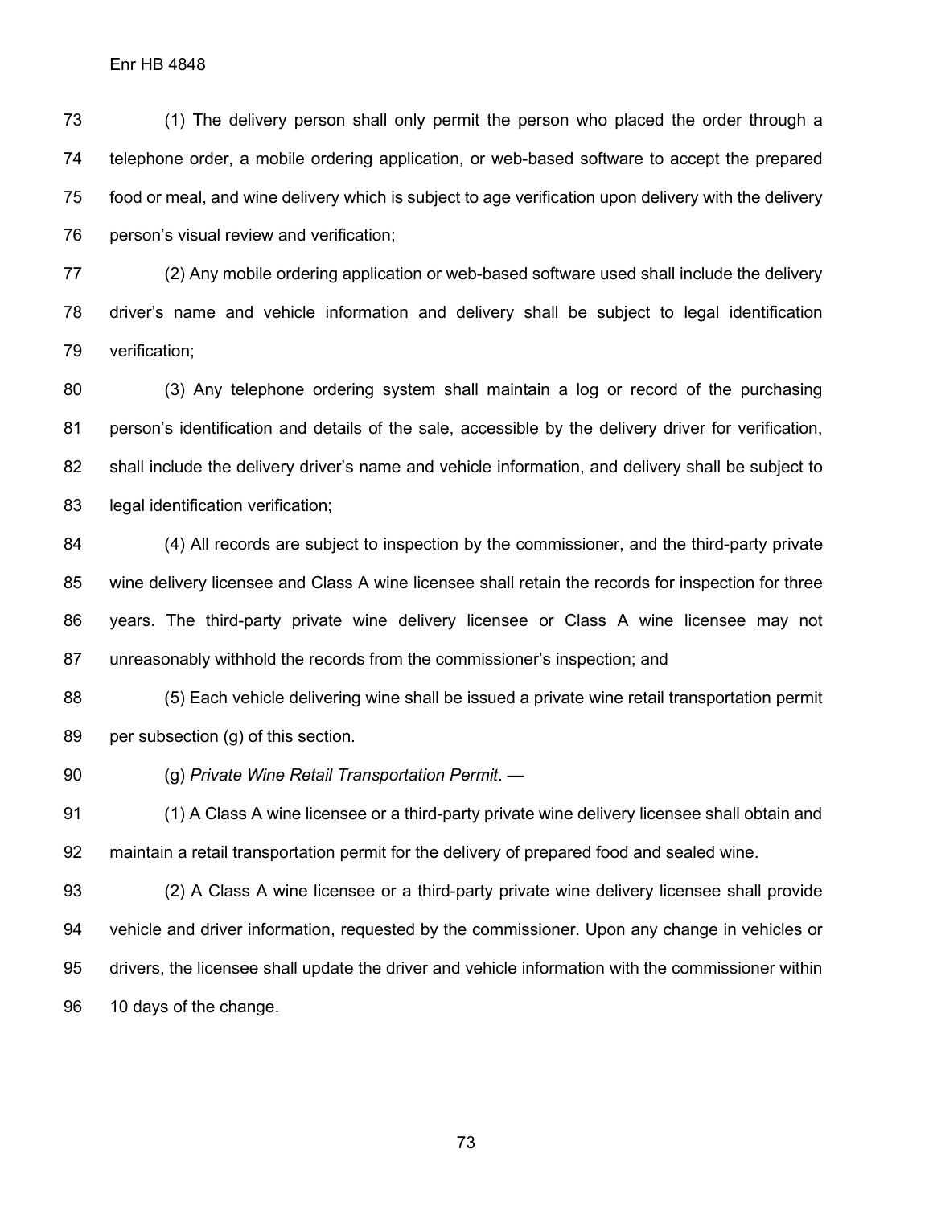(1) The delivery person shall only permit the person who placed the order through a telephone order, a mobile ordering application, or web-based software to accept the prepared food or meal, and wine delivery which is subject to age verification upon delivery with the delivery person's visual review and verification;

(2) Any mobile ordering application or web-based software used shall include the delivery driver's name and vehicle information and delivery shall be subject to legal identification verification;

(3) Any telephone ordering system shall maintain a log or record of the purchasing person's identification and details of the sale, accessible by the delivery driver for verification, shall include the delivery driver's name and vehicle information, and delivery shall be subject to legal identification verification;

(4) All records are subject to inspection by the commissioner, and the third-party private wine delivery licensee and Class A wine licensee shall retain the records for inspection for three years. The third-party private wine delivery licensee or Class A wine licensee may not unreasonably withhold the records from the commissioner's inspection; and

(5) Each vehicle delivering wine shall be issued a private wine retail transportation permit per subsection (g) of this section.

(g) *Private Wine Retail Transportation Permit*. —

(1) A Class A wine licensee or a third-party private wine delivery licensee shall obtain and maintain a retail transportation permit for the delivery of prepared food and sealed wine.

(2) A Class A wine licensee or a third-party private wine delivery licensee shall provide vehicle and driver information, requested by the commissioner. Upon any change in vehicles or drivers, the licensee shall update the driver and vehicle information with the commissioner within 10 days of the change.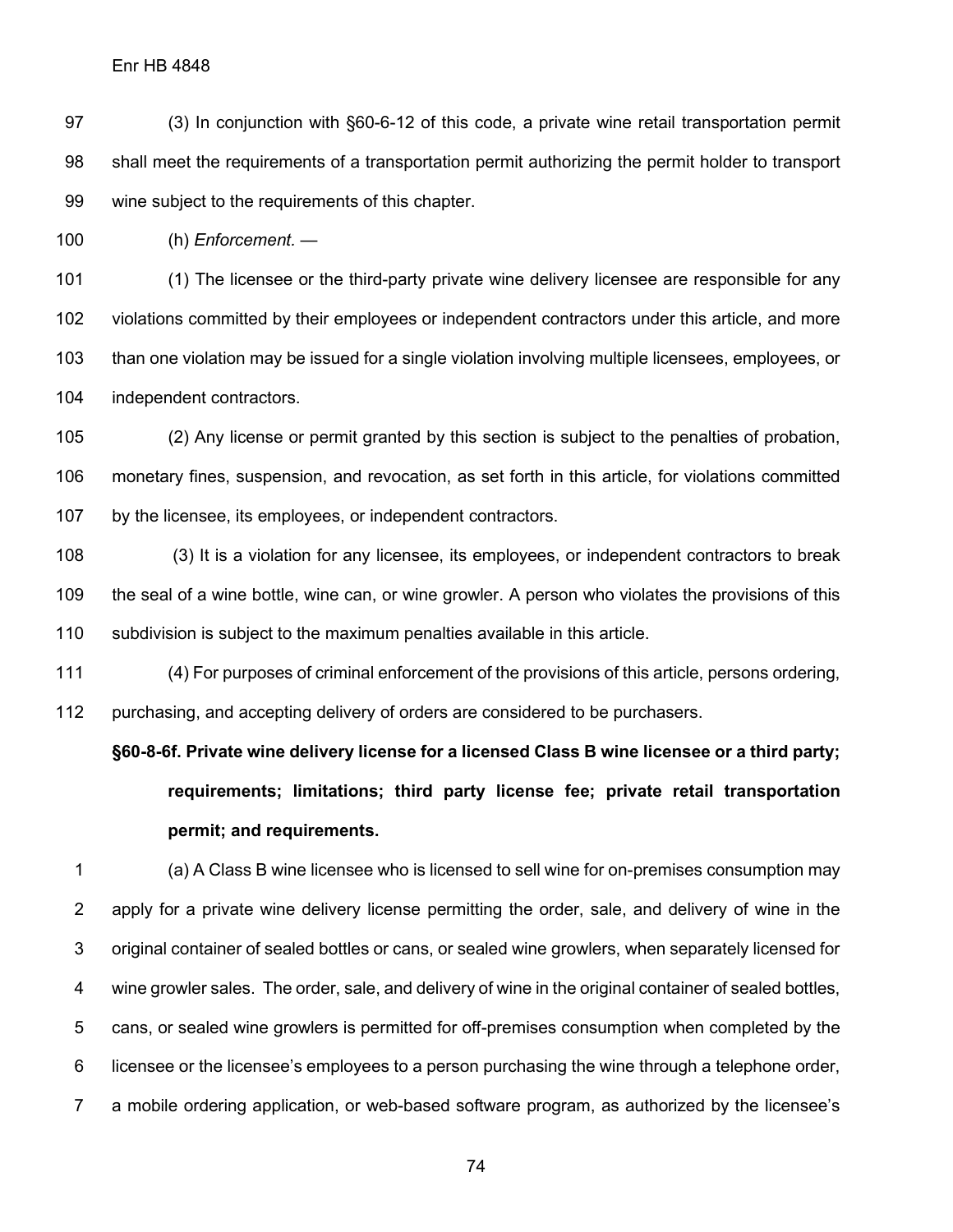(3) In conjunction with §60-6-12 of this code, a private wine retail transportation permit shall meet the requirements of a transportation permit authorizing the permit holder to transport wine subject to the requirements of this chapter.

(h) *Enforcement.* —

(1) The licensee or the third-party private wine delivery licensee are responsible for any violations committed by their employees or independent contractors under this article, and more than one violation may be issued for a single violation involving multiple licensees, employees, or independent contractors.

(2) Any license or permit granted by this section is subject to the penalties of probation, monetary fines, suspension, and revocation, as set forth in this article, for violations committed by the licensee, its employees, or independent contractors.

(3) It is a violation for any licensee, its employees, or independent contractors to break the seal of a wine bottle, wine can, or wine growler. A person who violates the provisions of this subdivision is subject to the maximum penalties available in this article.

(4) For purposes of criminal enforcement of the provisions of this article, persons ordering, purchasing, and accepting delivery of orders are considered to be purchasers.

**§60-8-6f. Private wine delivery license for a licensed Class B wine licensee or a third party; requirements; limitations; third party license fee; private retail transportation permit; and requirements.**

(a) A Class B wine licensee who is licensed to sell wine for on-premises consumption may apply for a private wine delivery license permitting the order, sale, and delivery of wine in the original container of sealed bottles or cans, or sealed wine growlers, when separately licensed for wine growler sales. The order, sale, and delivery of wine in the original container of sealed bottles, cans, or sealed wine growlers is permitted for off-premises consumption when completed by the licensee or the licensee's employees to a person purchasing the wine through a telephone order, a mobile ordering application, or web-based software program, as authorized by the licensee's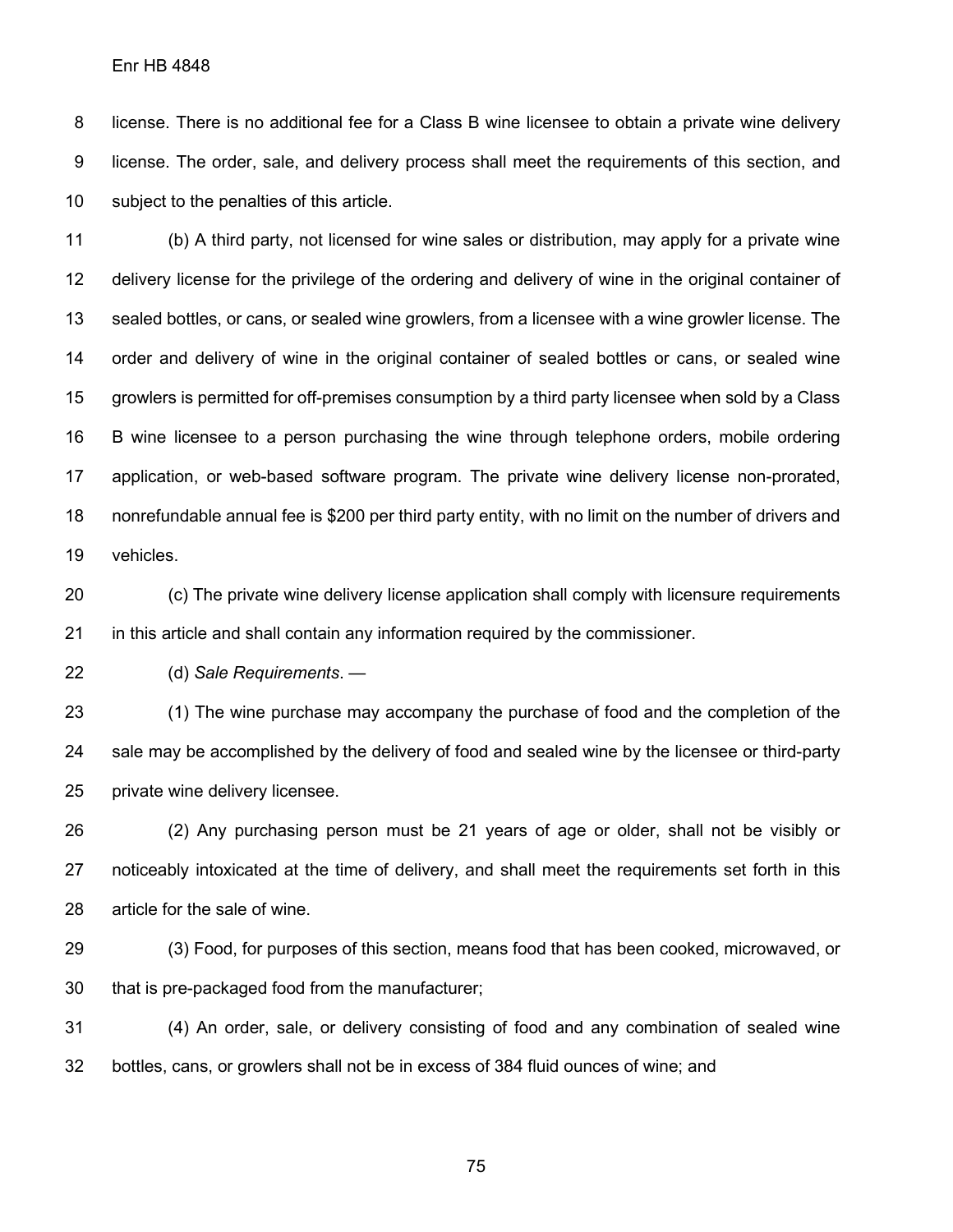license. There is no additional fee for a Class B wine licensee to obtain a private wine delivery license. The order, sale, and delivery process shall meet the requirements of this section, and subject to the penalties of this article.

(b) A third party, not licensed for wine sales or distribution, may apply for a private wine delivery license for the privilege of the ordering and delivery of wine in the original container of sealed bottles, or cans, or sealed wine growlers, from a licensee with a wine growler license. The order and delivery of wine in the original container of sealed bottles or cans, or sealed wine growlers is permitted for off-premises consumption by a third party licensee when sold by a Class B wine licensee to a person purchasing the wine through telephone orders, mobile ordering application, or web-based software program. The private wine delivery license non-prorated, nonrefundable annual fee is $200 per third party entity, with no limit on the number of drivers and vehicles.

(c) The private wine delivery license application shall comply with licensure requirements in this article and shall contain any information required by the commissioner.

(d) *Sale Requirements*. —

(1) The wine purchase may accompany the purchase of food and the completion of the sale may be accomplished by the delivery of food and sealed wine by the licensee or third-party private wine delivery licensee.

(2) Any purchasing person must be 21 years of age or older, shall not be visibly or noticeably intoxicated at the time of delivery, and shall meet the requirements set forth in this article for the sale of wine.

(3) Food, for purposes of this section, means food that has been cooked, microwaved, or that is pre-packaged food from the manufacturer;

(4) An order, sale, or delivery consisting of food and any combination of sealed wine bottles, cans, or growlers shall not be in excess of 384 fluid ounces of wine; and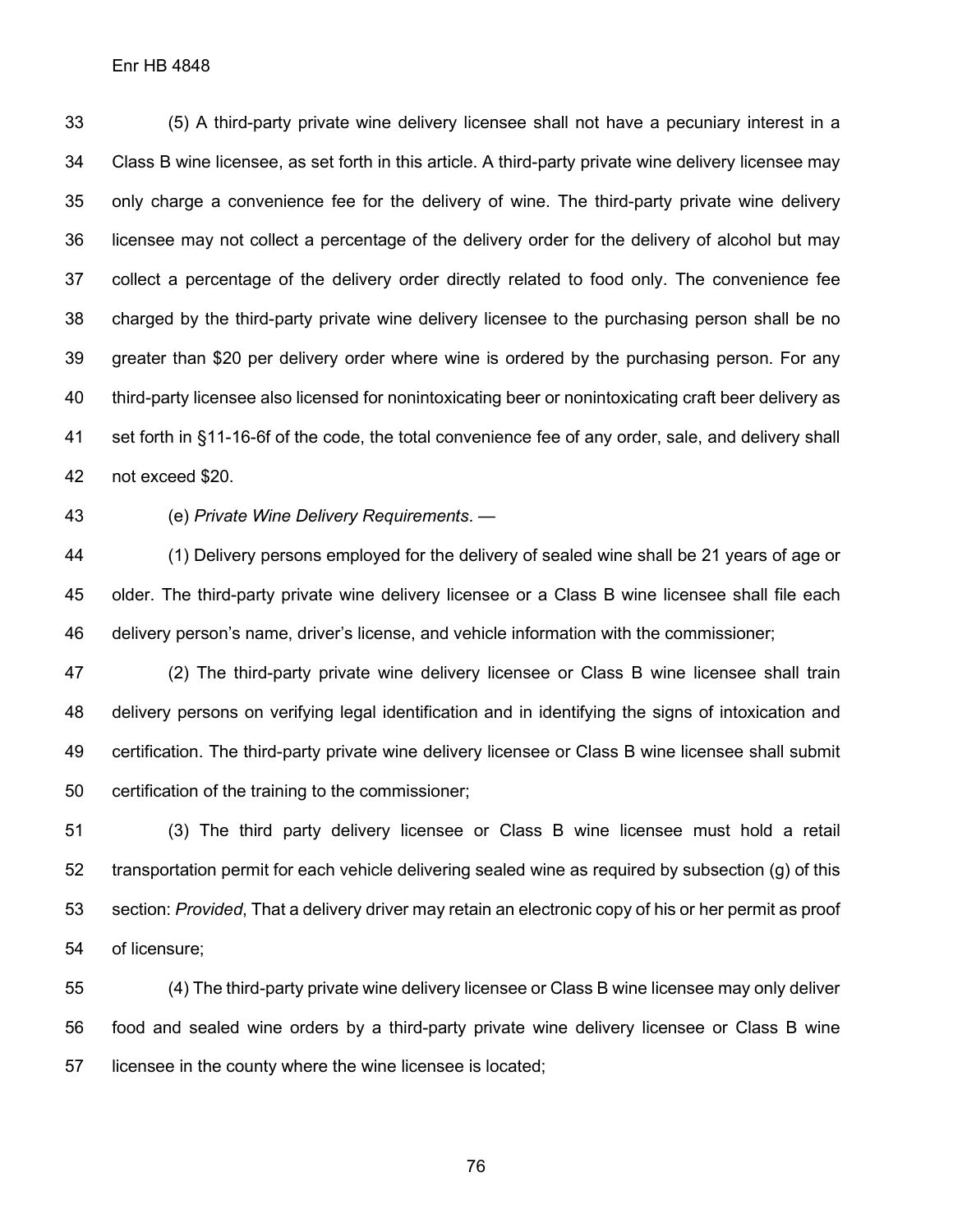(5) A third-party private wine delivery licensee shall not have a pecuniary interest in a Class B wine licensee, as set forth in this article. A third-party private wine delivery licensee may only charge a convenience fee for the delivery of wine. The third-party private wine delivery licensee may not collect a percentage of the delivery order for the delivery of alcohol but may collect a percentage of the delivery order directly related to food only. The convenience fee charged by the third-party private wine delivery licensee to the purchasing person shall be no greater than $20 per delivery order where wine is ordered by the purchasing person. For any third-party licensee also licensed for nonintoxicating beer or nonintoxicating craft beer delivery as set forth in §11-16-6f of the code, the total convenience fee of any order, sale, and delivery shall not exceed $20.

(e) *Private Wine Delivery Requirements*. —

(1) Delivery persons employed for the delivery of sealed wine shall be 21 years of age or older. The third-party private wine delivery licensee or a Class B wine licensee shall file each delivery person's name, driver's license, and vehicle information with the commissioner;

(2) The third-party private wine delivery licensee or Class B wine licensee shall train delivery persons on verifying legal identification and in identifying the signs of intoxication and certification. The third-party private wine delivery licensee or Class B wine licensee shall submit certification of the training to the commissioner;

(3) The third party delivery licensee or Class B wine licensee must hold a retail transportation permit for each vehicle delivering sealed wine as required by subsection (g) of this section: *Provided*, That a delivery driver may retain an electronic copy of his or her permit as proof of licensure;

(4) The third-party private wine delivery licensee or Class B wine licensee may only deliver food and sealed wine orders by a third-party private wine delivery licensee or Class B wine licensee in the county where the wine licensee is located;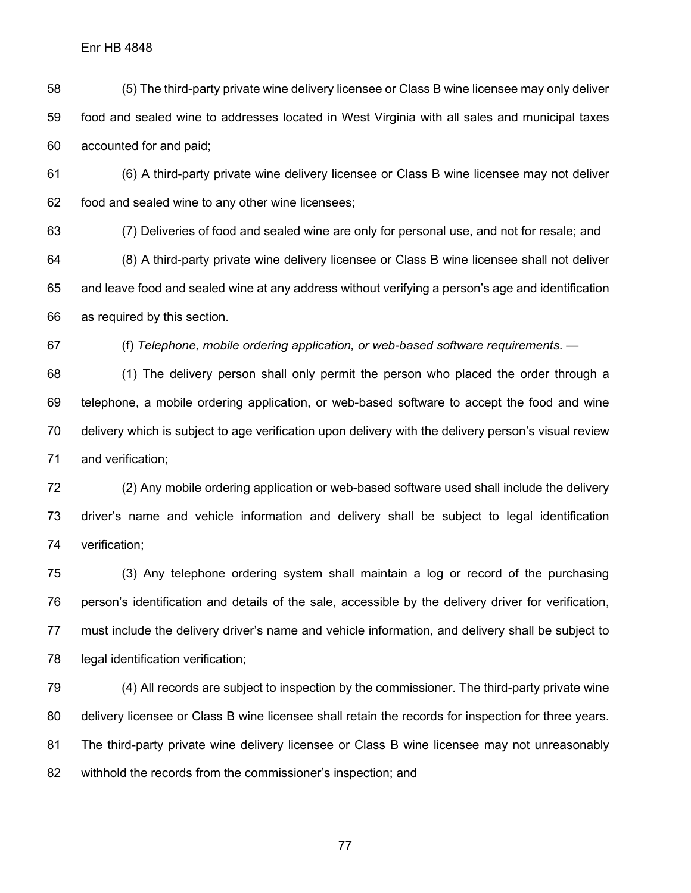(5) The third-party private wine delivery licensee or Class B wine licensee may only deliver food and sealed wine to addresses located in West Virginia with all sales and municipal taxes accounted for and paid;

(6) A third-party private wine delivery licensee or Class B wine licensee may not deliver food and sealed wine to any other wine licensees;

(7) Deliveries of food and sealed wine are only for personal use, and not for resale; and

(8) A third-party private wine delivery licensee or Class B wine licensee shall not deliver and leave food and sealed wine at any address without verifying a person's age and identification as required by this section.

(f) *Telephone, mobile ordering application, or web-based software requirements*. —

(1) The delivery person shall only permit the person who placed the order through a telephone, a mobile ordering application, or web-based software to accept the food and wine delivery which is subject to age verification upon delivery with the delivery person's visual review and verification;

(2) Any mobile ordering application or web-based software used shall include the delivery driver's name and vehicle information and delivery shall be subject to legal identification verification;

(3) Any telephone ordering system shall maintain a log or record of the purchasing person's identification and details of the sale, accessible by the delivery driver for verification, must include the delivery driver's name and vehicle information, and delivery shall be subject to legal identification verification;

(4) All records are subject to inspection by the commissioner. The third-party private wine delivery licensee or Class B wine licensee shall retain the records for inspection for three years. The third-party private wine delivery licensee or Class B wine licensee may not unreasonably withhold the records from the commissioner's inspection; and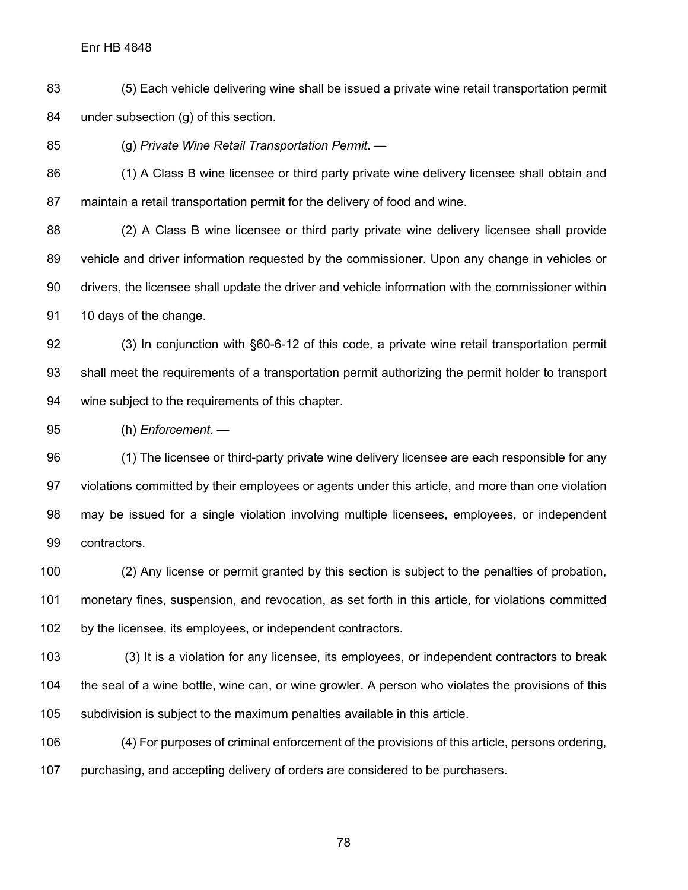(5) Each vehicle delivering wine shall be issued a private wine retail transportation permit under subsection (g) of this section.

(g) *Private Wine Retail Transportation Permit*. —

(1) A Class B wine licensee or third party private wine delivery licensee shall obtain and maintain a retail transportation permit for the delivery of food and wine.

(2) A Class B wine licensee or third party private wine delivery licensee shall provide vehicle and driver information requested by the commissioner. Upon any change in vehicles or drivers, the licensee shall update the driver and vehicle information with the commissioner within 10 days of the change.

(3) In conjunction with §60-6-12 of this code, a private wine retail transportation permit shall meet the requirements of a transportation permit authorizing the permit holder to transport wine subject to the requirements of this chapter.

(h) *Enforcement*. —

(1) The licensee or third-party private wine delivery licensee are each responsible for any violations committed by their employees or agents under this article, and more than one violation may be issued for a single violation involving multiple licensees, employees, or independent contractors.

(2) Any license or permit granted by this section is subject to the penalties of probation, monetary fines, suspension, and revocation, as set forth in this article, for violations committed by the licensee, its employees, or independent contractors.

(3) It is a violation for any licensee, its employees, or independent contractors to break the seal of a wine bottle, wine can, or wine growler. A person who violates the provisions of this subdivision is subject to the maximum penalties available in this article.

(4) For purposes of criminal enforcement of the provisions of this article, persons ordering, purchasing, and accepting delivery of orders are considered to be purchasers.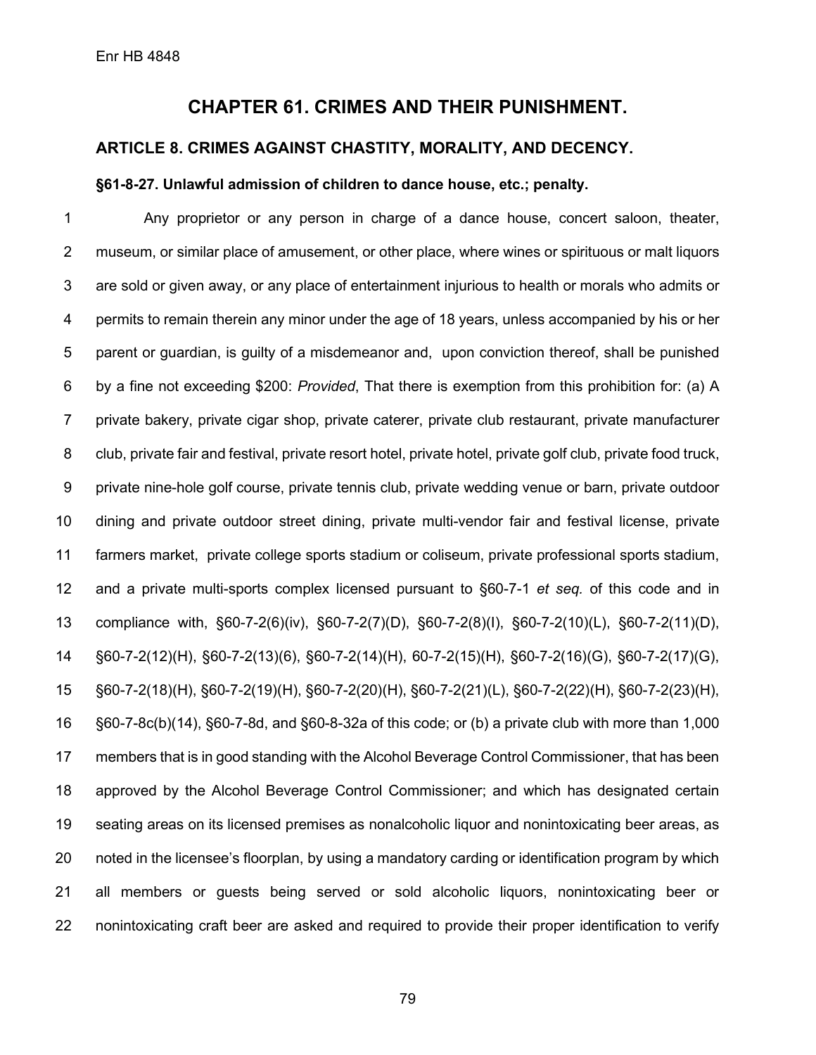## CHAPTER 61. CRIMES AND THEIR PUNISHMENT.

### ARTICLE 8. CRIMES AGAINST CHASTITY, MORALITY, AND DECENCY.

#### §61-8-27. Unlawful admission of children to dance house, etc.; penalty.

Any proprietor or any person in charge of a dance house, concert saloon, theater, museum, or similar place of amusement, or other place, where wines or spirituous or malt liquors are sold or given away, or any place of entertainment injurious to health or morals who admits or permits to remain therein any minor under the age of 18 years, unless accompanied by his or her parent or guardian, is guilty of a misdemeanor and, upon conviction thereof, shall be punished by a fine not exceeding $200: *Provided*, That there is exemption from this prohibition for: (a) A private bakery, private cigar shop, private caterer, private club restaurant, private manufacturer club, private fair and festival, private resort hotel, private hotel, private golf club, private food truck, private nine-hole golf course, private tennis club, private wedding venue or barn, private outdoor dining and private outdoor street dining, private multi-vendor fair and festival license, private farmers market, private college sports stadium or coliseum, private professional sports stadium, and a private multi-sports complex licensed pursuant to §60-7-1 *et seq.* of this code and in compliance with, §60-7-2(6)(iv), §60-7-2(7)(D), §60-7-2(8)(I), §60-7-2(10)(L), §60-7-2(11)(D), §60-7-2(12)(H), §60-7-2(13)(6), §60-7-2(14)(H), 60-7-2(15)(H), §60-7-2(16)(G), §60-7-2(17)(G), §60-7-2(18)(H), §60-7-2(19)(H), §60-7-2(20)(H), §60-7-2(21)(L), §60-7-2(22)(H), §60-7-2(23)(H), §60-7-8c(b)(14), §60-7-8d, and §60-8-32a of this code; or (b) a private club with more than 1,000 members that is in good standing with the Alcohol Beverage Control Commissioner, that has been approved by the Alcohol Beverage Control Commissioner; and which has designated certain seating areas on its licensed premises as nonalcoholic liquor and nonintoxicating beer areas, as noted in the licensee's floorplan, by using a mandatory carding or identification program by which all members or guests being served or sold alcoholic liquors, nonintoxicating beer or nonintoxicating craft beer are asked and required to provide their proper identification to verify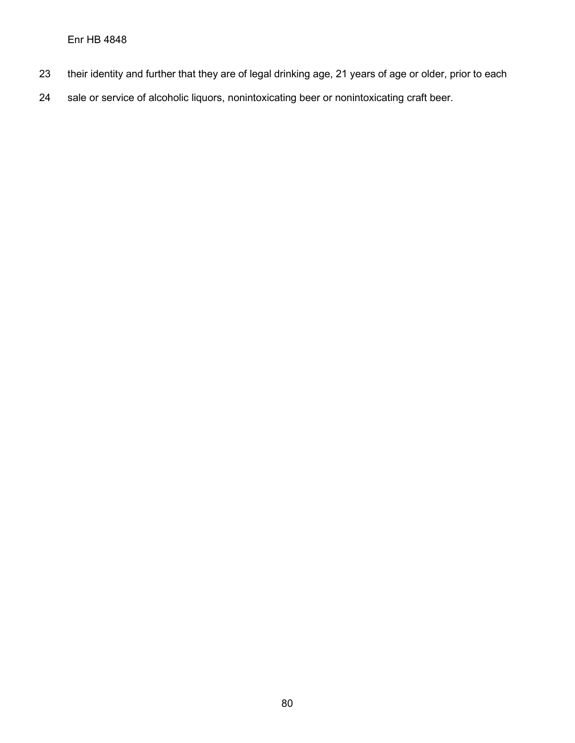their identity and further that they are of legal drinking age, 21 years of age or older, prior to each sale or service of alcoholic liquors, nonintoxicating beer or nonintoxicating craft beer.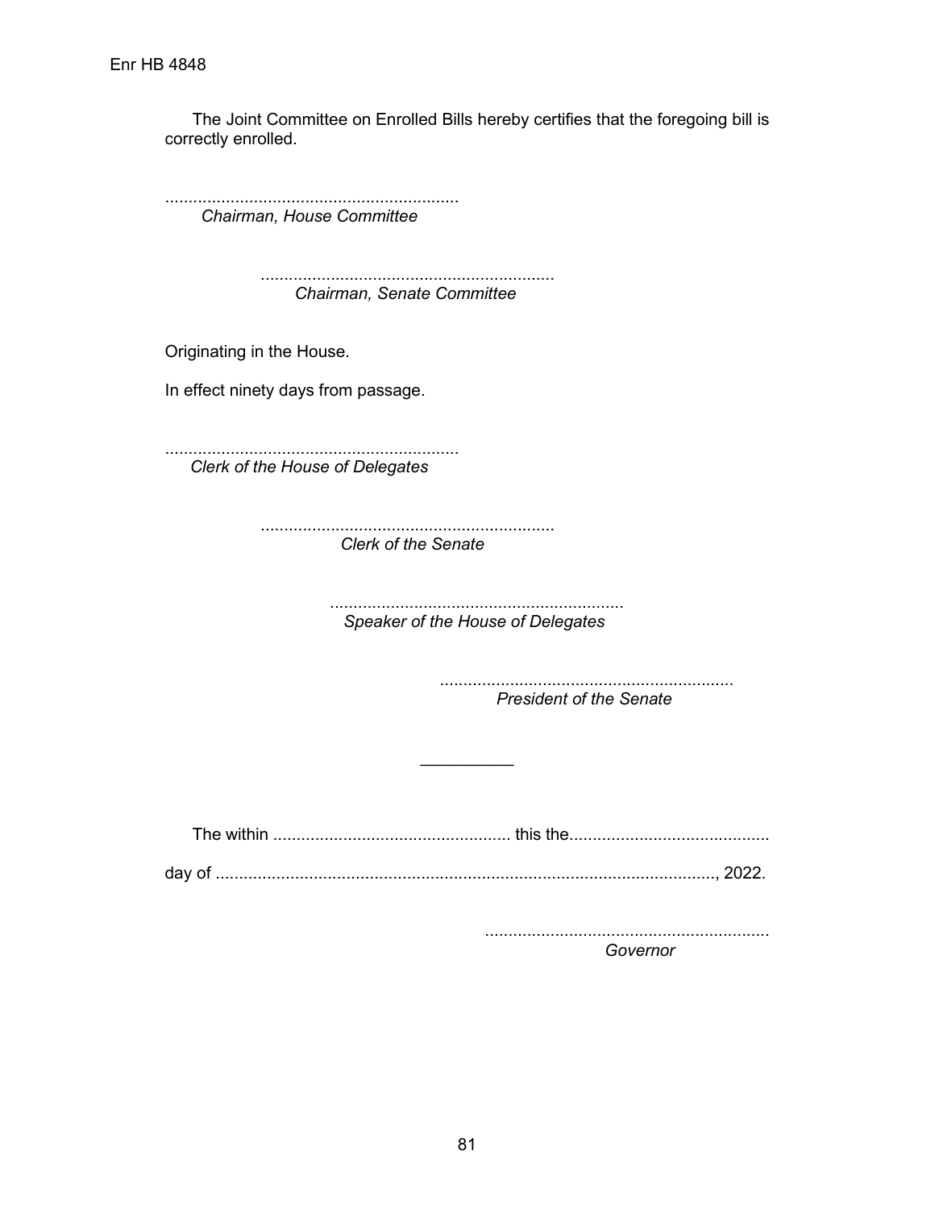The Joint Committee on Enrolled Bills hereby certifies that the foregoing bill is correctly enrolled.

...............................................................
*Chairman, House Committee*

...............................................................
*Chairman, Senate Committee*

Originating in the House.

In effect ninety days from passage.

...............................................................
*Clerk of the House of Delegates*

...............................................................
*Clerk of the Senate*

...............................................................
*Speaker of the House of Delegates*

...............................................................
*President of the Senate*

__________

The within .................................................. this the...........................................

day of ..........................................................................................................., 2022.

.............................................................
*Governor*